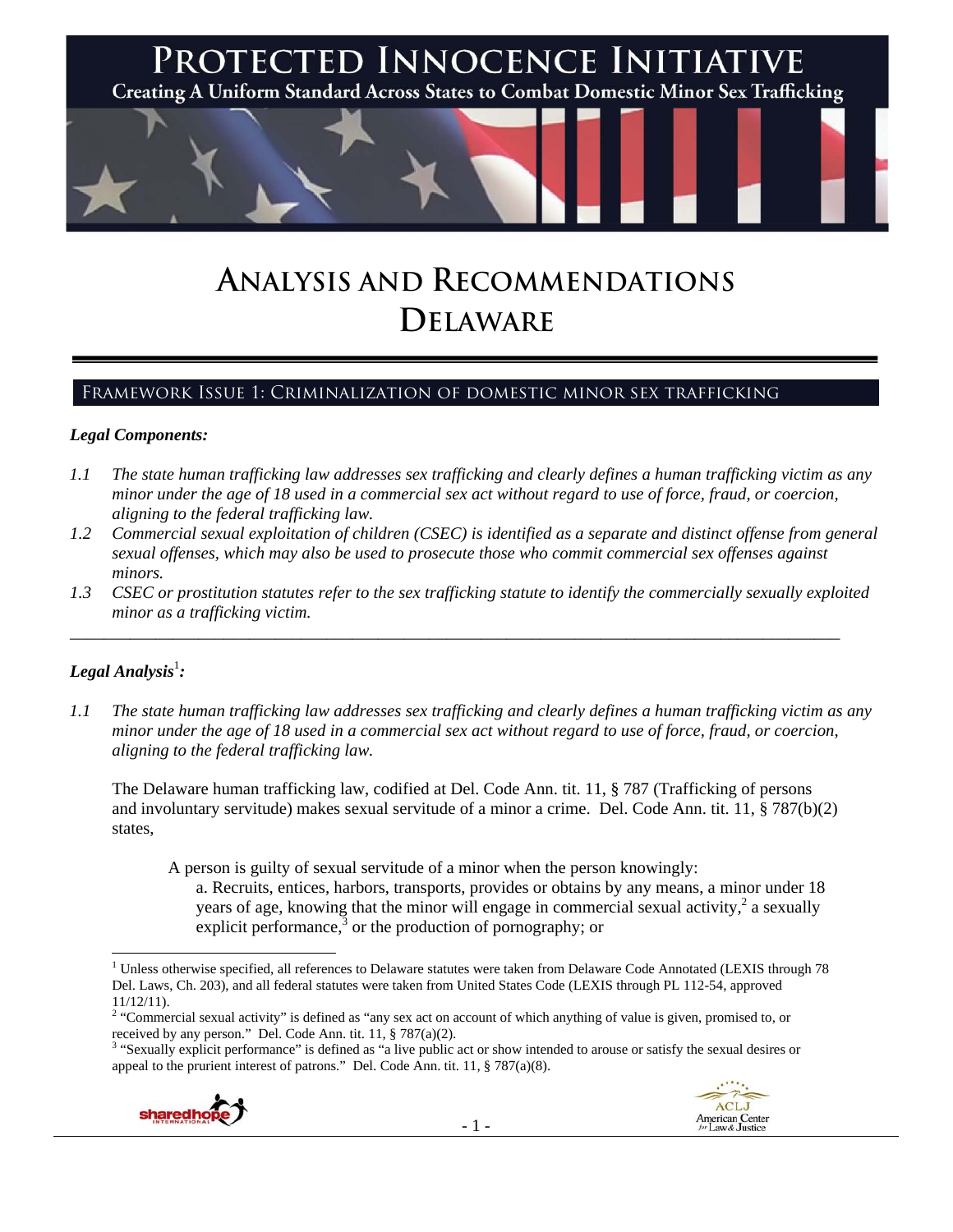# PROTECTED INNOCENCE INITIATIVE

Creating A Uniform Standard Across States to Combat Domestic Minor Sex Trafficking

# ANALYSIS AND RECOMMENDATIONS DELAWARE

## FRAMEWORK ISSUE 1: CRIMINALIZATION OF DOMESTIC MINOR SEX TRAFFICKING

### *Legal Components:*

*1.1 The state human trafficking law addresses sex trafficking and clearly defines a human trafficking victim as any minor under the age of 18 used in a commercial sex act without regard to use of force, fraud, or coercion, aligning to the federal trafficking law.*

*1.2 Commercial sexual exploitation of children (CSEC) is identified as a separate and distinct offense from general sexual offenses, which may also be used to prosecute those who commit commercial sex offenses against minors.*

*1.3 CSEC or prostitution statutes refer to the sex trafficking statute to identify the commercially sexually exploited minor as a trafficking victim.*

---

### *Legal Analysis*[1]*:*

*1.1 The state human trafficking law addresses sex trafficking and clearly defines a human trafficking victim as any minor under the age of 18 used in a commercial sex act without regard to use of force, fraud, or coercion, aligning to the federal trafficking law.*

The Delaware human trafficking law, codified at Del. Code Ann. tit. 11, § 787 (Trafficking of persons and involuntary servitude) makes sexual servitude of a minor a crime. Del. Code Ann. tit. 11, § 787(b)(2) states,

> A person is guilty of sexual servitude of a minor when the person knowingly:
>
> a. Recruits, entices, harbors, transports, provides or obtains by any means, a minor under 18 years of age, knowing that the minor will engage in commercial sexual activity,[2] a sexually explicit performance,[3] or the production of pornography; or

---

[1] Unless otherwise specified, all references to Delaware statutes were taken from Delaware Code Annotated (LEXIS through 78 Del. Laws, Ch. 203), and all federal statutes were taken from United States Code (LEXIS through PL 112-54, approved 11/12/11).

[2] "Commercial sexual activity" is defined as "any sex act on account of which anything of value is given, promised to, or received by any person." Del. Code Ann. tit. 11, § 787(a)(2).

[3] "Sexually explicit performance" is defined as "a live public act or show intended to arouse or satisfy the sexual desires or appeal to the prurient interest of patrons." Del. Code Ann. tit. 11, § 787(a)(8).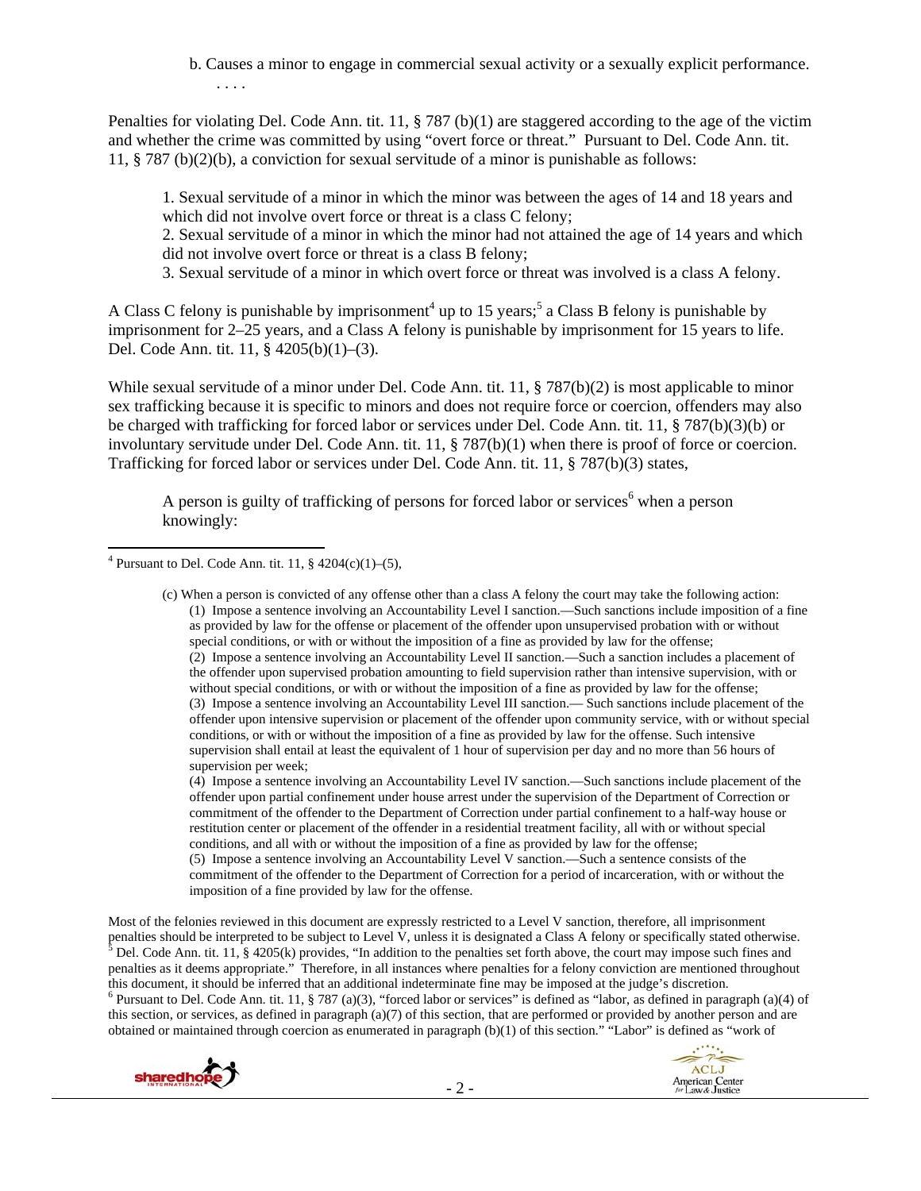b. Causes a minor to engage in commercial sexual activity or a sexually explicit performance.

. . . .

Penalties for violating Del. Code Ann. tit. 11, § 787 (b)(1) are staggered according to the age of the victim and whether the crime was committed by using "overt force or threat." Pursuant to Del. Code Ann. tit. 11, § 787 (b)(2)(b), a conviction for sexual servitude of a minor is punishable as follows:

> 1. Sexual servitude of a minor in which the minor was between the ages of 14 and 18 years and which did not involve overt force or threat is a class C felony;
> 2. Sexual servitude of a minor in which the minor had not attained the age of 14 years and which did not involve overt force or threat is a class B felony;
> 3. Sexual servitude of a minor in which overt force or threat was involved is a class A felony.

A Class C felony is punishable by imprisonment[4] up to 15 years;[5] a Class B felony is punishable by imprisonment for 2–25 years, and a Class A felony is punishable by imprisonment for 15 years to life. Del. Code Ann. tit. 11, § 4205(b)(1)–(3).

While sexual servitude of a minor under Del. Code Ann. tit. 11, § 787(b)(2) is most applicable to minor sex trafficking because it is specific to minors and does not require force or coercion, offenders may also be charged with trafficking for forced labor or services under Del. Code Ann. tit. 11, § 787(b)(3)(b) or involuntary servitude under Del. Code Ann. tit. 11, § 787(b)(1) when there is proof of force or coercion. Trafficking for forced labor or services under Del. Code Ann. tit. 11, § 787(b)(3) states,

> A person is guilty of trafficking of persons for forced labor or services[6] when a person knowingly:

---

[4] Pursuant to Del. Code Ann. tit. 11, § 4204(c)(1)–(5),

> (c) When a person is convicted of any offense other than a class A felony the court may take the following action:
> (1) Impose a sentence involving an Accountability Level I sanction.—Such sanctions include imposition of a fine as provided by law for the offense or placement of the offender upon unsupervised probation with or without special conditions, or with or without the imposition of a fine as provided by law for the offense;
> (2) Impose a sentence involving an Accountability Level II sanction.—Such a sanction includes a placement of the offender upon supervised probation amounting to field supervision rather than intensive supervision, with or without special conditions, or with or without the imposition of a fine as provided by law for the offense;
> (3) Impose a sentence involving an Accountability Level III sanction.— Such sanctions include placement of the offender upon intensive supervision or placement of the offender upon community service, with or without special conditions, or with or without the imposition of a fine as provided by law for the offense. Such intensive supervision shall entail at least the equivalent of 1 hour of supervision per day and no more than 56 hours of supervision per week;
> (4) Impose a sentence involving an Accountability Level IV sanction.—Such sanctions include placement of the offender upon partial confinement under house arrest under the supervision of the Department of Correction or commitment of the offender to the Department of Correction under partial confinement to a half-way house or restitution center or placement of the offender in a residential treatment facility, all with or without special conditions, and all with or without the imposition of a fine as provided by law for the offense;
> (5) Impose a sentence involving an Accountability Level V sanction.—Such a sentence consists of the commitment of the offender to the Department of Correction for a period of incarceration, with or without the imposition of a fine provided by law for the offense.

Most of the felonies reviewed in this document are expressly restricted to a Level V sanction, therefore, all imprisonment penalties should be interpreted to be subject to Level V, unless it is designated a Class A felony or specifically stated otherwise.

[5] Del. Code Ann. tit. 11, § 4205(k) provides, "In addition to the penalties set forth above, the court may impose such fines and penalties as it deems appropriate." Therefore, in all instances where penalties for a felony conviction are mentioned throughout this document, it should be inferred that an additional indeterminate fine may be imposed at the judge's discretion.

[6] Pursuant to Del. Code Ann. tit. 11, § 787 (a)(3), "forced labor or services" is defined as "labor, as defined in paragraph (a)(4) of this section, or services, as defined in paragraph (a)(7) of this section, that are performed or provided by another person and are obtained or maintained through coercion as enumerated in paragraph (b)(1) of this section." "Labor" is defined as "work of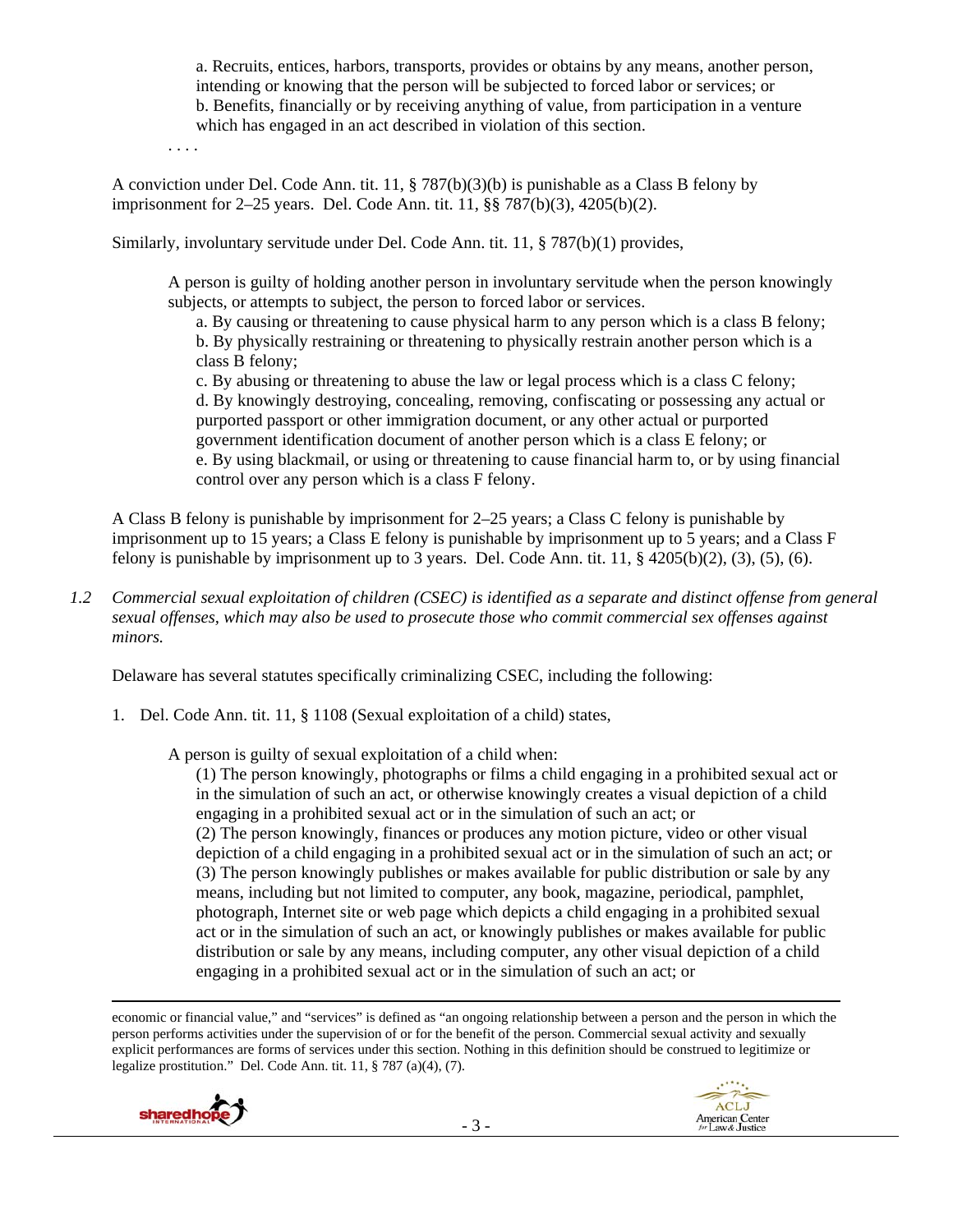a. Recruits, entices, harbors, transports, provides or obtains by any means, another person, intending or knowing that the person will be subjected to forced labor or services; or
b. Benefits, financially or by receiving anything of value, from participation in a venture which has engaged in an act described in violation of this section.

. . . .

A conviction under Del. Code Ann. tit. 11, § 787(b)(3)(b) is punishable as a Class B felony by imprisonment for 2–25 years. Del. Code Ann. tit. 11, §§ 787(b)(3), 4205(b)(2).

Similarly, involuntary servitude under Del. Code Ann. tit. 11, § 787(b)(1) provides,

> A person is guilty of holding another person in involuntary servitude when the person knowingly subjects, or attempts to subject, the person to forced labor or services.
> a. By causing or threatening to cause physical harm to any person which is a class B felony;
> b. By physically restraining or threatening to physically restrain another person which is a class B felony;
> c. By abusing or threatening to abuse the law or legal process which is a class C felony;
> d. By knowingly destroying, concealing, removing, confiscating or possessing any actual or purported passport or other immigration document, or any other actual or purported government identification document of another person which is a class E felony; or
> e. By using blackmail, or using or threatening to cause financial harm to, or by using financial control over any person which is a class F felony.

A Class B felony is punishable by imprisonment for 2–25 years; a Class C felony is punishable by imprisonment up to 15 years; a Class E felony is punishable by imprisonment up to 5 years; and a Class F felony is punishable by imprisonment up to 3 years. Del. Code Ann. tit. 11, § 4205(b)(2), (3), (5), (6).

*1.2 Commercial sexual exploitation of children (CSEC) is identified as a separate and distinct offense from general sexual offenses, which may also be used to prosecute those who commit commercial sex offenses against minors.*

Delaware has several statutes specifically criminalizing CSEC, including the following:

1. Del. Code Ann. tit. 11, § 1108 (Sexual exploitation of a child) states,

> A person is guilty of sexual exploitation of a child when:
> (1) The person knowingly, photographs or films a child engaging in a prohibited sexual act or in the simulation of such an act, or otherwise knowingly creates a visual depiction of a child engaging in a prohibited sexual act or in the simulation of such an act; or
> (2) The person knowingly, finances or produces any motion picture, video or other visual depiction of a child engaging in a prohibited sexual act or in the simulation of such an act; or
> (3) The person knowingly publishes or makes available for public distribution or sale by any means, including but not limited to computer, any book, magazine, periodical, pamphlet, photograph, Internet site or web page which depicts a child engaging in a prohibited sexual act or in the simulation of such an act, or knowingly publishes or makes available for public distribution or sale by any means, including computer, any other visual depiction of a child engaging in a prohibited sexual act or in the simulation of such an act; or

---

economic or financial value," and "services" is defined as "an ongoing relationship between a person and the person in which the person performs activities under the supervision of or for the benefit of the person. Commercial sexual activity and sexually explicit performances are forms of services under this section. Nothing in this definition should be construed to legitimize or legalize prostitution." Del. Code Ann. tit. 11, § 787 (a)(4), (7).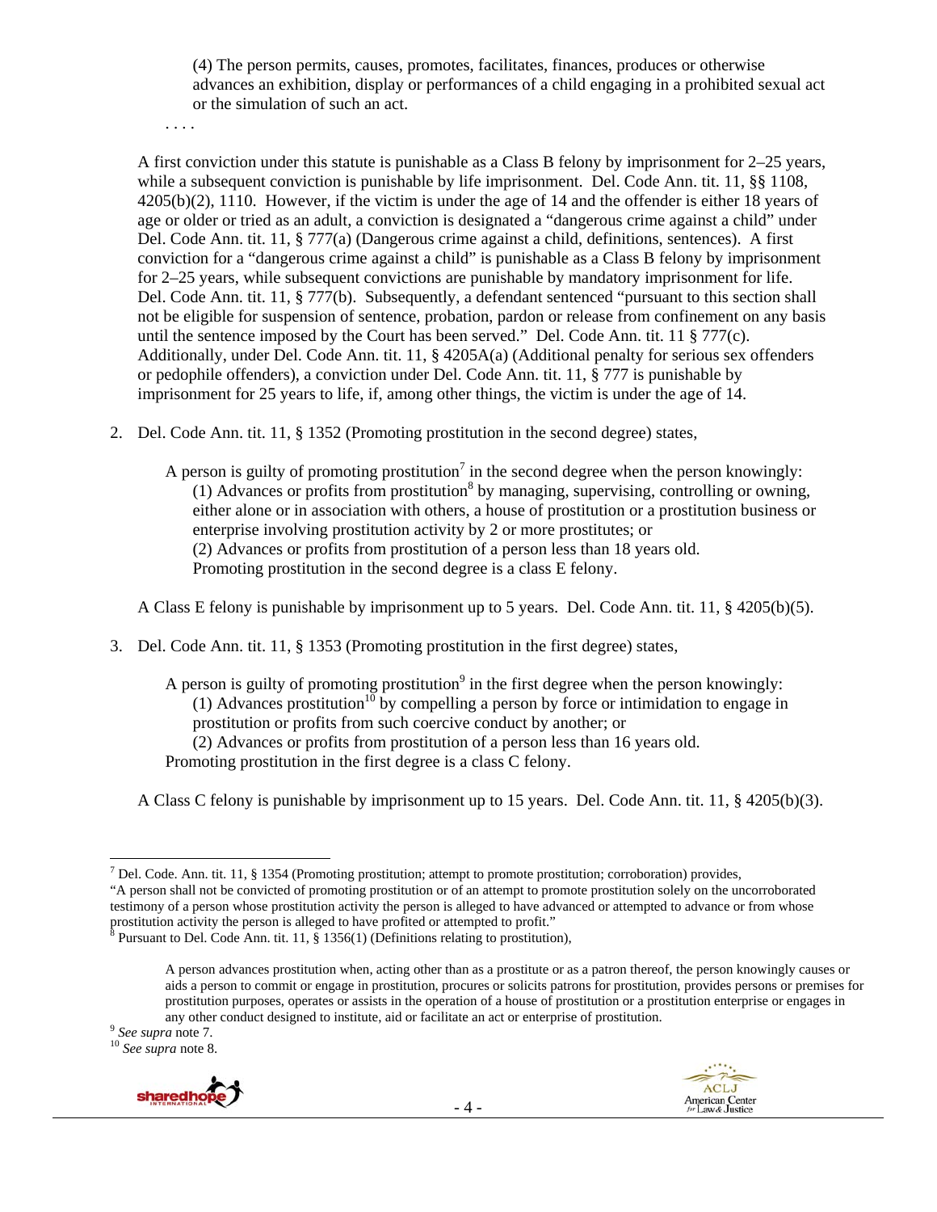(4) The person permits, causes, promotes, facilitates, finances, produces or otherwise advances an exhibition, display or performances of a child engaging in a prohibited sexual act or the simulation of such an act.

. . . .

A first conviction under this statute is punishable as a Class B felony by imprisonment for 2–25 years, while a subsequent conviction is punishable by life imprisonment. Del. Code Ann. tit. 11, §§ 1108, 4205(b)(2), 1110. However, if the victim is under the age of 14 and the offender is either 18 years of age or older or tried as an adult, a conviction is designated a "dangerous crime against a child" under Del. Code Ann. tit. 11, § 777(a) (Dangerous crime against a child, definitions, sentences). A first conviction for a "dangerous crime against a child" is punishable as a Class B felony by imprisonment for 2–25 years, while subsequent convictions are punishable by mandatory imprisonment for life. Del. Code Ann. tit. 11, § 777(b). Subsequently, a defendant sentenced "pursuant to this section shall not be eligible for suspension of sentence, probation, pardon or release from confinement on any basis until the sentence imposed by the Court has been served." Del. Code Ann. tit. 11 § 777(c). Additionally, under Del. Code Ann. tit. 11, § 4205A(a) (Additional penalty for serious sex offenders or pedophile offenders), a conviction under Del. Code Ann. tit. 11, § 777 is punishable by imprisonment for 25 years to life, if, among other things, the victim is under the age of 14.

2. Del. Code Ann. tit. 11, § 1352 (Promoting prostitution in the second degree) states,

   A person is guilty of promoting prostitution[7] in the second degree when the person knowingly:
   (1) Advances or profits from prostitution[8] by managing, supervising, controlling or owning, either alone or in association with others, a house of prostitution or a prostitution business or enterprise involving prostitution activity by 2 or more prostitutes; or
   (2) Advances or profits from prostitution of a person less than 18 years old.
   Promoting prostitution in the second degree is a class E felony.

   A Class E felony is punishable by imprisonment up to 5 years. Del. Code Ann. tit. 11, § 4205(b)(5).

3. Del. Code Ann. tit. 11, § 1353 (Promoting prostitution in the first degree) states,

   A person is guilty of promoting prostitution[9] in the first degree when the person knowingly:
   (1) Advances prostitution[10] by compelling a person by force or intimidation to engage in prostitution or profits from such coercive conduct by another; or
   (2) Advances or profits from prostitution of a person less than 16 years old.
   Promoting prostitution in the first degree is a class C felony.

   A Class C felony is punishable by imprisonment up to 15 years. Del. Code Ann. tit. 11, § 4205(b)(3).

---

[7] Del. Code. Ann. tit. 11, § 1354 (Promoting prostitution; attempt to promote prostitution; corroboration) provides, "A person shall not be convicted of promoting prostitution or of an attempt to promote prostitution solely on the uncorroborated testimony of a person whose prostitution activity the person is alleged to have advanced or attempted to advance or from whose prostitution activity the person is alleged to have profited or attempted to profit."

[8] Pursuant to Del. Code Ann. tit. 11, § 1356(1) (Definitions relating to prostitution),

> A person advances prostitution when, acting other than as a prostitute or as a patron thereof, the person knowingly causes or aids a person to commit or engage in prostitution, procures or solicits patrons for prostitution, provides persons or premises for prostitution purposes, operates or assists in the operation of a house of prostitution or a prostitution enterprise or engages in any other conduct designed to institute, aid or facilitate an act or enterprise of prostitution.

[9] *See supra* note 7.

[10] *See supra* note 8.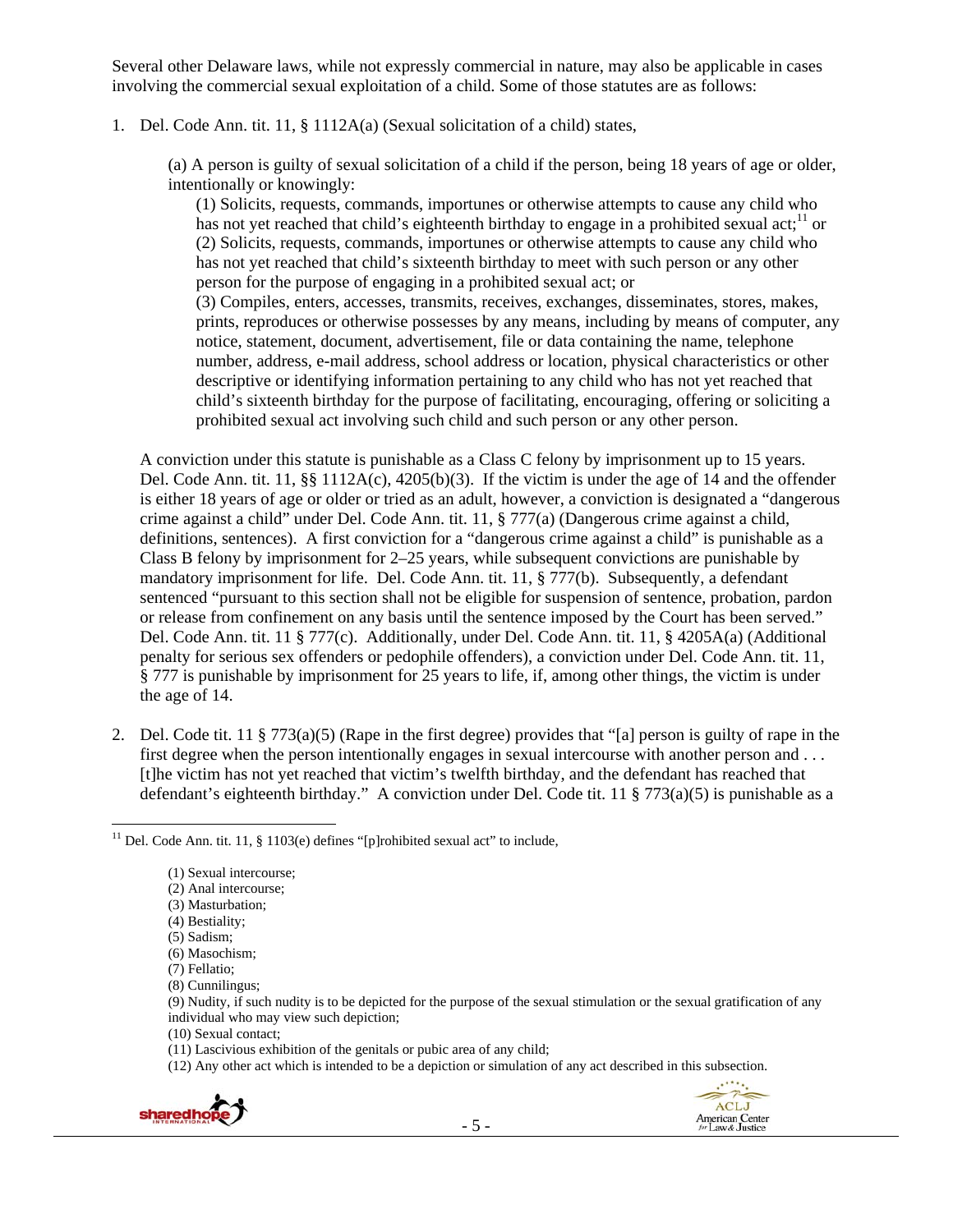Several other Delaware laws, while not expressly commercial in nature, may also be applicable in cases involving the commercial sexual exploitation of a child. Some of those statutes are as follows:

1. Del. Code Ann. tit. 11, § 1112A(a) (Sexual solicitation of a child) states,

   (a) A person is guilty of sexual solicitation of a child if the person, being 18 years of age or older, intentionally or knowingly:

   (1) Solicits, requests, commands, importunes or otherwise attempts to cause any child who has not yet reached that child's eighteenth birthday to engage in a prohibited sexual act;[11] or
   (2) Solicits, requests, commands, importunes or otherwise attempts to cause any child who has not yet reached that child's sixteenth birthday to meet with such person or any other person for the purpose of engaging in a prohibited sexual act; or
   (3) Compiles, enters, accesses, transmits, receives, exchanges, disseminates, stores, makes, prints, reproduces or otherwise possesses by any means, including by means of computer, any notice, statement, document, advertisement, file or data containing the name, telephone number, address, e-mail address, school address or location, physical characteristics or other descriptive or identifying information pertaining to any child who has not yet reached that child's sixteenth birthday for the purpose of facilitating, encouraging, offering or soliciting a prohibited sexual act involving such child and such person or any other person.

   A conviction under this statute is punishable as a Class C felony by imprisonment up to 15 years. Del. Code Ann. tit. 11, §§ 1112A(c), 4205(b)(3). If the victim is under the age of 14 and the offender is either 18 years of age or older or tried as an adult, however, a conviction is designated a "dangerous crime against a child" under Del. Code Ann. tit. 11, § 777(a) (Dangerous crime against a child, definitions, sentences). A first conviction for a "dangerous crime against a child" is punishable as a Class B felony by imprisonment for 2–25 years, while subsequent convictions are punishable by mandatory imprisonment for life. Del. Code Ann. tit. 11, § 777(b). Subsequently, a defendant sentenced "pursuant to this section shall not be eligible for suspension of sentence, probation, pardon or release from confinement on any basis until the sentence imposed by the Court has been served." Del. Code Ann. tit. 11 § 777(c). Additionally, under Del. Code Ann. tit. 11, § 4205A(a) (Additional penalty for serious sex offenders or pedophile offenders), a conviction under Del. Code Ann. tit. 11, § 777 is punishable by imprisonment for 25 years to life, if, among other things, the victim is under the age of 14.

2. Del. Code tit. 11 § 773(a)(5) (Rape in the first degree) provides that "[a] person is guilty of rape in the first degree when the person intentionally engages in sexual intercourse with another person and . . . [t]he victim has not yet reached that victim's twelfth birthday, and the defendant has reached that defendant's eighteenth birthday." A conviction under Del. Code tit. 11 § 773(a)(5) is punishable as a

---

[11] Del. Code Ann. tit. 11, § 1103(e) defines "[p]rohibited sexual act" to include,

(1) Sexual intercourse;
(2) Anal intercourse;
(3) Masturbation;
(4) Bestiality;
(5) Sadism;
(6) Masochism;
(7) Fellatio;
(8) Cunnilingus;
(9) Nudity, if such nudity is to be depicted for the purpose of the sexual stimulation or the sexual gratification of any individual who may view such depiction;
(10) Sexual contact;
(11) Lascivious exhibition of the genitals or pubic area of any child;
(12) Any other act which is intended to be a depiction or simulation of any act described in this subsection.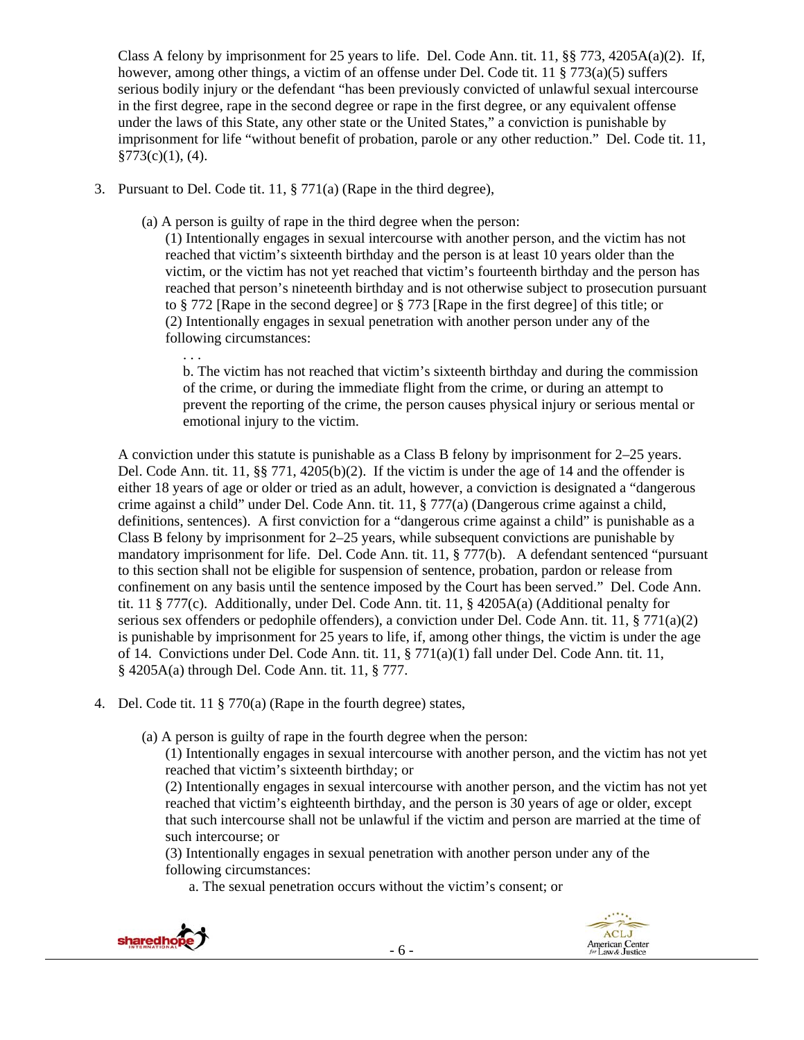Class A felony by imprisonment for 25 years to life. Del. Code Ann. tit. 11, §§ 773, 4205A(a)(2). If, however, among other things, a victim of an offense under Del. Code tit. 11 § 773(a)(5) suffers serious bodily injury or the defendant "has been previously convicted of unlawful sexual intercourse in the first degree, rape in the second degree or rape in the first degree, or any equivalent offense under the laws of this State, any other state or the United States," a conviction is punishable by imprisonment for life "without benefit of probation, parole or any other reduction." Del. Code tit. 11, §773(c)(1), (4).

3. Pursuant to Del. Code tit. 11, § 771(a) (Rape in the third degree),

   (a) A person is guilty of rape in the third degree when the person:
      (1) Intentionally engages in sexual intercourse with another person, and the victim has not reached that victim's sixteenth birthday and the person is at least 10 years older than the victim, or the victim has not yet reached that victim's fourteenth birthday and the person has reached that person's nineteenth birthday and is not otherwise subject to prosecution pursuant to § 772 [Rape in the second degree] or § 773 [Rape in the first degree] of this title; or
      (2) Intentionally engages in sexual penetration with another person under any of the following circumstances:
         . . .
         b. The victim has not reached that victim's sixteenth birthday and during the commission of the crime, or during the immediate flight from the crime, or during an attempt to prevent the reporting of the crime, the person causes physical injury or serious mental or emotional injury to the victim.

   A conviction under this statute is punishable as a Class B felony by imprisonment for 2–25 years. Del. Code Ann. tit. 11, §§ 771, 4205(b)(2). If the victim is under the age of 14 and the offender is either 18 years of age or older or tried as an adult, however, a conviction is designated a "dangerous crime against a child" under Del. Code Ann. tit. 11, § 777(a) (Dangerous crime against a child, definitions, sentences). A first conviction for a "dangerous crime against a child" is punishable as a Class B felony by imprisonment for 2–25 years, while subsequent convictions are punishable by mandatory imprisonment for life. Del. Code Ann. tit. 11, § 777(b). A defendant sentenced "pursuant to this section shall not be eligible for suspension of sentence, probation, pardon or release from confinement on any basis until the sentence imposed by the Court has been served." Del. Code Ann. tit. 11 § 777(c). Additionally, under Del. Code Ann. tit. 11, § 4205A(a) (Additional penalty for serious sex offenders or pedophile offenders), a conviction under Del. Code Ann. tit. 11, § 771(a)(2) is punishable by imprisonment for 25 years to life, if, among other things, the victim is under the age of 14. Convictions under Del. Code Ann. tit. 11, § 771(a)(1) fall under Del. Code Ann. tit. 11, § 4205A(a) through Del. Code Ann. tit. 11, § 777.

4. Del. Code tit. 11 § 770(a) (Rape in the fourth degree) states,

   (a) A person is guilty of rape in the fourth degree when the person:
      (1) Intentionally engages in sexual intercourse with another person, and the victim has not yet reached that victim's sixteenth birthday; or
      (2) Intentionally engages in sexual intercourse with another person, and the victim has not yet reached that victim's eighteenth birthday, and the person is 30 years of age or older, except that such intercourse shall not be unlawful if the victim and person are married at the time of such intercourse; or
      (3) Intentionally engages in sexual penetration with another person under any of the following circumstances:
         a. The sexual penetration occurs without the victim's consent; or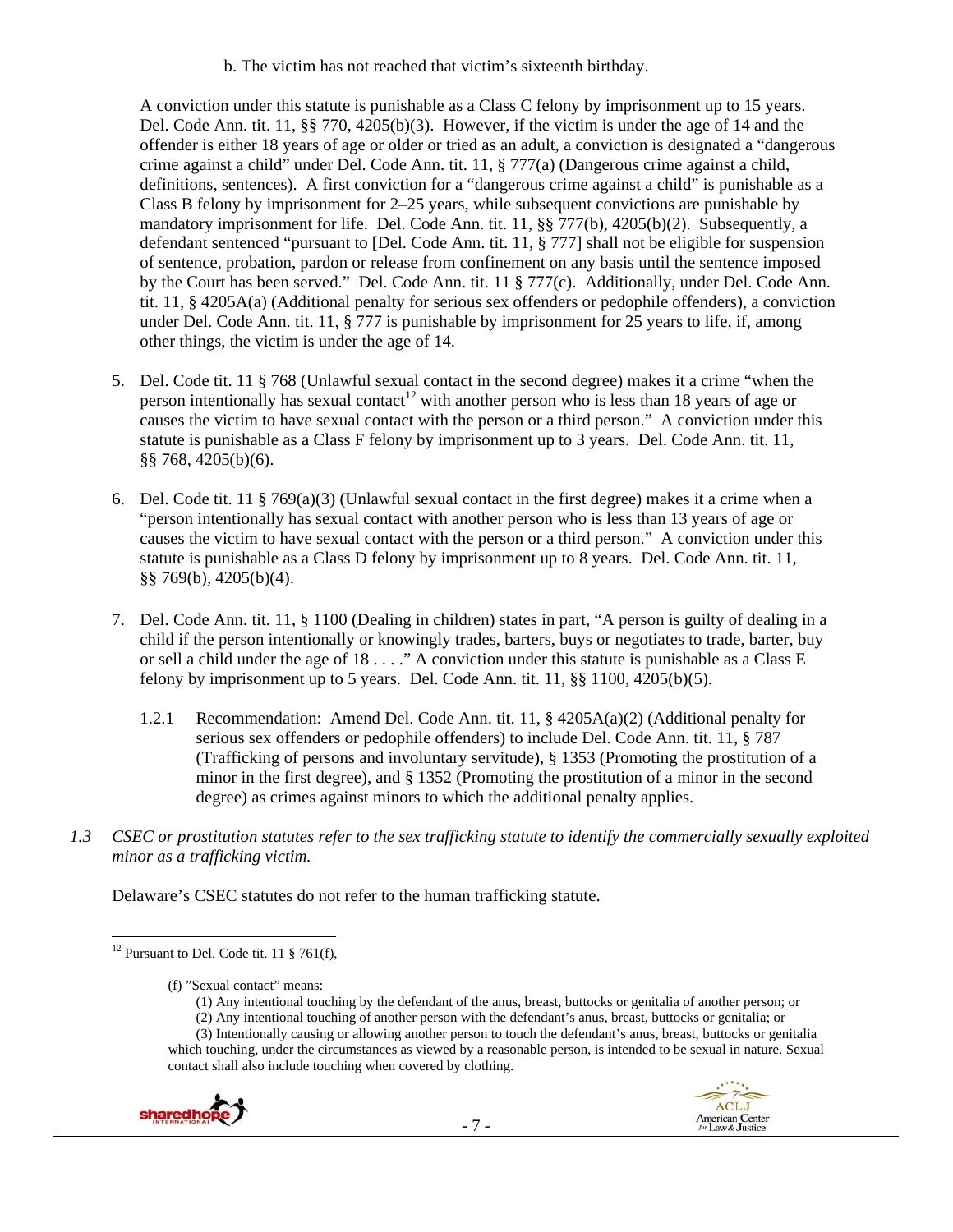b. The victim has not reached that victim's sixteenth birthday.

A conviction under this statute is punishable as a Class C felony by imprisonment up to 15 years. Del. Code Ann. tit. 11, §§ 770, 4205(b)(3). However, if the victim is under the age of 14 and the offender is either 18 years of age or older or tried as an adult, a conviction is designated a "dangerous crime against a child" under Del. Code Ann. tit. 11, § 777(a) (Dangerous crime against a child, definitions, sentences). A first conviction for a "dangerous crime against a child" is punishable as a Class B felony by imprisonment for 2–25 years, while subsequent convictions are punishable by mandatory imprisonment for life. Del. Code Ann. tit. 11, §§ 777(b), 4205(b)(2). Subsequently, a defendant sentenced "pursuant to [Del. Code Ann. tit. 11, § 777] shall not be eligible for suspension of sentence, probation, pardon or release from confinement on any basis until the sentence imposed by the Court has been served." Del. Code Ann. tit. 11 § 777(c). Additionally, under Del. Code Ann. tit. 11, § 4205A(a) (Additional penalty for serious sex offenders or pedophile offenders), a conviction under Del. Code Ann. tit. 11, § 777 is punishable by imprisonment for 25 years to life, if, among other things, the victim is under the age of 14.

5. Del. Code tit. 11 § 768 (Unlawful sexual contact in the second degree) makes it a crime "when the person intentionally has sexual contact[12] with another person who is less than 18 years of age or causes the victim to have sexual contact with the person or a third person." A conviction under this statute is punishable as a Class F felony by imprisonment up to 3 years. Del. Code Ann. tit. 11, §§ 768, 4205(b)(6).

6. Del. Code tit. 11 § 769(a)(3) (Unlawful sexual contact in the first degree) makes it a crime when a "person intentionally has sexual contact with another person who is less than 13 years of age or causes the victim to have sexual contact with the person or a third person." A conviction under this statute is punishable as a Class D felony by imprisonment up to 8 years. Del. Code Ann. tit. 11, §§ 769(b), 4205(b)(4).

7. Del. Code Ann. tit. 11, § 1100 (Dealing in children) states in part, "A person is guilty of dealing in a child if the person intentionally or knowingly trades, barters, buys or negotiates to trade, barter, buy or sell a child under the age of 18 . . . ." A conviction under this statute is punishable as a Class E felony by imprisonment up to 5 years. Del. Code Ann. tit. 11, §§ 1100, 4205(b)(5).

   1.2.1 Recommendation: Amend Del. Code Ann. tit. 11, § 4205A(a)(2) (Additional penalty for serious sex offenders or pedophile offenders) to include Del. Code Ann. tit. 11, § 787 (Trafficking of persons and involuntary servitude), § 1353 (Promoting the prostitution of a minor in the first degree), and § 1352 (Promoting the prostitution of a minor in the second degree) as crimes against minors to which the additional penalty applies.

*1.3 CSEC or prostitution statutes refer to the sex trafficking statute to identify the commercially sexually exploited minor as a trafficking victim.*

Delaware's CSEC statutes do not refer to the human trafficking statute.

---

[12] Pursuant to Del. Code tit. 11 § 761(f),

> (f) "Sexual contact" means:
>
> (1) Any intentional touching by the defendant of the anus, breast, buttocks or genitalia of another person; or
>
> (2) Any intentional touching of another person with the defendant's anus, breast, buttocks or genitalia; or
>
> (3) Intentionally causing or allowing another person to touch the defendant's anus, breast, buttocks or genitalia which touching, under the circumstances as viewed by a reasonable person, is intended to be sexual in nature. Sexual contact shall also include touching when covered by clothing.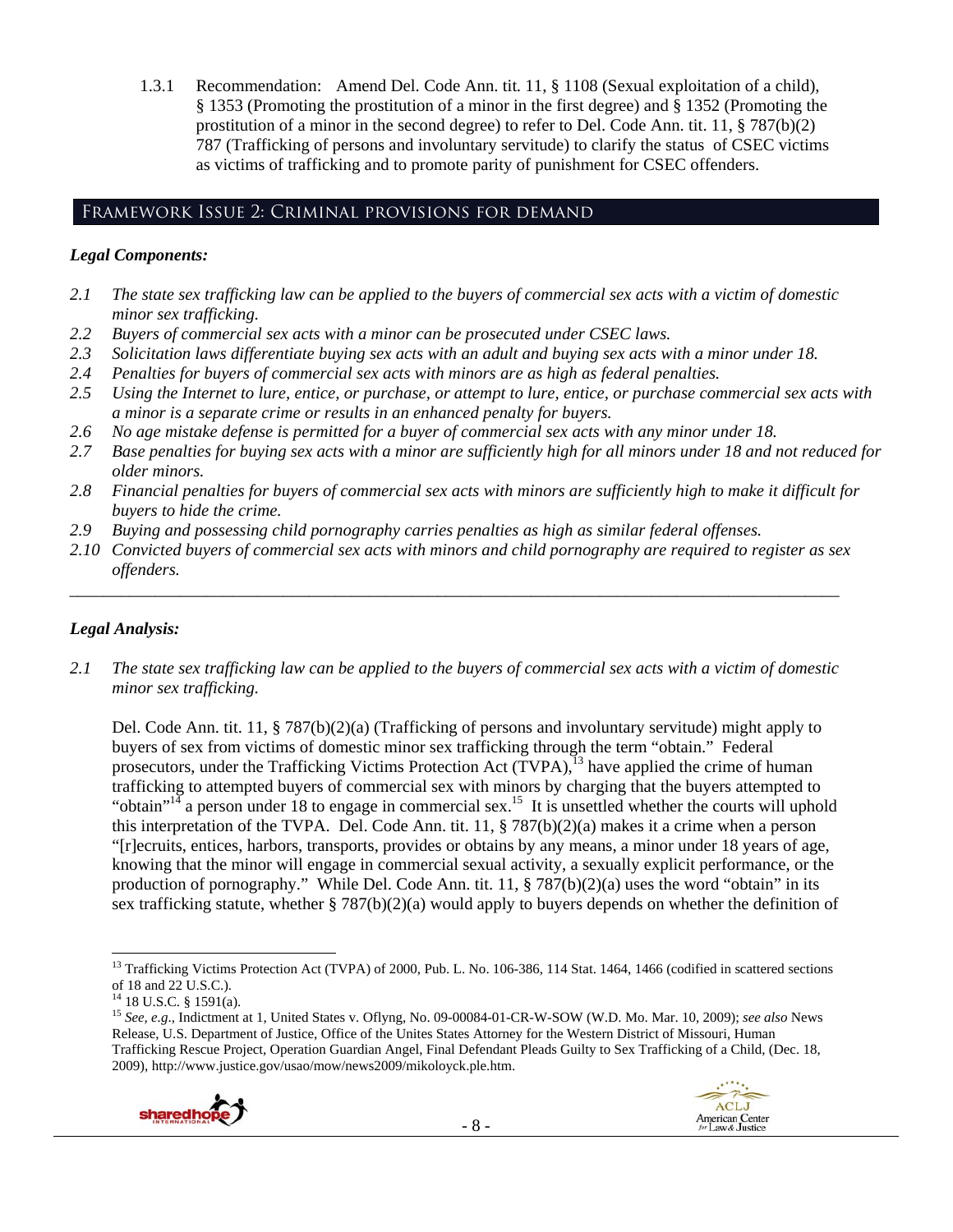1.3.1 Recommendation: Amend Del. Code Ann. tit. 11, § 1108 (Sexual exploitation of a child), § 1353 (Promoting the prostitution of a minor in the first degree) and § 1352 (Promoting the prostitution of a minor in the second degree) to refer to Del. Code Ann. tit. 11, § 787(b)(2) 787 (Trafficking of persons and involuntary servitude) to clarify the status of CSEC victims as victims of trafficking and to promote parity of punishment for CSEC offenders.

## Framework Issue 2: Criminal provisions for demand

### *Legal Components:*

*2.1 The state sex trafficking law can be applied to the buyers of commercial sex acts with a victim of domestic minor sex trafficking.*

*2.2 Buyers of commercial sex acts with a minor can be prosecuted under CSEC laws.*

*2.3 Solicitation laws differentiate buying sex acts with an adult and buying sex acts with a minor under 18.*

*2.4 Penalties for buyers of commercial sex acts with minors are as high as federal penalties.*

*2.5 Using the Internet to lure, entice, or purchase, or attempt to lure, entice, or purchase commercial sex acts with a minor is a separate crime or results in an enhanced penalty for buyers.*

*2.6 No age mistake defense is permitted for a buyer of commercial sex acts with any minor under 18.*

*2.7 Base penalties for buying sex acts with a minor are sufficiently high for all minors under 18 and not reduced for older minors.*

*2.8 Financial penalties for buyers of commercial sex acts with minors are sufficiently high to make it difficult for buyers to hide the crime.*

*2.9 Buying and possessing child pornography carries penalties as high as similar federal offenses.*

*2.10 Convicted buyers of commercial sex acts with minors and child pornography are required to register as sex offenders.*

---

### *Legal Analysis:*

*2.1 The state sex trafficking law can be applied to the buyers of commercial sex acts with a victim of domestic minor sex trafficking.*

Del. Code Ann. tit. 11, § 787(b)(2)(a) (Trafficking of persons and involuntary servitude) might apply to buyers of sex from victims of domestic minor sex trafficking through the term "obtain." Federal prosecutors, under the Trafficking Victims Protection Act (TVPA),[13] have applied the crime of human trafficking to attempted buyers of commercial sex with minors by charging that the buyers attempted to "obtain"[14] a person under 18 to engage in commercial sex.[15] It is unsettled whether the courts will uphold this interpretation of the TVPA. Del. Code Ann. tit. 11, § 787(b)(2)(a) makes it a crime when a person "[r]ecruits, entices, harbors, transports, provides or obtains by any means, a minor under 18 years of age, knowing that the minor will engage in commercial sexual activity, a sexually explicit performance, or the production of pornography." While Del. Code Ann. tit. 11, § 787(b)(2)(a) uses the word "obtain" in its sex trafficking statute, whether § 787(b)(2)(a) would apply to buyers depends on whether the definition of

---

[13] Trafficking Victims Protection Act (TVPA) of 2000, Pub. L. No. 106-386, 114 Stat. 1464, 1466 (codified in scattered sections of 18 and 22 U.S.C.).

[14] 18 U.S.C. § 1591(a).

[15] *See, e.g*., Indictment at 1, United States v. Oflyng, No. 09-00084-01-CR-W-SOW (W.D. Mo. Mar. 10, 2009); *see also* News Release, U.S. Department of Justice, Office of the Unites States Attorney for the Western District of Missouri, Human Trafficking Rescue Project, Operation Guardian Angel, Final Defendant Pleads Guilty to Sex Trafficking of a Child, (Dec. 18, 2009), http://www.justice.gov/usao/mow/news2009/mikoloyck.ple.htm.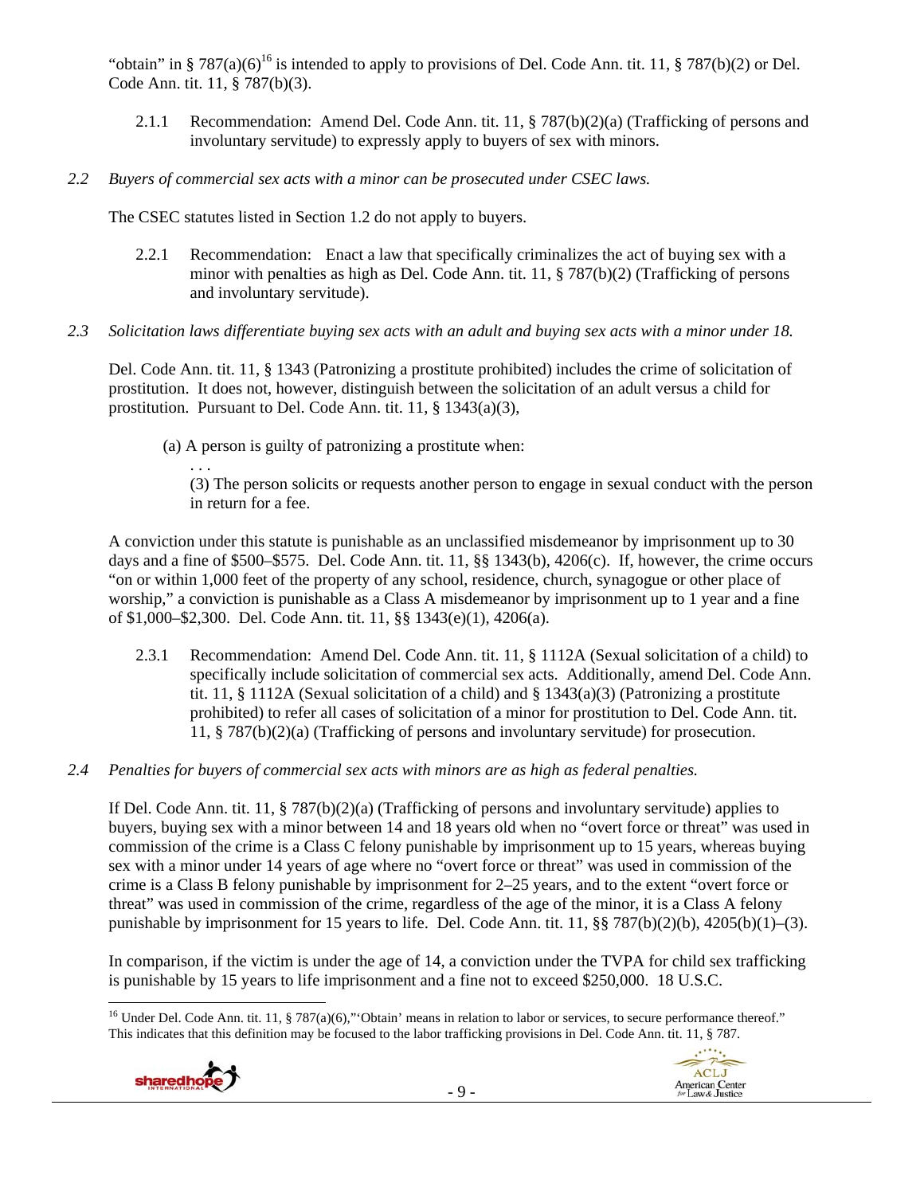"obtain" in § 787(a)(6)[16] is intended to apply to provisions of Del. Code Ann. tit. 11, § 787(b)(2) or Del. Code Ann. tit. 11, § 787(b)(3).

2.1.1 Recommendation: Amend Del. Code Ann. tit. 11, § 787(b)(2)(a) (Trafficking of persons and involuntary servitude) to expressly apply to buyers of sex with minors.

*2.2 Buyers of commercial sex acts with a minor can be prosecuted under CSEC laws.*

The CSEC statutes listed in Section 1.2 do not apply to buyers.

2.2.1 Recommendation: Enact a law that specifically criminalizes the act of buying sex with a minor with penalties as high as Del. Code Ann. tit. 11, § 787(b)(2) (Trafficking of persons and involuntary servitude).

*2.3 Solicitation laws differentiate buying sex acts with an adult and buying sex acts with a minor under 18.*

Del. Code Ann. tit. 11, § 1343 (Patronizing a prostitute prohibited) includes the crime of solicitation of prostitution. It does not, however, distinguish between the solicitation of an adult versus a child for prostitution. Pursuant to Del. Code Ann. tit. 11, § 1343(a)(3),

> (a) A person is guilty of patronizing a prostitute when:
>
> . . .
>
> (3) The person solicits or requests another person to engage in sexual conduct with the person in return for a fee.

A conviction under this statute is punishable as an unclassified misdemeanor by imprisonment up to 30 days and a fine of $500–$575. Del. Code Ann. tit. 11, §§ 1343(b), 4206(c). If, however, the crime occurs "on or within 1,000 feet of the property of any school, residence, church, synagogue or other place of worship," a conviction is punishable as a Class A misdemeanor by imprisonment up to 1 year and a fine of $1,000–$2,300. Del. Code Ann. tit. 11, §§ 1343(e)(1), 4206(a).

2.3.1 Recommendation: Amend Del. Code Ann. tit. 11, § 1112A (Sexual solicitation of a child) to specifically include solicitation of commercial sex acts. Additionally, amend Del. Code Ann. tit. 11, § 1112A (Sexual solicitation of a child) and § 1343(a)(3) (Patronizing a prostitute prohibited) to refer all cases of solicitation of a minor for prostitution to Del. Code Ann. tit. 11, § 787(b)(2)(a) (Trafficking of persons and involuntary servitude) for prosecution.

*2.4 Penalties for buyers of commercial sex acts with minors are as high as federal penalties.*

If Del. Code Ann. tit. 11, § 787(b)(2)(a) (Trafficking of persons and involuntary servitude) applies to buyers, buying sex with a minor between 14 and 18 years old when no "overt force or threat" was used in commission of the crime is a Class C felony punishable by imprisonment up to 15 years, whereas buying sex with a minor under 14 years of age where no "overt force or threat" was used in commission of the crime is a Class B felony punishable by imprisonment for 2–25 years, and to the extent "overt force or threat" was used in commission of the crime, regardless of the age of the minor, it is a Class A felony punishable by imprisonment for 15 years to life. Del. Code Ann. tit. 11, §§ 787(b)(2)(b), 4205(b)(1)–(3).

In comparison, if the victim is under the age of 14, a conviction under the TVPA for child sex trafficking is punishable by 15 years to life imprisonment and a fine not to exceed $250,000. 18 U.S.C.

[16] Under Del. Code Ann. tit. 11, § 787(a)(6),"'Obtain' means in relation to labor or services, to secure performance thereof." This indicates that this definition may be focused to the labor trafficking provisions in Del. Code Ann. tit. 11, § 787.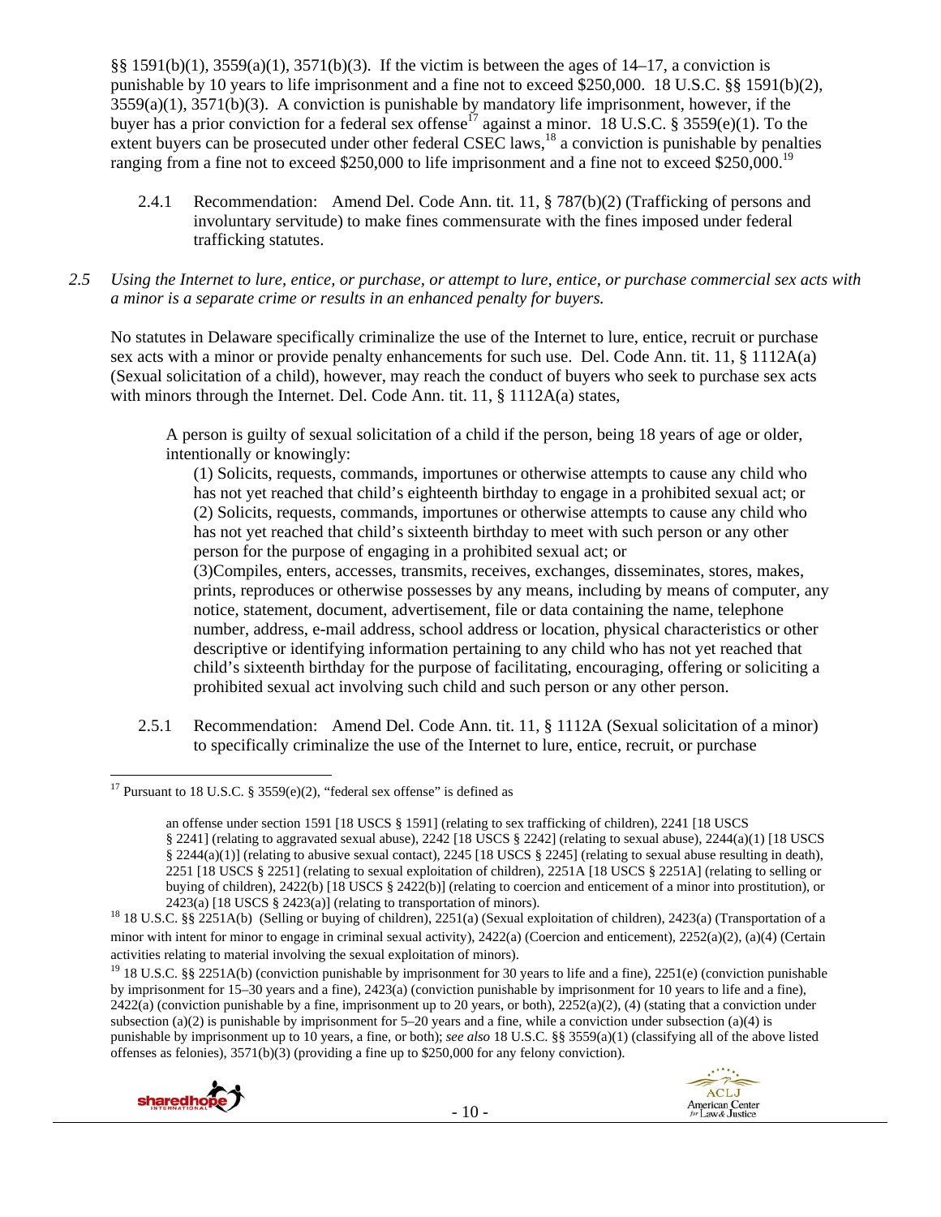§§ 1591(b)(1), 3559(a)(1), 3571(b)(3). If the victim is between the ages of 14–17, a conviction is punishable by 10 years to life imprisonment and a fine not to exceed $250,000. 18 U.S.C. §§ 1591(b)(2), 3559(a)(1), 3571(b)(3). A conviction is punishable by mandatory life imprisonment, however, if the buyer has a prior conviction for a federal sex offense[17] against a minor. 18 U.S.C. § 3559(e)(1). To the extent buyers can be prosecuted under other federal CSEC laws,[18] a conviction is punishable by penalties ranging from a fine not to exceed $250,000 to life imprisonment and a fine not to exceed $250,000.[19]

2.4.1 Recommendation: Amend Del. Code Ann. tit. 11, § 787(b)(2) (Trafficking of persons and involuntary servitude) to make fines commensurate with the fines imposed under federal trafficking statutes.

*2.5 Using the Internet to lure, entice, or purchase, or attempt to lure, entice, or purchase commercial sex acts with a minor is a separate crime or results in an enhanced penalty for buyers.*

No statutes in Delaware specifically criminalize the use of the Internet to lure, entice, recruit or purchase sex acts with a minor or provide penalty enhancements for such use. Del. Code Ann. tit. 11, § 1112A(a) (Sexual solicitation of a child), however, may reach the conduct of buyers who seek to purchase sex acts with minors through the Internet. Del. Code Ann. tit. 11, § 1112A(a) states,

> A person is guilty of sexual solicitation of a child if the person, being 18 years of age or older, intentionally or knowingly:
>
> (1) Solicits, requests, commands, importunes or otherwise attempts to cause any child who has not yet reached that child's eighteenth birthday to engage in a prohibited sexual act; or
> (2) Solicits, requests, commands, importunes or otherwise attempts to cause any child who has not yet reached that child's sixteenth birthday to meet with such person or any other person for the purpose of engaging in a prohibited sexual act; or
> (3)Compiles, enters, accesses, transmits, receives, exchanges, disseminates, stores, makes, prints, reproduces or otherwise possesses by any means, including by means of computer, any notice, statement, document, advertisement, file or data containing the name, telephone number, address, e-mail address, school address or location, physical characteristics or other descriptive or identifying information pertaining to any child who has not yet reached that child's sixteenth birthday for the purpose of facilitating, encouraging, offering or soliciting a prohibited sexual act involving such child and such person or any other person.

2.5.1 Recommendation: Amend Del. Code Ann. tit. 11, § 1112A (Sexual solicitation of a minor) to specifically criminalize the use of the Internet to lure, entice, recruit, or purchase

---

[17] Pursuant to 18 U.S.C. § 3559(e)(2), "federal sex offense" is defined as

> an offense under section 1591 [18 USCS § 1591] (relating to sex trafficking of children), 2241 [18 USCS § 2241] (relating to aggravated sexual abuse), 2242 [18 USCS § 2242] (relating to sexual abuse), 2244(a)(1) [18 USCS § 2244(a)(1)] (relating to abusive sexual contact), 2245 [18 USCS § 2245] (relating to sexual abuse resulting in death), 2251 [18 USCS § 2251] (relating to sexual exploitation of children), 2251A [18 USCS § 2251A] (relating to selling or buying of children), 2422(b) [18 USCS § 2422(b)] (relating to coercion and enticement of a minor into prostitution), or 2423(a) [18 USCS § 2423(a)] (relating to transportation of minors).

[18] 18 U.S.C. §§ 2251A(b) (Selling or buying of children), 2251(a) (Sexual exploitation of children), 2423(a) (Transportation of a minor with intent for minor to engage in criminal sexual activity), 2422(a) (Coercion and enticement), 2252(a)(2), (a)(4) (Certain activities relating to material involving the sexual exploitation of minors).

[19] 18 U.S.C. §§ 2251A(b) (conviction punishable by imprisonment for 30 years to life and a fine), 2251(e) (conviction punishable by imprisonment for 15–30 years and a fine), 2423(a) (conviction punishable by imprisonment for 10 years to life and a fine), 2422(a) (conviction punishable by a fine, imprisonment up to 20 years, or both), 2252(a)(2), (4) (stating that a conviction under subsection (a)(2) is punishable by imprisonment for 5–20 years and a fine, while a conviction under subsection (a)(4) is punishable by imprisonment up to 10 years, a fine, or both); *see also* 18 U.S.C. §§ 3559(a)(1) (classifying all of the above listed offenses as felonies), 3571(b)(3) (providing a fine up to $250,000 for any felony conviction).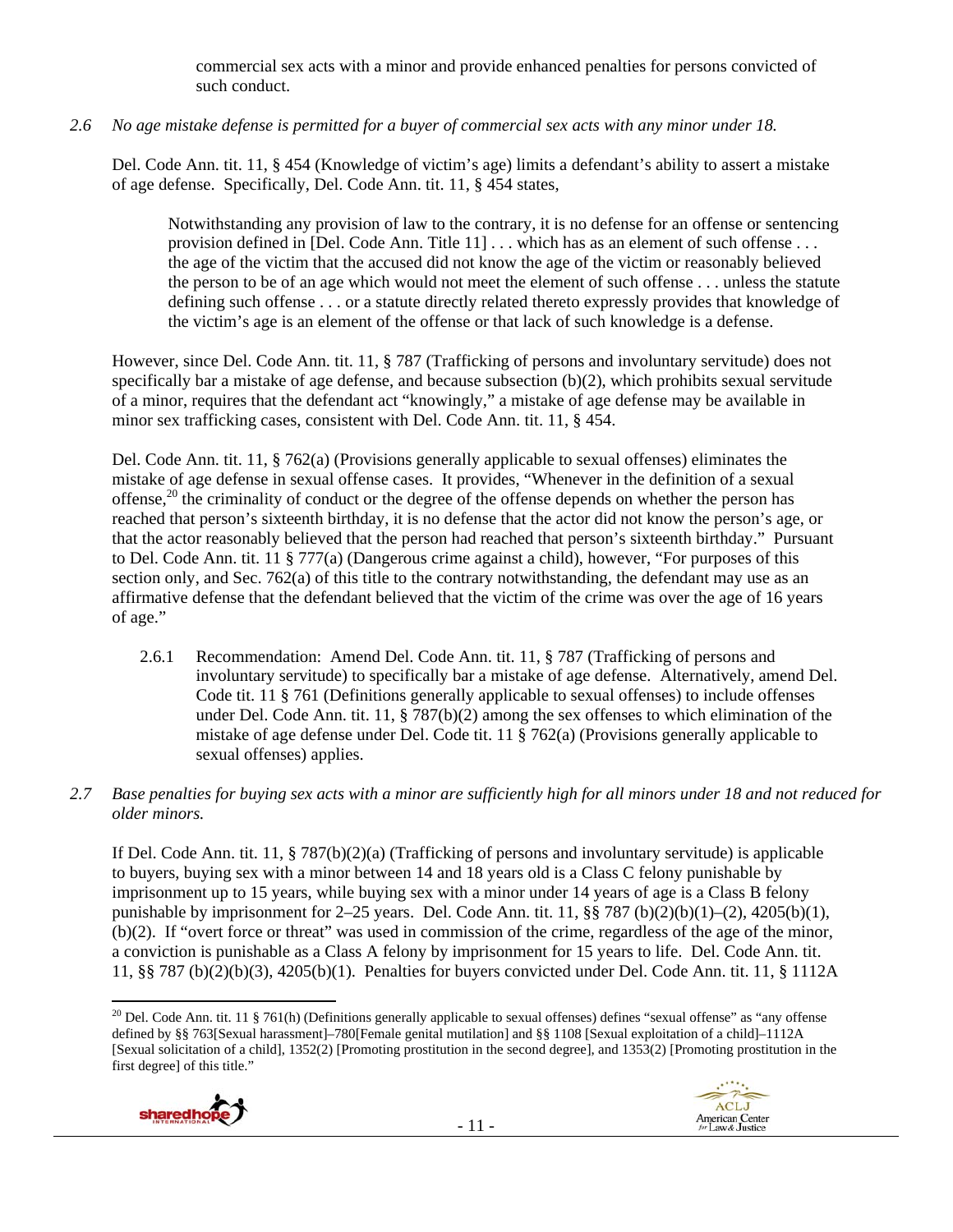commercial sex acts with a minor and provide enhanced penalties for persons convicted of such conduct.

*2.6 No age mistake defense is permitted for a buyer of commercial sex acts with any minor under 18.*

Del. Code Ann. tit. 11, § 454 (Knowledge of victim's age) limits a defendant's ability to assert a mistake of age defense. Specifically, Del. Code Ann. tit. 11, § 454 states,

> Notwithstanding any provision of law to the contrary, it is no defense for an offense or sentencing provision defined in [Del. Code Ann. Title 11] . . . which has as an element of such offense . . . the age of the victim that the accused did not know the age of the victim or reasonably believed the person to be of an age which would not meet the element of such offense . . . unless the statute defining such offense . . . or a statute directly related thereto expressly provides that knowledge of the victim's age is an element of the offense or that lack of such knowledge is a defense.

However, since Del. Code Ann. tit. 11, § 787 (Trafficking of persons and involuntary servitude) does not specifically bar a mistake of age defense, and because subsection (b)(2), which prohibits sexual servitude of a minor, requires that the defendant act "knowingly," a mistake of age defense may be available in minor sex trafficking cases, consistent with Del. Code Ann. tit. 11, § 454.

Del. Code Ann. tit. 11, § 762(a) (Provisions generally applicable to sexual offenses) eliminates the mistake of age defense in sexual offense cases. It provides, "Whenever in the definition of a sexual offense,[20] the criminality of conduct or the degree of the offense depends on whether the person has reached that person's sixteenth birthday, it is no defense that the actor did not know the person's age, or that the actor reasonably believed that the person had reached that person's sixteenth birthday." Pursuant to Del. Code Ann. tit. 11 § 777(a) (Dangerous crime against a child), however, "For purposes of this section only, and Sec. 762(a) of this title to the contrary notwithstanding, the defendant may use as an affirmative defense that the defendant believed that the victim of the crime was over the age of 16 years of age."

2.6.1 Recommendation: Amend Del. Code Ann. tit. 11, § 787 (Trafficking of persons and involuntary servitude) to specifically bar a mistake of age defense. Alternatively, amend Del. Code tit. 11 § 761 (Definitions generally applicable to sexual offenses) to include offenses under Del. Code Ann. tit. 11, § 787(b)(2) among the sex offenses to which elimination of the mistake of age defense under Del. Code tit. 11 § 762(a) (Provisions generally applicable to sexual offenses) applies.

*2.7 Base penalties for buying sex acts with a minor are sufficiently high for all minors under 18 and not reduced for older minors.*

If Del. Code Ann. tit. 11, § 787(b)(2)(a) (Trafficking of persons and involuntary servitude) is applicable to buyers, buying sex with a minor between 14 and 18 years old is a Class C felony punishable by imprisonment up to 15 years, while buying sex with a minor under 14 years of age is a Class B felony punishable by imprisonment for 2–25 years. Del. Code Ann. tit. 11, §§ 787 (b)(2)(b)(1)–(2), 4205(b)(1), (b)(2). If "overt force or threat" was used in commission of the crime, regardless of the age of the minor, a conviction is punishable as a Class A felony by imprisonment for 15 years to life. Del. Code Ann. tit. 11, §§ 787 (b)(2)(b)(3), 4205(b)(1). Penalties for buyers convicted under Del. Code Ann. tit. 11, § 1112A

[20] Del. Code Ann. tit. 11 § 761(h) (Definitions generally applicable to sexual offenses) defines "sexual offense" as "any offense defined by §§ 763[Sexual harassment]–780[Female genital mutilation] and §§ 1108 [Sexual exploitation of a child]–1112A [Sexual solicitation of a child], 1352(2) [Promoting prostitution in the second degree], and 1353(2) [Promoting prostitution in the first degree] of this title."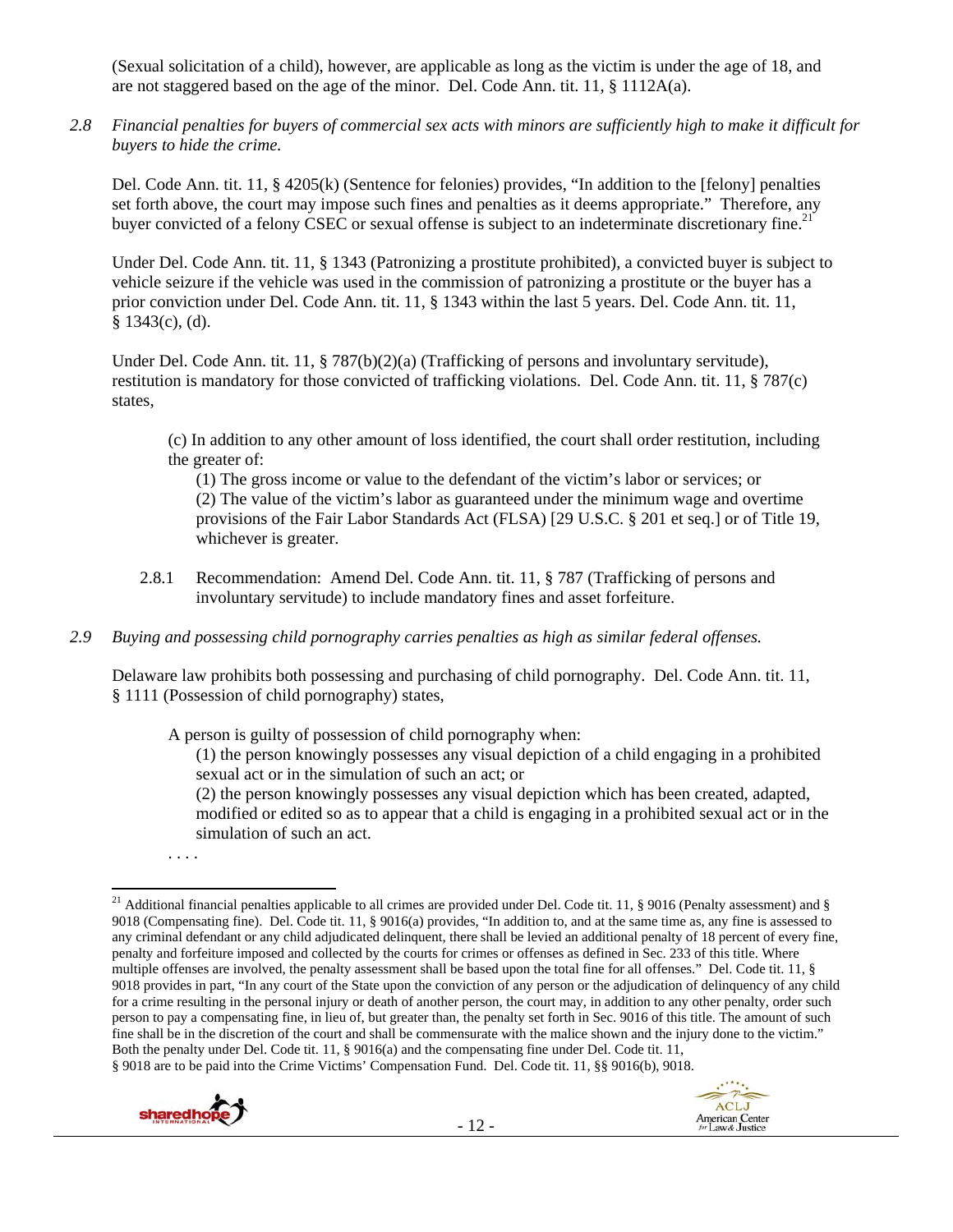(Sexual solicitation of a child), however, are applicable as long as the victim is under the age of 18, and are not staggered based on the age of the minor. Del. Code Ann. tit. 11, § 1112A(a).

*2.8 Financial penalties for buyers of commercial sex acts with minors are sufficiently high to make it difficult for buyers to hide the crime.*

Del. Code Ann. tit. 11, § 4205(k) (Sentence for felonies) provides, "In addition to the [felony] penalties set forth above, the court may impose such fines and penalties as it deems appropriate." Therefore, any buyer convicted of a felony CSEC or sexual offense is subject to an indeterminate discretionary fine.[21]

Under Del. Code Ann. tit. 11, § 1343 (Patronizing a prostitute prohibited), a convicted buyer is subject to vehicle seizure if the vehicle was used in the commission of patronizing a prostitute or the buyer has a prior conviction under Del. Code Ann. tit. 11, § 1343 within the last 5 years. Del. Code Ann. tit. 11, § 1343(c), (d).

Under Del. Code Ann. tit. 11, § 787(b)(2)(a) (Trafficking of persons and involuntary servitude), restitution is mandatory for those convicted of trafficking violations. Del. Code Ann. tit. 11, § 787(c) states,

> (c) In addition to any other amount of loss identified, the court shall order restitution, including the greater of:
>
> (1) The gross income or value to the defendant of the victim's labor or services; or
>
> (2) The value of the victim's labor as guaranteed under the minimum wage and overtime provisions of the Fair Labor Standards Act (FLSA) [29 U.S.C. § 201 et seq.] or of Title 19, whichever is greater.

2.8.1 Recommendation: Amend Del. Code Ann. tit. 11, § 787 (Trafficking of persons and involuntary servitude) to include mandatory fines and asset forfeiture.

*2.9 Buying and possessing child pornography carries penalties as high as similar federal offenses.*

Delaware law prohibits both possessing and purchasing of child pornography. Del. Code Ann. tit. 11, § 1111 (Possession of child pornography) states,

> A person is guilty of possession of child pornography when:
>
> (1) the person knowingly possesses any visual depiction of a child engaging in a prohibited sexual act or in the simulation of such an act; or
>
> (2) the person knowingly possesses any visual depiction which has been created, adapted, modified or edited so as to appear that a child is engaging in a prohibited sexual act or in the simulation of such an act.
>
> . . . .

---

[21] Additional financial penalties applicable to all crimes are provided under Del. Code tit. 11, § 9016 (Penalty assessment) and § 9018 (Compensating fine). Del. Code tit. 11, § 9016(a) provides, "In addition to, and at the same time as, any fine is assessed to any criminal defendant or any child adjudicated delinquent, there shall be levied an additional penalty of 18 percent of every fine, penalty and forfeiture imposed and collected by the courts for crimes or offenses as defined in Sec. 233 of this title. Where multiple offenses are involved, the penalty assessment shall be based upon the total fine for all offenses." Del. Code tit. 11, § 9018 provides in part, "In any court of the State upon the conviction of any person or the adjudication of delinquency of any child for a crime resulting in the personal injury or death of another person, the court may, in addition to any other penalty, order such person to pay a compensating fine, in lieu of, but greater than, the penalty set forth in Sec. 9016 of this title. The amount of such fine shall be in the discretion of the court and shall be commensurate with the malice shown and the injury done to the victim." Both the penalty under Del. Code tit. 11, § 9016(a) and the compensating fine under Del. Code tit. 11, § 9018 are to be paid into the Crime Victims' Compensation Fund. Del. Code tit. 11, §§ 9016(b), 9018.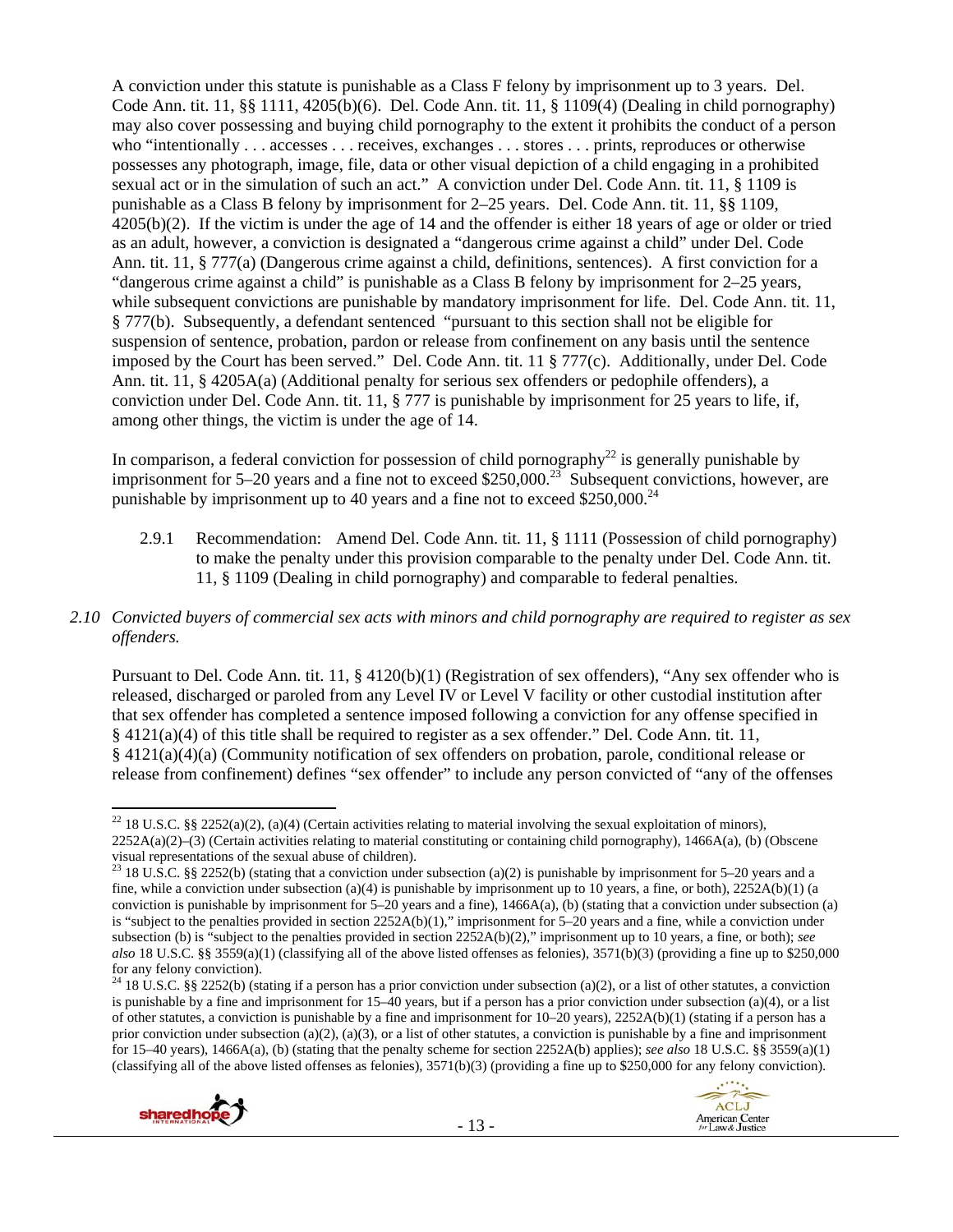A conviction under this statute is punishable as a Class F felony by imprisonment up to 3 years. Del. Code Ann. tit. 11, §§ 1111, 4205(b)(6). Del. Code Ann. tit. 11, § 1109(4) (Dealing in child pornography) may also cover possessing and buying child pornography to the extent it prohibits the conduct of a person who "intentionally . . . accesses . . . receives, exchanges . . . stores . . . prints, reproduces or otherwise possesses any photograph, image, file, data or other visual depiction of a child engaging in a prohibited sexual act or in the simulation of such an act." A conviction under Del. Code Ann. tit. 11, § 1109 is punishable as a Class B felony by imprisonment for 2–25 years. Del. Code Ann. tit. 11, §§ 1109, 4205(b)(2). If the victim is under the age of 14 and the offender is either 18 years of age or older or tried as an adult, however, a conviction is designated a "dangerous crime against a child" under Del. Code Ann. tit. 11, § 777(a) (Dangerous crime against a child, definitions, sentences). A first conviction for a "dangerous crime against a child" is punishable as a Class B felony by imprisonment for 2–25 years, while subsequent convictions are punishable by mandatory imprisonment for life. Del. Code Ann. tit. 11, § 777(b). Subsequently, a defendant sentenced "pursuant to this section shall not be eligible for suspension of sentence, probation, pardon or release from confinement on any basis until the sentence imposed by the Court has been served." Del. Code Ann. tit. 11 § 777(c). Additionally, under Del. Code Ann. tit. 11, § 4205A(a) (Additional penalty for serious sex offenders or pedophile offenders), a conviction under Del. Code Ann. tit. 11, § 777 is punishable by imprisonment for 25 years to life, if, among other things, the victim is under the age of 14.

In comparison, a federal conviction for possession of child pornography[22] is generally punishable by imprisonment for 5–20 years and a fine not to exceed $250,000.[23] Subsequent convictions, however, are punishable by imprisonment up to 40 years and a fine not to exceed $250,000.[24]

2.9.1 Recommendation: Amend Del. Code Ann. tit. 11, § 1111 (Possession of child pornography) to make the penalty under this provision comparable to the penalty under Del. Code Ann. tit. 11, § 1109 (Dealing in child pornography) and comparable to federal penalties.

*2.10 Convicted buyers of commercial sex acts with minors and child pornography are required to register as sex offenders.*

Pursuant to Del. Code Ann. tit. 11, § 4120(b)(1) (Registration of sex offenders), "Any sex offender who is released, discharged or paroled from any Level IV or Level V facility or other custodial institution after that sex offender has completed a sentence imposed following a conviction for any offense specified in § 4121(a)(4) of this title shall be required to register as a sex offender." Del. Code Ann. tit. 11, § 4121(a)(4)(a) (Community notification of sex offenders on probation, parole, conditional release or release from confinement) defines "sex offender" to include any person convicted of "any of the offenses

---

[22] 18 U.S.C. §§ 2252(a)(2), (a)(4) (Certain activities relating to material involving the sexual exploitation of minors), 2252A(a)(2)–(3) (Certain activities relating to material constituting or containing child pornography), 1466A(a), (b) (Obscene visual representations of the sexual abuse of children).

[23] 18 U.S.C. §§ 2252(b) (stating that a conviction under subsection (a)(2) is punishable by imprisonment for 5–20 years and a fine, while a conviction under subsection (a)(4) is punishable by imprisonment up to 10 years, a fine, or both), 2252A(b)(1) (a conviction is punishable by imprisonment for 5–20 years and a fine), 1466A(a), (b) (stating that a conviction under subsection (a) is "subject to the penalties provided in section 2252A(b)(1)," imprisonment for 5–20 years and a fine, while a conviction under subsection (b) is "subject to the penalties provided in section 2252A(b)(2)," imprisonment up to 10 years, a fine, or both); *see also* 18 U.S.C. §§ 3559(a)(1) (classifying all of the above listed offenses as felonies), 3571(b)(3) (providing a fine up to $250,000 for any felony conviction).

[24] 18 U.S.C. §§ 2252(b) (stating if a person has a prior conviction under subsection (a)(2), or a list of other statutes, a conviction is punishable by a fine and imprisonment for 15–40 years, but if a person has a prior conviction under subsection (a)(4), or a list of other statutes, a conviction is punishable by a fine and imprisonment for 10–20 years), 2252A(b)(1) (stating if a person has a prior conviction under subsection (a)(2), (a)(3), or a list of other statutes, a conviction is punishable by a fine and imprisonment for 15–40 years), 1466A(a), (b) (stating that the penalty scheme for section 2252A(b) applies); *see also* 18 U.S.C. §§ 3559(a)(1) (classifying all of the above listed offenses as felonies), 3571(b)(3) (providing a fine up to $250,000 for any felony conviction).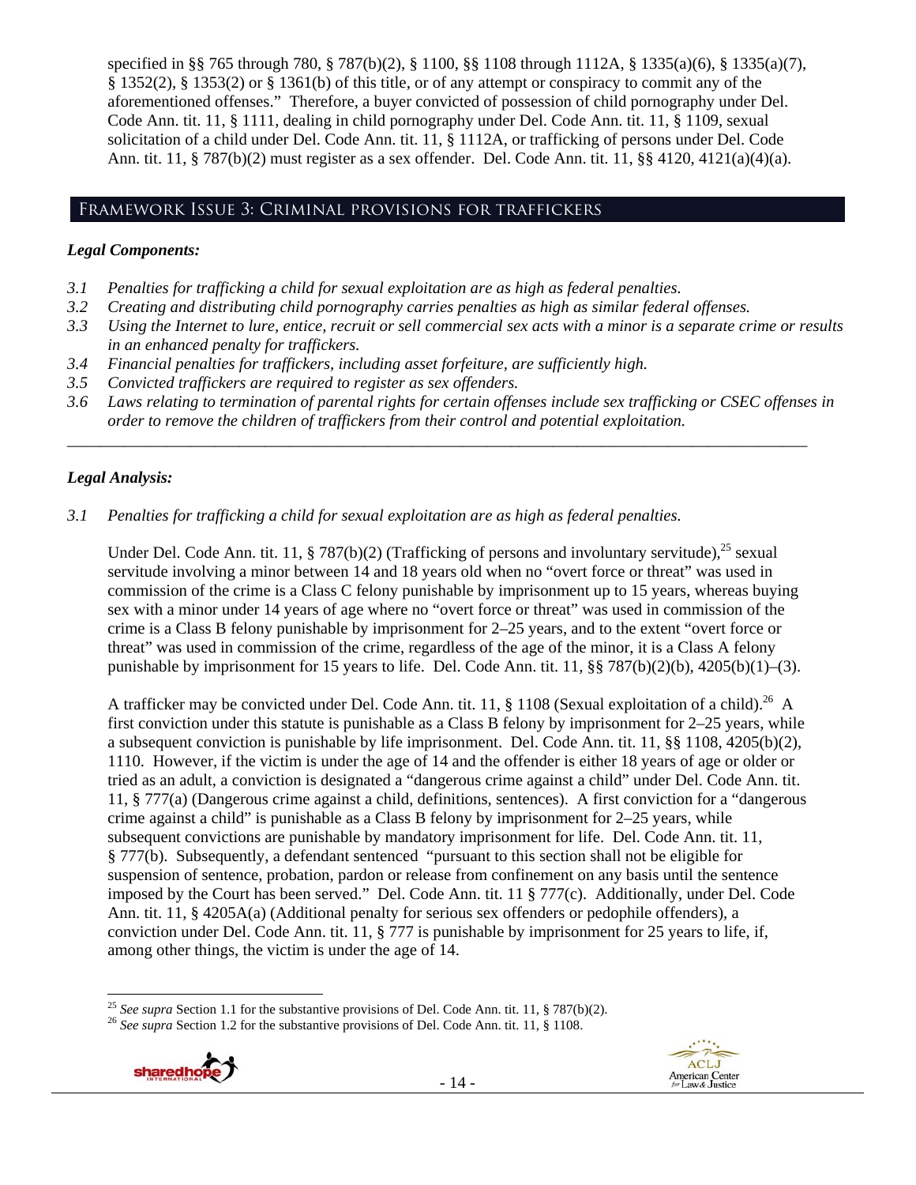specified in §§ 765 through 780, § 787(b)(2), § 1100, §§ 1108 through 1112A, § 1335(a)(6), § 1335(a)(7), § 1352(2), § 1353(2) or § 1361(b) of this title, or of any attempt or conspiracy to commit any of the aforementioned offenses." Therefore, a buyer convicted of possession of child pornography under Del. Code Ann. tit. 11, § 1111, dealing in child pornography under Del. Code Ann. tit. 11, § 1109, sexual solicitation of a child under Del. Code Ann. tit. 11, § 1112A, or trafficking of persons under Del. Code Ann. tit. 11, § 787(b)(2) must register as a sex offender. Del. Code Ann. tit. 11, §§ 4120, 4121(a)(4)(a).

## Framework Issue 3: Criminal provisions for traffickers

### *Legal Components:*

- *3.1 Penalties for trafficking a child for sexual exploitation are as high as federal penalties.*
- *3.2 Creating and distributing child pornography carries penalties as high as similar federal offenses.*
- *3.3 Using the Internet to lure, entice, recruit or sell commercial sex acts with a minor is a separate crime or results in an enhanced penalty for traffickers.*
- *3.4 Financial penalties for traffickers, including asset forfeiture, are sufficiently high.*
- *3.5 Convicted traffickers are required to register as sex offenders.*
- *3.6 Laws relating to termination of parental rights for certain offenses include sex trafficking or CSEC offenses in order to remove the children of traffickers from their control and potential exploitation.*

---

### *Legal Analysis:*

*3.1 Penalties for trafficking a child for sexual exploitation are as high as federal penalties.*

Under Del. Code Ann. tit. 11, § 787(b)(2) (Trafficking of persons and involuntary servitude),[25] sexual servitude involving a minor between 14 and 18 years old when no "overt force or threat" was used in commission of the crime is a Class C felony punishable by imprisonment up to 15 years, whereas buying sex with a minor under 14 years of age where no "overt force or threat" was used in commission of the crime is a Class B felony punishable by imprisonment for 2–25 years, and to the extent "overt force or threat" was used in commission of the crime, regardless of the age of the minor, it is a Class A felony punishable by imprisonment for 15 years to life. Del. Code Ann. tit. 11, §§ 787(b)(2)(b), 4205(b)(1)–(3).

A trafficker may be convicted under Del. Code Ann. tit. 11, § 1108 (Sexual exploitation of a child).[26] A first conviction under this statute is punishable as a Class B felony by imprisonment for 2–25 years, while a subsequent conviction is punishable by life imprisonment. Del. Code Ann. tit. 11, §§ 1108, 4205(b)(2), 1110. However, if the victim is under the age of 14 and the offender is either 18 years of age or older or tried as an adult, a conviction is designated a "dangerous crime against a child" under Del. Code Ann. tit. 11, § 777(a) (Dangerous crime against a child, definitions, sentences). A first conviction for a "dangerous crime against a child" is punishable as a Class B felony by imprisonment for 2–25 years, while subsequent convictions are punishable by mandatory imprisonment for life. Del. Code Ann. tit. 11, § 777(b). Subsequently, a defendant sentenced "pursuant to this section shall not be eligible for suspension of sentence, probation, pardon or release from confinement on any basis until the sentence imposed by the Court has been served." Del. Code Ann. tit. 11 § 777(c). Additionally, under Del. Code Ann. tit. 11, § 4205A(a) (Additional penalty for serious sex offenders or pedophile offenders), a conviction under Del. Code Ann. tit. 11, § 777 is punishable by imprisonment for 25 years to life, if, among other things, the victim is under the age of 14.

---

[25] *See supra* Section 1.1 for the substantive provisions of Del. Code Ann. tit. 11, § 787(b)(2).

[26] *See supra* Section 1.2 for the substantive provisions of Del. Code Ann. tit. 11, § 1108.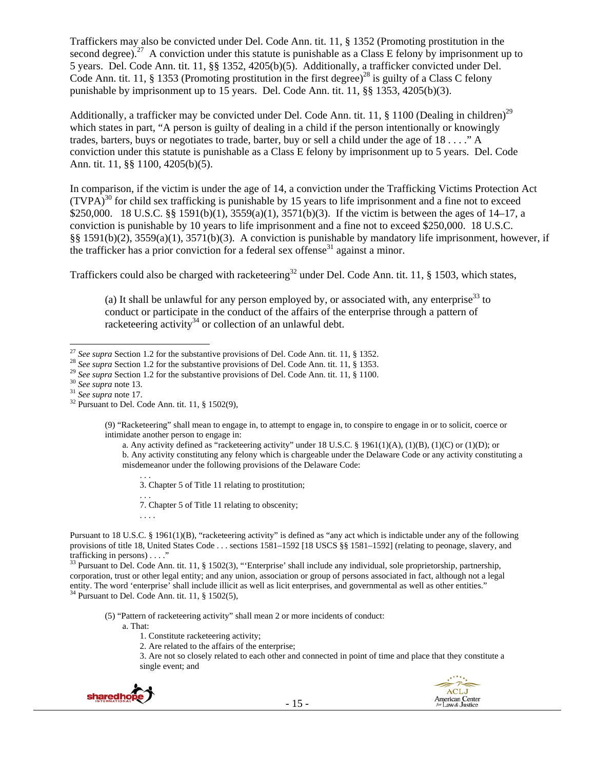Traffickers may also be convicted under Del. Code Ann. tit. 11, § 1352 (Promoting prostitution in the second degree).[27] A conviction under this statute is punishable as a Class E felony by imprisonment up to 5 years. Del. Code Ann. tit. 11, §§ 1352, 4205(b)(5). Additionally, a trafficker convicted under Del. Code Ann. tit. 11, § 1353 (Promoting prostitution in the first degree)[28] is guilty of a Class C felony punishable by imprisonment up to 15 years. Del. Code Ann. tit. 11, §§ 1353, 4205(b)(3).

Additionally, a trafficker may be convicted under Del. Code Ann. tit. 11, § 1100 (Dealing in children)[29] which states in part, "A person is guilty of dealing in a child if the person intentionally or knowingly trades, barters, buys or negotiates to trade, barter, buy or sell a child under the age of 18 . . . ." A conviction under this statute is punishable as a Class E felony by imprisonment up to 5 years. Del. Code Ann. tit. 11, §§ 1100, 4205(b)(5).

In comparison, if the victim is under the age of 14, a conviction under the Trafficking Victims Protection Act (TVPA)[30] for child sex trafficking is punishable by 15 years to life imprisonment and a fine not to exceed $250,000. 18 U.S.C. §§ 1591(b)(1), 3559(a)(1), 3571(b)(3). If the victim is between the ages of 14–17, a conviction is punishable by 10 years to life imprisonment and a fine not to exceed $250,000. 18 U.S.C. §§ 1591(b)(2), 3559(a)(1), 3571(b)(3). A conviction is punishable by mandatory life imprisonment, however, if the trafficker has a prior conviction for a federal sex offense[31] against a minor.

Traffickers could also be charged with racketeering[32] under Del. Code Ann. tit. 11, § 1503, which states,

> (a) It shall be unlawful for any person employed by, or associated with, any enterprise[33] to conduct or participate in the conduct of the affairs of the enterprise through a pattern of racketeering activity[34] or collection of an unlawful debt.

---

[27] *See supra* Section 1.2 for the substantive provisions of Del. Code Ann. tit. 11, § 1352.

[28] *See supra* Section 1.2 for the substantive provisions of Del. Code Ann. tit. 11, § 1353.

[29] *See supra* Section 1.2 for the substantive provisions of Del. Code Ann. tit. 11, § 1100.

[30] *See supra* note 13.

[31] *See supra* note 17.

[32] Pursuant to Del. Code Ann. tit. 11, § 1502(9),

> (9) "Racketeering" shall mean to engage in, to attempt to engage in, to conspire to engage in or to solicit, coerce or intimidate another person to engage in:
>
> a. Any activity defined as "racketeering activity" under 18 U.S.C. § 1961(1)(A), (1)(B), (1)(C) or (1)(D); or
>
> b. Any activity constituting any felony which is chargeable under the Delaware Code or any activity constituting a misdemeanor under the following provisions of the Delaware Code:
>
> . . .
>
> 3. Chapter 5 of Title 11 relating to prostitution;
>
> . . .
>
> 7. Chapter 5 of Title 11 relating to obscenity;
>
> . . . .

Pursuant to 18 U.S.C. § 1961(1)(B), "racketeering activity" is defined as "any act which is indictable under any of the following provisions of title 18, United States Code . . . sections 1581–1592 [18 USCS §§ 1581–1592] (relating to peonage, slavery, and trafficking in persons) . . . ."

[33] Pursuant to Del. Code Ann. tit. 11, § 1502(3), "'Enterprise' shall include any individual, sole proprietorship, partnership, corporation, trust or other legal entity; and any union, association or group of persons associated in fact, although not a legal entity. The word 'enterprise' shall include illicit as well as licit enterprises, and governmental as well as other entities."

[34] Pursuant to Del. Code Ann. tit. 11, § 1502(5),

> (5) "Pattern of racketeering activity" shall mean 2 or more incidents of conduct:
>
> a. That:
>
> 1. Constitute racketeering activity;
>
> 2. Are related to the affairs of the enterprise;
>
> 3. Are not so closely related to each other and connected in point of time and place that they constitute a single event; and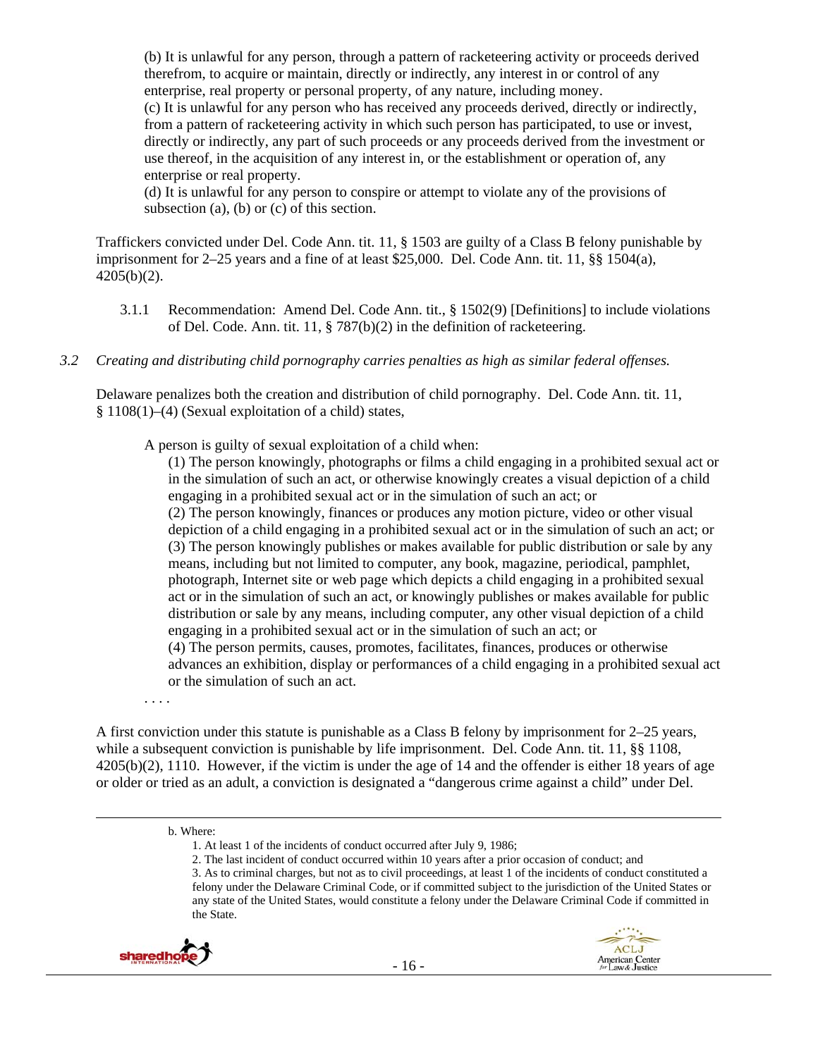(b) It is unlawful for any person, through a pattern of racketeering activity or proceeds derived therefrom, to acquire or maintain, directly or indirectly, any interest in or control of any enterprise, real property or personal property, of any nature, including money.
(c) It is unlawful for any person who has received any proceeds derived, directly or indirectly, from a pattern of racketeering activity in which such person has participated, to use or invest, directly or indirectly, any part of such proceeds or any proceeds derived from the investment or use thereof, in the acquisition of any interest in, or the establishment or operation of, any enterprise or real property.
(d) It is unlawful for any person to conspire or attempt to violate any of the provisions of subsection (a), (b) or (c) of this section.

Traffickers convicted under Del. Code Ann. tit. 11, § 1503 are guilty of a Class B felony punishable by imprisonment for 2–25 years and a fine of at least $25,000. Del. Code Ann. tit. 11, §§ 1504(a), 4205(b)(2).

3.1.1 Recommendation: Amend Del. Code Ann. tit., § 1502(9) [Definitions] to include violations of Del. Code. Ann. tit. 11, § 787(b)(2) in the definition of racketeering.

*3.2 Creating and distributing child pornography carries penalties as high as similar federal offenses.*

Delaware penalizes both the creation and distribution of child pornography. Del. Code Ann. tit. 11, § 1108(1)–(4) (Sexual exploitation of a child) states,

> A person is guilty of sexual exploitation of a child when:
>
> (1) The person knowingly, photographs or films a child engaging in a prohibited sexual act or in the simulation of such an act, or otherwise knowingly creates a visual depiction of a child engaging in a prohibited sexual act or in the simulation of such an act; or
> (2) The person knowingly, finances or produces any motion picture, video or other visual depiction of a child engaging in a prohibited sexual act or in the simulation of such an act; or
> (3) The person knowingly publishes or makes available for public distribution or sale by any means, including but not limited to computer, any book, magazine, periodical, pamphlet, photograph, Internet site or web page which depicts a child engaging in a prohibited sexual act or in the simulation of such an act, or knowingly publishes or makes available for public distribution or sale by any means, including computer, any other visual depiction of a child engaging in a prohibited sexual act or in the simulation of such an act; or
> (4) The person permits, causes, promotes, facilitates, finances, produces or otherwise advances an exhibition, display or performances of a child engaging in a prohibited sexual act or the simulation of such an act.
>
> . . . .

A first conviction under this statute is punishable as a Class B felony by imprisonment for 2–25 years, while a subsequent conviction is punishable by life imprisonment. Del. Code Ann. tit. 11, §§ 1108, 4205(b)(2), 1110. However, if the victim is under the age of 14 and the offender is either 18 years of age or older or tried as an adult, a conviction is designated a "dangerous crime against a child" under Del.

---

b. Where:
1. At least 1 of the incidents of conduct occurred after July 9, 1986;
2. The last incident of conduct occurred within 10 years after a prior occasion of conduct; and
3. As to criminal charges, but not as to civil proceedings, at least 1 of the incidents of conduct constituted a felony under the Delaware Criminal Code, or if committed subject to the jurisdiction of the United States or any state of the United States, would constitute a felony under the Delaware Criminal Code if committed in the State.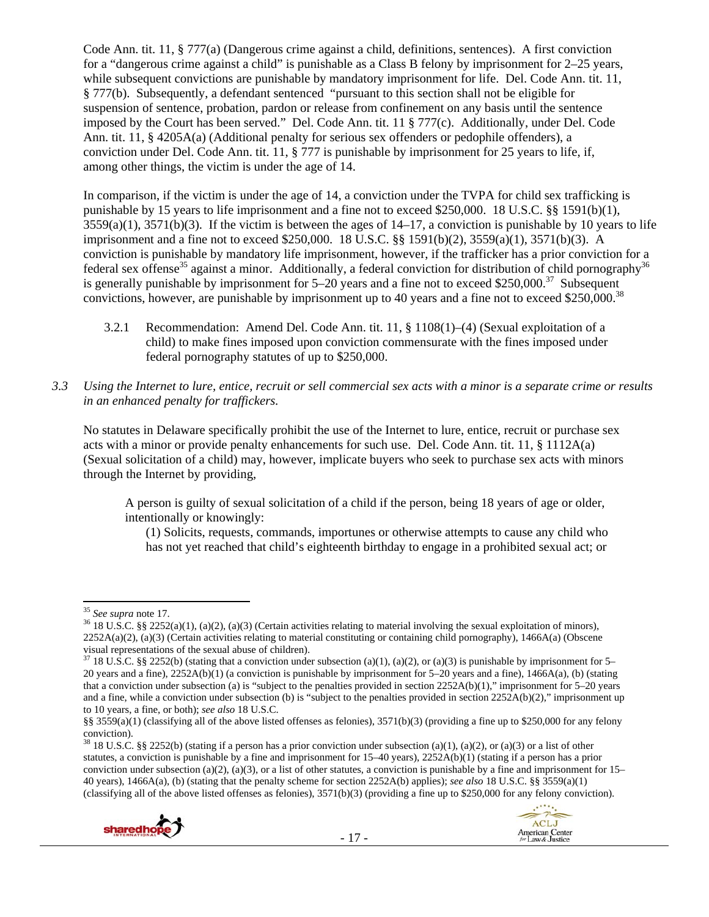Code Ann. tit. 11, § 777(a) (Dangerous crime against a child, definitions, sentences). A first conviction for a "dangerous crime against a child" is punishable as a Class B felony by imprisonment for 2–25 years, while subsequent convictions are punishable by mandatory imprisonment for life. Del. Code Ann. tit. 11, § 777(b). Subsequently, a defendant sentenced "pursuant to this section shall not be eligible for suspension of sentence, probation, pardon or release from confinement on any basis until the sentence imposed by the Court has been served." Del. Code Ann. tit. 11 § 777(c). Additionally, under Del. Code Ann. tit. 11, § 4205A(a) (Additional penalty for serious sex offenders or pedophile offenders), a conviction under Del. Code Ann. tit. 11, § 777 is punishable by imprisonment for 25 years to life, if, among other things, the victim is under the age of 14.

In comparison, if the victim is under the age of 14, a conviction under the TVPA for child sex trafficking is punishable by 15 years to life imprisonment and a fine not to exceed $250,000. 18 U.S.C. §§ 1591(b)(1), 3559(a)(1), 3571(b)(3). If the victim is between the ages of 14–17, a conviction is punishable by 10 years to life imprisonment and a fine not to exceed $250,000. 18 U.S.C. §§ 1591(b)(2), 3559(a)(1), 3571(b)(3). A conviction is punishable by mandatory life imprisonment, however, if the trafficker has a prior conviction for a federal sex offense[35] against a minor. Additionally, a federal conviction for distribution of child pornography[36] is generally punishable by imprisonment for 5–20 years and a fine not to exceed $250,000.[37] Subsequent convictions, however, are punishable by imprisonment up to 40 years and a fine not to exceed $250,000.[38]

3.2.1 Recommendation: Amend Del. Code Ann. tit. 11, § 1108(1)–(4) (Sexual exploitation of a child) to make fines imposed upon conviction commensurate with the fines imposed under federal pornography statutes of up to $250,000.

*3.3 Using the Internet to lure, entice, recruit or sell commercial sex acts with a minor is a separate crime or results in an enhanced penalty for traffickers.*

No statutes in Delaware specifically prohibit the use of the Internet to lure, entice, recruit or purchase sex acts with a minor or provide penalty enhancements for such use. Del. Code Ann. tit. 11, § 1112A(a) (Sexual solicitation of a child) may, however, implicate buyers who seek to purchase sex acts with minors through the Internet by providing,

> A person is guilty of sexual solicitation of a child if the person, being 18 years of age or older, intentionally or knowingly:
>
> (1) Solicits, requests, commands, importunes or otherwise attempts to cause any child who has not yet reached that child's eighteenth birthday to engage in a prohibited sexual act; or

---

[35] *See supra* note 17.

[36] 18 U.S.C. §§ 2252(a)(1), (a)(2), (a)(3) (Certain activities relating to material involving the sexual exploitation of minors), 2252A(a)(2), (a)(3) (Certain activities relating to material constituting or containing child pornography), 1466A(a) (Obscene visual representations of the sexual abuse of children).

[37] 18 U.S.C. §§ 2252(b) (stating that a conviction under subsection (a)(1), (a)(2), or (a)(3) is punishable by imprisonment for 5–20 years and a fine), 2252A(b)(1) (a conviction is punishable by imprisonment for 5–20 years and a fine), 1466A(a), (b) (stating that a conviction under subsection (a) is "subject to the penalties provided in section 2252A(b)(1)," imprisonment for 5–20 years and a fine, while a conviction under subsection (b) is "subject to the penalties provided in section 2252A(b)(2)," imprisonment up to 10 years, a fine, or both); *see also* 18 U.S.C. §§ 3559(a)(1) (classifying all of the above listed offenses as felonies), 3571(b)(3) (providing a fine up to $250,000 for any felony conviction).

[38] 18 U.S.C. §§ 2252(b) (stating if a person has a prior conviction under subsection (a)(1), (a)(2), or (a)(3) or a list of other statutes, a conviction is punishable by a fine and imprisonment for 15–40 years), 2252A(b)(1) (stating if a person has a prior conviction under subsection (a)(2), (a)(3), or a list of other statutes, a conviction is punishable by a fine and imprisonment for 15–40 years), 1466A(a), (b) (stating that the penalty scheme for section 2252A(b) applies); *see also* 18 U.S.C. §§ 3559(a)(1) (classifying all of the above listed offenses as felonies), 3571(b)(3) (providing a fine up to $250,000 for any felony conviction).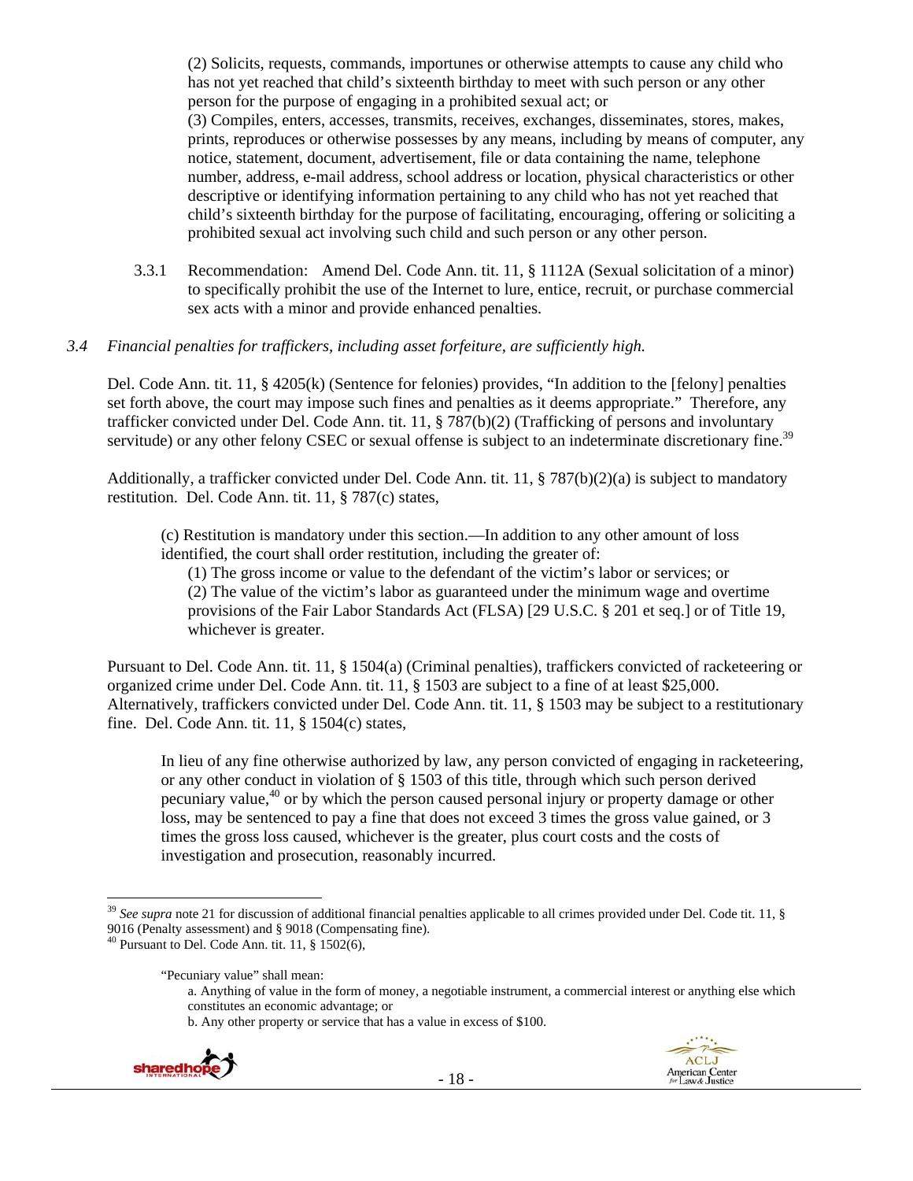(2) Solicits, requests, commands, importunes or otherwise attempts to cause any child who has not yet reached that child's sixteenth birthday to meet with such person or any other person for the purpose of engaging in a prohibited sexual act; or

(3) Compiles, enters, accesses, transmits, receives, exchanges, disseminates, stores, makes, prints, reproduces or otherwise possesses by any means, including by means of computer, any notice, statement, document, advertisement, file or data containing the name, telephone number, address, e-mail address, school address or location, physical characteristics or other descriptive or identifying information pertaining to any child who has not yet reached that child's sixteenth birthday for the purpose of facilitating, encouraging, offering or soliciting a prohibited sexual act involving such child and such person or any other person.

3.3.1 Recommendation: Amend Del. Code Ann. tit. 11, § 1112A (Sexual solicitation of a minor) to specifically prohibit the use of the Internet to lure, entice, recruit, or purchase commercial sex acts with a minor and provide enhanced penalties.

*3.4 Financial penalties for traffickers, including asset forfeiture, are sufficiently high.*

Del. Code Ann. tit. 11, § 4205(k) (Sentence for felonies) provides, "In addition to the [felony] penalties set forth above, the court may impose such fines and penalties as it deems appropriate." Therefore, any trafficker convicted under Del. Code Ann. tit. 11, § 787(b)(2) (Trafficking of persons and involuntary servitude) or any other felony CSEC or sexual offense is subject to an indeterminate discretionary fine.[39]

Additionally, a trafficker convicted under Del. Code Ann. tit. 11, § 787(b)(2)(a) is subject to mandatory restitution. Del. Code Ann. tit. 11, § 787(c) states,

> (c) Restitution is mandatory under this section.—In addition to any other amount of loss identified, the court shall order restitution, including the greater of:
>
> (1) The gross income or value to the defendant of the victim's labor or services; or
>
> (2) The value of the victim's labor as guaranteed under the minimum wage and overtime provisions of the Fair Labor Standards Act (FLSA) [29 U.S.C. § 201 et seq.] or of Title 19, whichever is greater.

Pursuant to Del. Code Ann. tit. 11, § 1504(a) (Criminal penalties), traffickers convicted of racketeering or organized crime under Del. Code Ann. tit. 11, § 1503 are subject to a fine of at least $25,000. Alternatively, traffickers convicted under Del. Code Ann. tit. 11, § 1503 may be subject to a restitutionary fine. Del. Code Ann. tit. 11, § 1504(c) states,

> In lieu of any fine otherwise authorized by law, any person convicted of engaging in racketeering, or any other conduct in violation of § 1503 of this title, through which such person derived pecuniary value,[40] or by which the person caused personal injury or property damage or other loss, may be sentenced to pay a fine that does not exceed 3 times the gross value gained, or 3 times the gross loss caused, whichever is the greater, plus court costs and the costs of investigation and prosecution, reasonably incurred.

---

[39] *See supra* note 21 for discussion of additional financial penalties applicable to all crimes provided under Del. Code tit. 11, § 9016 (Penalty assessment) and § 9018 (Compensating fine).

[40] Pursuant to Del. Code Ann. tit. 11, § 1502(6),

> "Pecuniary value" shall mean:
>
> a. Anything of value in the form of money, a negotiable instrument, a commercial interest or anything else which constitutes an economic advantage; or
>
> b. Any other property or service that has a value in excess of $100.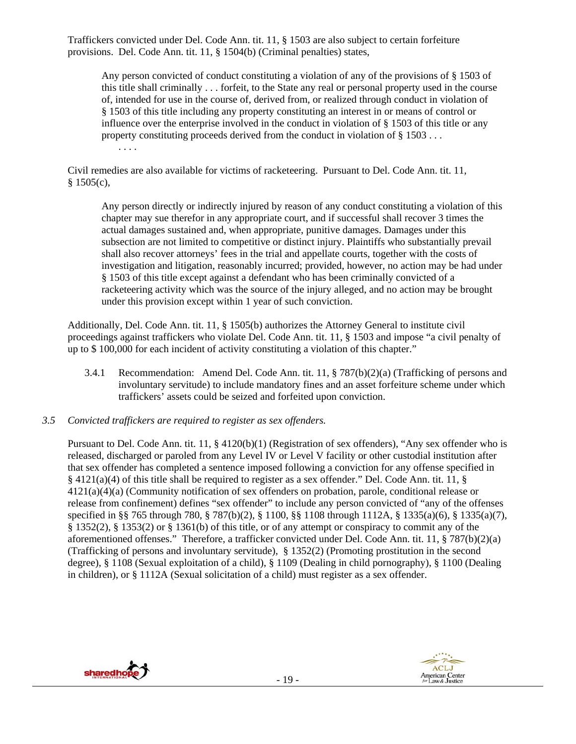Traffickers convicted under Del. Code Ann. tit. 11, § 1503 are also subject to certain forfeiture provisions. Del. Code Ann. tit. 11, § 1504(b) (Criminal penalties) states,

> Any person convicted of conduct constituting a violation of any of the provisions of § 1503 of this title shall criminally . . . forfeit, to the State any real or personal property used in the course of, intended for use in the course of, derived from, or realized through conduct in violation of § 1503 of this title including any property constituting an interest in or means of control or influence over the enterprise involved in the conduct in violation of § 1503 of this title or any property constituting proceeds derived from the conduct in violation of § 1503 . . .
> . . . .

Civil remedies are also available for victims of racketeering. Pursuant to Del. Code Ann. tit. 11, § 1505(c),

> Any person directly or indirectly injured by reason of any conduct constituting a violation of this chapter may sue therefor in any appropriate court, and if successful shall recover 3 times the actual damages sustained and, when appropriate, punitive damages. Damages under this subsection are not limited to competitive or distinct injury. Plaintiffs who substantially prevail shall also recover attorneys' fees in the trial and appellate courts, together with the costs of investigation and litigation, reasonably incurred; provided, however, no action may be had under § 1503 of this title except against a defendant who has been criminally convicted of a racketeering activity which was the source of the injury alleged, and no action may be brought under this provision except within 1 year of such conviction.

Additionally, Del. Code Ann. tit. 11, § 1505(b) authorizes the Attorney General to institute civil proceedings against traffickers who violate Del. Code Ann. tit. 11, § 1503 and impose "a civil penalty of up to $ 100,000 for each incident of activity constituting a violation of this chapter."

3.4.1 Recommendation: Amend Del. Code Ann. tit. 11, § 787(b)(2)(a) (Trafficking of persons and involuntary servitude) to include mandatory fines and an asset forfeiture scheme under which traffickers' assets could be seized and forfeited upon conviction.

*3.5 Convicted traffickers are required to register as sex offenders.*

Pursuant to Del. Code Ann. tit. 11, § 4120(b)(1) (Registration of sex offenders), "Any sex offender who is released, discharged or paroled from any Level IV or Level V facility or other custodial institution after that sex offender has completed a sentence imposed following a conviction for any offense specified in § 4121(a)(4) of this title shall be required to register as a sex offender." Del. Code Ann. tit. 11, § 4121(a)(4)(a) (Community notification of sex offenders on probation, parole, conditional release or release from confinement) defines "sex offender" to include any person convicted of "any of the offenses specified in §§ 765 through 780, § 787(b)(2), § 1100, §§ 1108 through 1112A, § 1335(a)(6), § 1335(a)(7), § 1352(2), § 1353(2) or § 1361(b) of this title, or of any attempt or conspiracy to commit any of the aforementioned offenses." Therefore, a trafficker convicted under Del. Code Ann. tit. 11, § 787(b)(2)(a) (Trafficking of persons and involuntary servitude), § 1352(2) (Promoting prostitution in the second degree), § 1108 (Sexual exploitation of a child), § 1109 (Dealing in child pornography), § 1100 (Dealing in children), or § 1112A (Sexual solicitation of a child) must register as a sex offender.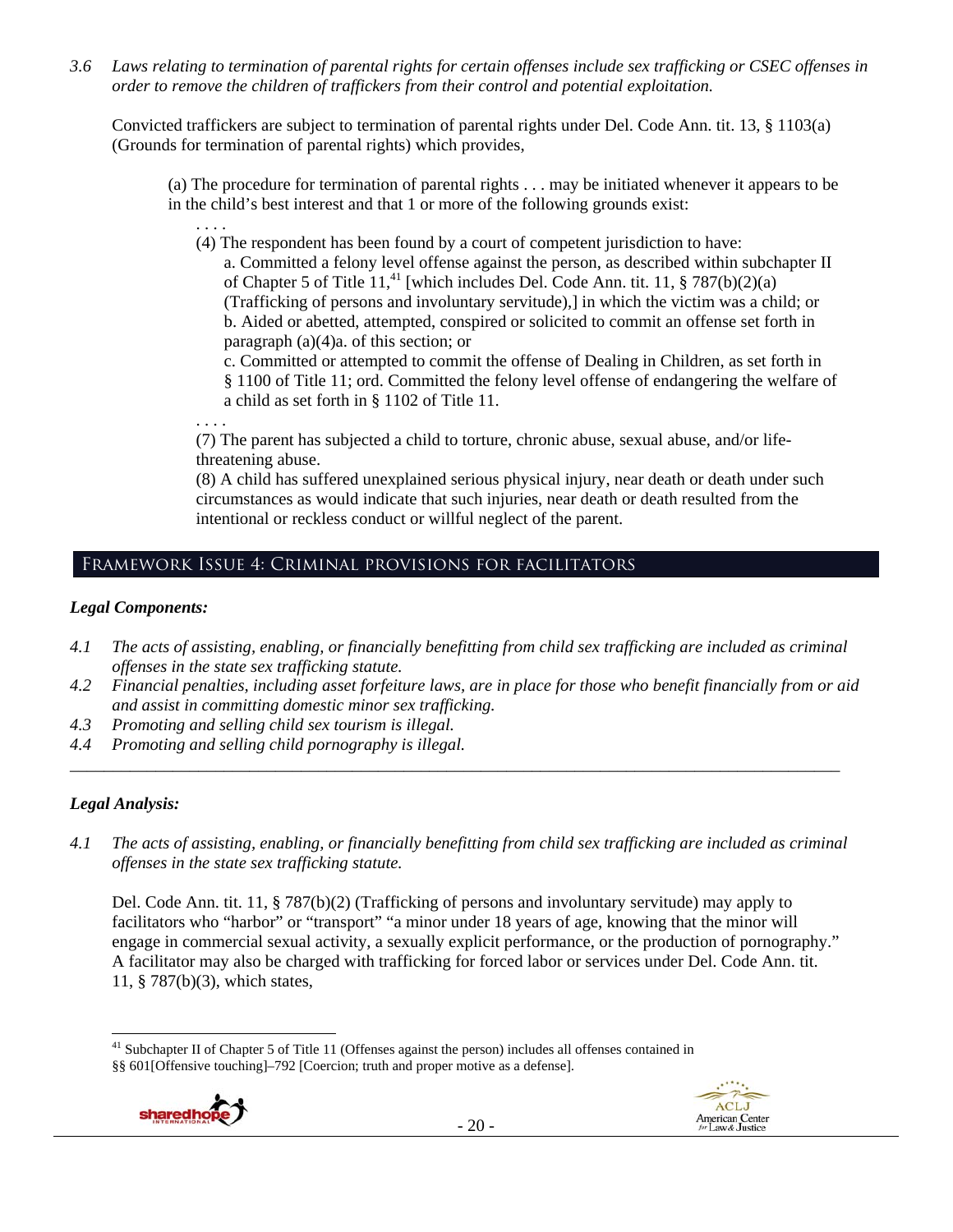*3.6 Laws relating to termination of parental rights for certain offenses include sex trafficking or CSEC offenses in order to remove the children of traffickers from their control and potential exploitation.*

Convicted traffickers are subject to termination of parental rights under Del. Code Ann. tit. 13, § 1103(a) (Grounds for termination of parental rights) which provides,

> (a) The procedure for termination of parental rights . . . may be initiated whenever it appears to be in the child's best interest and that 1 or more of the following grounds exist:
>
> . . . .
>
> (4) The respondent has been found by a court of competent jurisdiction to have:
>
> a. Committed a felony level offense against the person, as described within subchapter II of Chapter 5 of Title 11,[41] [which includes Del. Code Ann. tit. 11, § 787(b)(2)(a) (Trafficking of persons and involuntary servitude),] in which the victim was a child; or
>
> b. Aided or abetted, attempted, conspired or solicited to commit an offense set forth in paragraph (a)(4)a. of this section; or
>
> c. Committed or attempted to commit the offense of Dealing in Children, as set forth in § 1100 of Title 11; ord. Committed the felony level offense of endangering the welfare of a child as set forth in § 1102 of Title 11.
>
> . . . .
>
> (7) The parent has subjected a child to torture, chronic abuse, sexual abuse, and/or life-threatening abuse.
>
> (8) A child has suffered unexplained serious physical injury, near death or death under such circumstances as would indicate that such injuries, near death or death resulted from the intentional or reckless conduct or willful neglect of the parent.

## Framework Issue 4: Criminal provisions for facilitators

### *Legal Components:*

*4.1 The acts of assisting, enabling, or financially benefitting from child sex trafficking are included as criminal offenses in the state sex trafficking statute.*

*4.2 Financial penalties, including asset forfeiture laws, are in place for those who benefit financially from or aid and assist in committing domestic minor sex trafficking.*

*4.3 Promoting and selling child sex tourism is illegal.*

*4.4 Promoting and selling child pornography is illegal.*

---

### *Legal Analysis:*

*4.1 The acts of assisting, enabling, or financially benefitting from child sex trafficking are included as criminal offenses in the state sex trafficking statute.*

Del. Code Ann. tit. 11, § 787(b)(2) (Trafficking of persons and involuntary servitude) may apply to facilitators who "harbor" or "transport" "a minor under 18 years of age, knowing that the minor will engage in commercial sexual activity, a sexually explicit performance, or the production of pornography." A facilitator may also be charged with trafficking for forced labor or services under Del. Code Ann. tit. 11, § 787(b)(3), which states,

---

[41] Subchapter II of Chapter 5 of Title 11 (Offenses against the person) includes all offenses contained in §§ 601[Offensive touching]–792 [Coercion; truth and proper motive as a defense].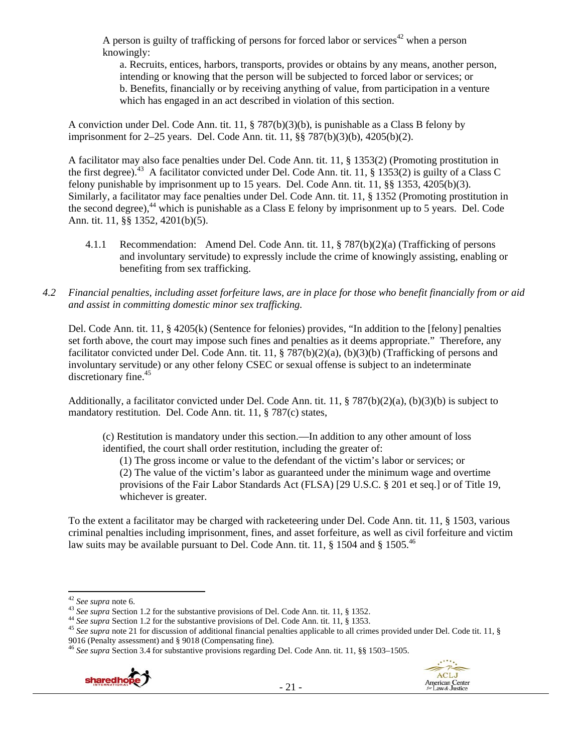A person is guilty of trafficking of persons for forced labor or services[42] when a person knowingly:

a. Recruits, entices, harbors, transports, provides or obtains by any means, another person, intending or knowing that the person will be subjected to forced labor or services; or
b. Benefits, financially or by receiving anything of value, from participation in a venture which has engaged in an act described in violation of this section.

A conviction under Del. Code Ann. tit. 11, § 787(b)(3)(b), is punishable as a Class B felony by imprisonment for 2–25 years. Del. Code Ann. tit. 11, §§ 787(b)(3)(b), 4205(b)(2).

A facilitator may also face penalties under Del. Code Ann. tit. 11, § 1353(2) (Promoting prostitution in the first degree).[43] A facilitator convicted under Del. Code Ann. tit. 11, § 1353(2) is guilty of a Class C felony punishable by imprisonment up to 15 years. Del. Code Ann. tit. 11, §§ 1353, 4205(b)(3). Similarly, a facilitator may face penalties under Del. Code Ann. tit. 11, § 1352 (Promoting prostitution in the second degree),[44] which is punishable as a Class E felony by imprisonment up to 5 years. Del. Code Ann. tit. 11, §§ 1352, 4201(b)(5).

4.1.1 Recommendation: Amend Del. Code Ann. tit. 11, § 787(b)(2)(a) (Trafficking of persons and involuntary servitude) to expressly include the crime of knowingly assisting, enabling or benefiting from sex trafficking.

*4.2 Financial penalties, including asset forfeiture laws, are in place for those who benefit financially from or aid and assist in committing domestic minor sex trafficking.*

Del. Code Ann. tit. 11, § 4205(k) (Sentence for felonies) provides, "In addition to the [felony] penalties set forth above, the court may impose such fines and penalties as it deems appropriate." Therefore, any facilitator convicted under Del. Code Ann. tit. 11, § 787(b)(2)(a), (b)(3)(b) (Trafficking of persons and involuntary servitude) or any other felony CSEC or sexual offense is subject to an indeterminate discretionary fine.[45]

Additionally, a facilitator convicted under Del. Code Ann. tit. 11, § 787(b)(2)(a), (b)(3)(b) is subject to mandatory restitution. Del. Code Ann. tit. 11, § 787(c) states,

(c) Restitution is mandatory under this section.—In addition to any other amount of loss identified, the court shall order restitution, including the greater of:
(1) The gross income or value to the defendant of the victim's labor or services; or
(2) The value of the victim's labor as guaranteed under the minimum wage and overtime provisions of the Fair Labor Standards Act (FLSA) [29 U.S.C. § 201 et seq.] or of Title 19, whichever is greater.

To the extent a facilitator may be charged with racketeering under Del. Code Ann. tit. 11, § 1503, various criminal penalties including imprisonment, fines, and asset forfeiture, as well as civil forfeiture and victim law suits may be available pursuant to Del. Code Ann. tit. 11, § 1504 and § 1505.[46]

---

[42] *See supra* note 6.
[43] *See supra* Section 1.2 for the substantive provisions of Del. Code Ann. tit. 11, § 1352.
[44] *See supra* Section 1.2 for the substantive provisions of Del. Code Ann. tit. 11, § 1353.
[45] *See supra* note 21 for discussion of additional financial penalties applicable to all crimes provided under Del. Code tit. 11, § 9016 (Penalty assessment) and § 9018 (Compensating fine).
[46] *See supra* Section 3.4 for substantive provisions regarding Del. Code Ann. tit. 11, §§ 1503–1505.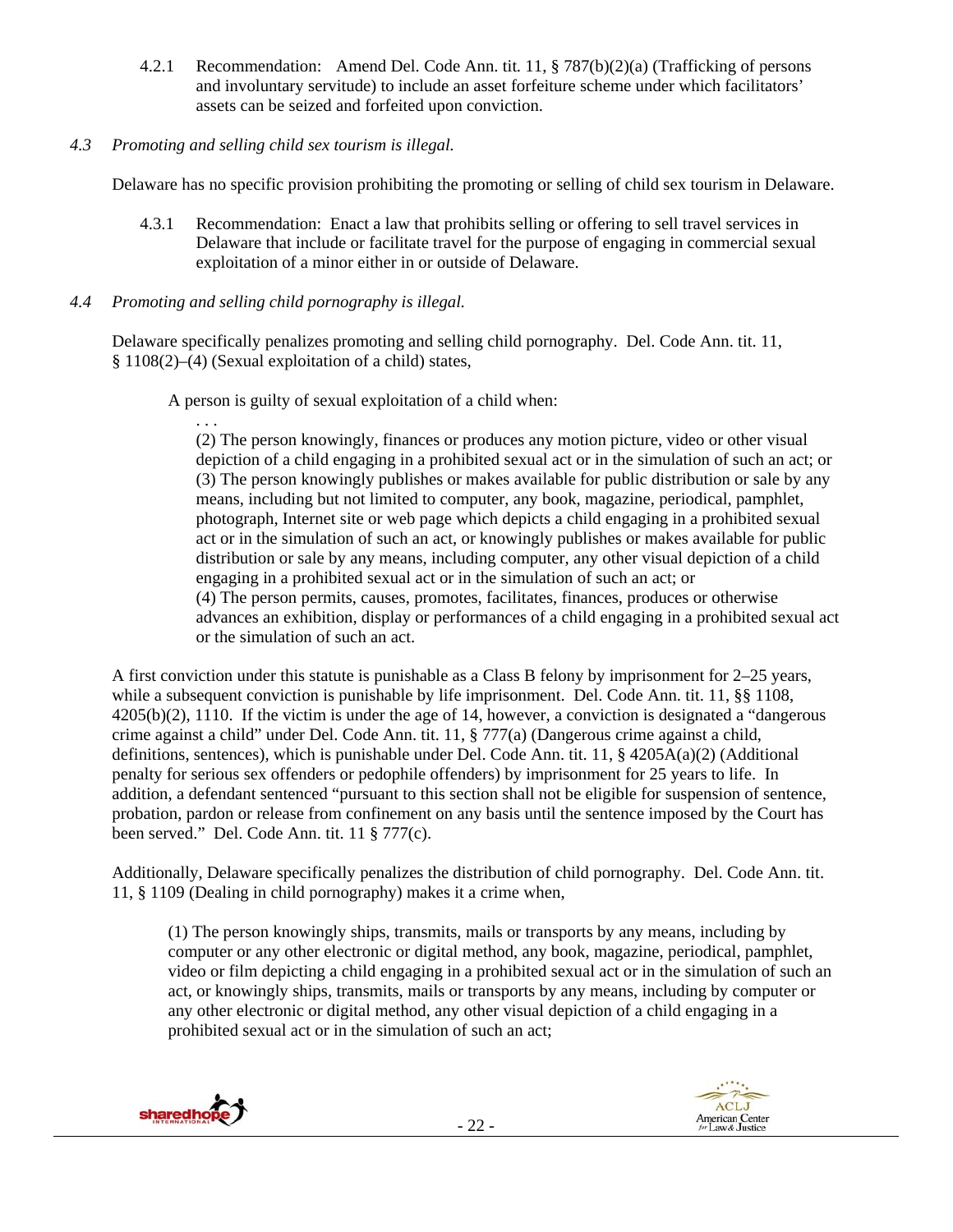4.2.1 Recommendation: Amend Del. Code Ann. tit. 11, § 787(b)(2)(a) (Trafficking of persons and involuntary servitude) to include an asset forfeiture scheme under which facilitators' assets can be seized and forfeited upon conviction.

*4.3 Promoting and selling child sex tourism is illegal.*

Delaware has no specific provision prohibiting the promoting or selling of child sex tourism in Delaware.

4.3.1 Recommendation: Enact a law that prohibits selling or offering to sell travel services in Delaware that include or facilitate travel for the purpose of engaging in commercial sexual exploitation of a minor either in or outside of Delaware.

*4.4 Promoting and selling child pornography is illegal.*

Delaware specifically penalizes promoting and selling child pornography. Del. Code Ann. tit. 11, § 1108(2)–(4) (Sexual exploitation of a child) states,

> A person is guilty of sexual exploitation of a child when:
>
> . . .
>
> (2) The person knowingly, finances or produces any motion picture, video or other visual depiction of a child engaging in a prohibited sexual act or in the simulation of such an act; or
>
> (3) The person knowingly publishes or makes available for public distribution or sale by any means, including but not limited to computer, any book, magazine, periodical, pamphlet, photograph, Internet site or web page which depicts a child engaging in a prohibited sexual act or in the simulation of such an act, or knowingly publishes or makes available for public distribution or sale by any means, including computer, any other visual depiction of a child engaging in a prohibited sexual act or in the simulation of such an act; or
>
> (4) The person permits, causes, promotes, facilitates, finances, produces or otherwise advances an exhibition, display or performances of a child engaging in a prohibited sexual act or the simulation of such an act.

A first conviction under this statute is punishable as a Class B felony by imprisonment for 2–25 years, while a subsequent conviction is punishable by life imprisonment. Del. Code Ann. tit. 11, §§ 1108, 4205(b)(2), 1110. If the victim is under the age of 14, however, a conviction is designated a "dangerous crime against a child" under Del. Code Ann. tit. 11, § 777(a) (Dangerous crime against a child, definitions, sentences), which is punishable under Del. Code Ann. tit. 11, § 4205A(a)(2) (Additional penalty for serious sex offenders or pedophile offenders) by imprisonment for 25 years to life. In addition, a defendant sentenced "pursuant to this section shall not be eligible for suspension of sentence, probation, pardon or release from confinement on any basis until the sentence imposed by the Court has been served." Del. Code Ann. tit. 11 § 777(c).

Additionally, Delaware specifically penalizes the distribution of child pornography. Del. Code Ann. tit. 11, § 1109 (Dealing in child pornography) makes it a crime when,

> (1) The person knowingly ships, transmits, mails or transports by any means, including by computer or any other electronic or digital method, any book, magazine, periodical, pamphlet, video or film depicting a child engaging in a prohibited sexual act or in the simulation of such an act, or knowingly ships, transmits, mails or transports by any means, including by computer or any other electronic or digital method, any other visual depiction of a child engaging in a prohibited sexual act or in the simulation of such an act;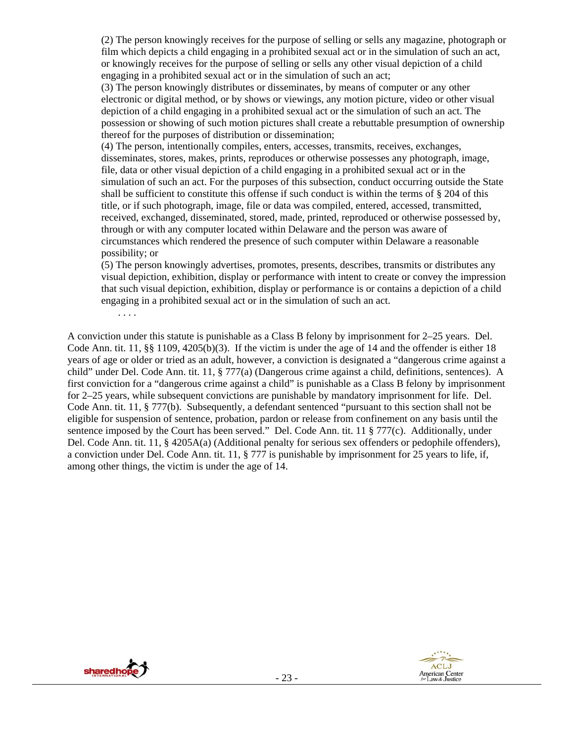(2) The person knowingly receives for the purpose of selling or sells any magazine, photograph or film which depicts a child engaging in a prohibited sexual act or in the simulation of such an act, or knowingly receives for the purpose of selling or sells any other visual depiction of a child engaging in a prohibited sexual act or in the simulation of such an act;

(3) The person knowingly distributes or disseminates, by means of computer or any other electronic or digital method, or by shows or viewings, any motion picture, video or other visual depiction of a child engaging in a prohibited sexual act or the simulation of such an act. The possession or showing of such motion pictures shall create a rebuttable presumption of ownership thereof for the purposes of distribution or dissemination;

(4) The person, intentionally compiles, enters, accesses, transmits, receives, exchanges, disseminates, stores, makes, prints, reproduces or otherwise possesses any photograph, image, file, data or other visual depiction of a child engaging in a prohibited sexual act or in the simulation of such an act. For the purposes of this subsection, conduct occurring outside the State shall be sufficient to constitute this offense if such conduct is within the terms of § 204 of this title, or if such photograph, image, file or data was compiled, entered, accessed, transmitted, received, exchanged, disseminated, stored, made, printed, reproduced or otherwise possessed by, through or with any computer located within Delaware and the person was aware of circumstances which rendered the presence of such computer within Delaware a reasonable possibility; or

(5) The person knowingly advertises, promotes, presents, describes, transmits or distributes any visual depiction, exhibition, display or performance with intent to create or convey the impression that such visual depiction, exhibition, display or performance is or contains a depiction of a child engaging in a prohibited sexual act or in the simulation of such an act.

. . . .

A conviction under this statute is punishable as a Class B felony by imprisonment for 2–25 years. Del. Code Ann. tit. 11, §§ 1109, 4205(b)(3). If the victim is under the age of 14 and the offender is either 18 years of age or older or tried as an adult, however, a conviction is designated a "dangerous crime against a child" under Del. Code Ann. tit. 11, § 777(a) (Dangerous crime against a child, definitions, sentences). A first conviction for a "dangerous crime against a child" is punishable as a Class B felony by imprisonment for 2–25 years, while subsequent convictions are punishable by mandatory imprisonment for life. Del. Code Ann. tit. 11, § 777(b). Subsequently, a defendant sentenced "pursuant to this section shall not be eligible for suspension of sentence, probation, pardon or release from confinement on any basis until the sentence imposed by the Court has been served." Del. Code Ann. tit. 11 § 777(c). Additionally, under Del. Code Ann. tit. 11, § 4205A(a) (Additional penalty for serious sex offenders or pedophile offenders), a conviction under Del. Code Ann. tit. 11, § 777 is punishable by imprisonment for 25 years to life, if, among other things, the victim is under the age of 14.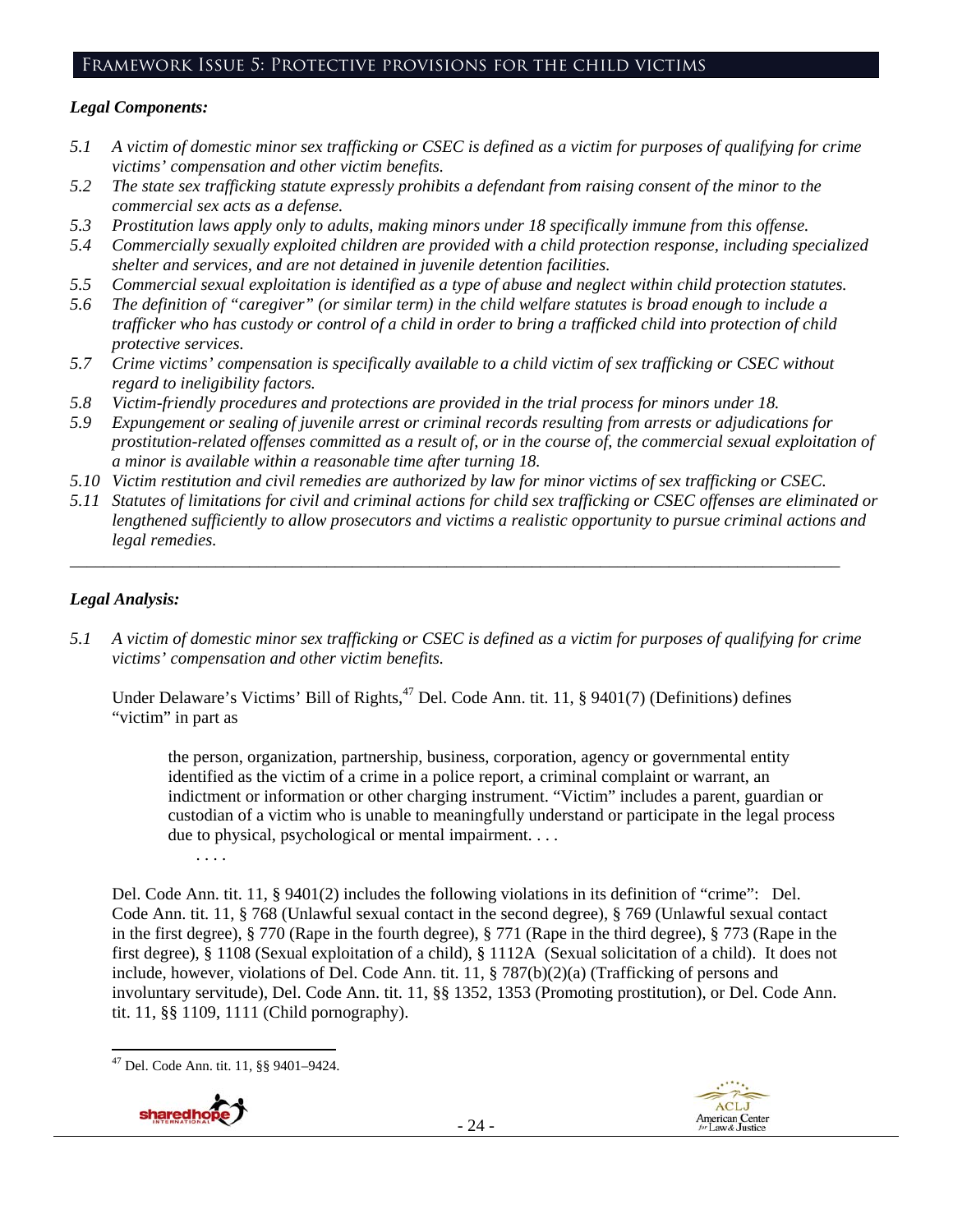## Framework Issue 5: Protective provisions for the child victims

### *Legal Components:*

*5.1 A victim of domestic minor sex trafficking or CSEC is defined as a victim for purposes of qualifying for crime victims' compensation and other victim benefits.*

*5.2 The state sex trafficking statute expressly prohibits a defendant from raising consent of the minor to the commercial sex acts as a defense.*

*5.3 Prostitution laws apply only to adults, making minors under 18 specifically immune from this offense.*

*5.4 Commercially sexually exploited children are provided with a child protection response, including specialized shelter and services, and are not detained in juvenile detention facilities.*

*5.5 Commercial sexual exploitation is identified as a type of abuse and neglect within child protection statutes.*

*5.6 The definition of "caregiver" (or similar term) in the child welfare statutes is broad enough to include a trafficker who has custody or control of a child in order to bring a trafficked child into protection of child protective services.*

*5.7 Crime victims' compensation is specifically available to a child victim of sex trafficking or CSEC without regard to ineligibility factors.*

*5.8 Victim-friendly procedures and protections are provided in the trial process for minors under 18.*

*5.9 Expungement or sealing of juvenile arrest or criminal records resulting from arrests or adjudications for prostitution-related offenses committed as a result of, or in the course of, the commercial sexual exploitation of a minor is available within a reasonable time after turning 18.*

*5.10 Victim restitution and civil remedies are authorized by law for minor victims of sex trafficking or CSEC.*

*5.11 Statutes of limitations for civil and criminal actions for child sex trafficking or CSEC offenses are eliminated or lengthened sufficiently to allow prosecutors and victims a realistic opportunity to pursue criminal actions and legal remedies.*

---

### *Legal Analysis:*

*5.1 A victim of domestic minor sex trafficking or CSEC is defined as a victim for purposes of qualifying for crime victims' compensation and other victim benefits.*

Under Delaware's Victims' Bill of Rights,[47] Del. Code Ann. tit. 11, § 9401(7) (Definitions) defines "victim" in part as

> the person, organization, partnership, business, corporation, agency or governmental entity identified as the victim of a crime in a police report, a criminal complaint or warrant, an indictment or information or other charging instrument. "Victim" includes a parent, guardian or custodian of a victim who is unable to meaningfully understand or participate in the legal process due to physical, psychological or mental impairment. . . .
>
> . . . .

Del. Code Ann. tit. 11, § 9401(2) includes the following violations in its definition of "crime": Del. Code Ann. tit. 11, § 768 (Unlawful sexual contact in the second degree), § 769 (Unlawful sexual contact in the first degree), § 770 (Rape in the fourth degree), § 771 (Rape in the third degree), § 773 (Rape in the first degree), § 1108 (Sexual exploitation of a child), § 1112A (Sexual solicitation of a child). It does not include, however, violations of Del. Code Ann. tit. 11, § 787(b)(2)(a) (Trafficking of persons and involuntary servitude), Del. Code Ann. tit. 11, §§ 1352, 1353 (Promoting prostitution), or Del. Code Ann. tit. 11, §§ 1109, 1111 (Child pornography).

---

[47] Del. Code Ann. tit. 11, §§ 9401–9424.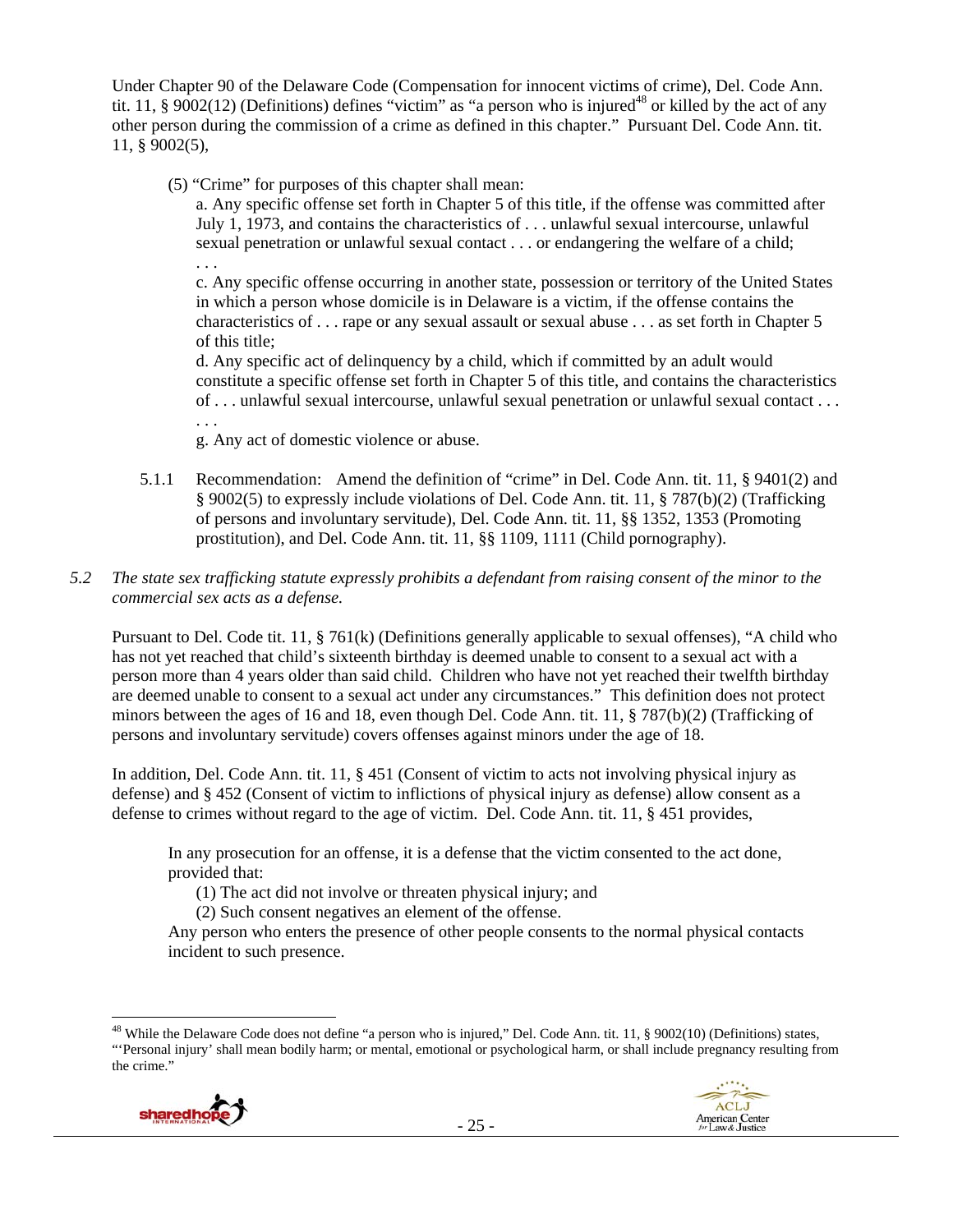Under Chapter 90 of the Delaware Code (Compensation for innocent victims of crime), Del. Code Ann. tit. 11, § 9002(12) (Definitions) defines "victim" as "a person who is injured[48] or killed by the act of any other person during the commission of a crime as defined in this chapter." Pursuant Del. Code Ann. tit. 11, § 9002(5),

> (5) "Crime" for purposes of this chapter shall mean:
>
> a. Any specific offense set forth in Chapter 5 of this title, if the offense was committed after July 1, 1973, and contains the characteristics of . . . unlawful sexual intercourse, unlawful sexual penetration or unlawful sexual contact . . . or endangering the welfare of a child;
>
> . . .
>
> c. Any specific offense occurring in another state, possession or territory of the United States in which a person whose domicile is in Delaware is a victim, if the offense contains the characteristics of . . . rape or any sexual assault or sexual abuse . . . as set forth in Chapter 5 of this title;
>
> d. Any specific act of delinquency by a child, which if committed by an adult would constitute a specific offense set forth in Chapter 5 of this title, and contains the characteristics of . . . unlawful sexual intercourse, unlawful sexual penetration or unlawful sexual contact . . .
>
> . . .
>
> g. Any act of domestic violence or abuse.

5.1.1 Recommendation: Amend the definition of "crime" in Del. Code Ann. tit. 11, § 9401(2) and § 9002(5) to expressly include violations of Del. Code Ann. tit. 11, § 787(b)(2) (Trafficking of persons and involuntary servitude), Del. Code Ann. tit. 11, §§ 1352, 1353 (Promoting prostitution), and Del. Code Ann. tit. 11, §§ 1109, 1111 (Child pornography).

*5.2 The state sex trafficking statute expressly prohibits a defendant from raising consent of the minor to the commercial sex acts as a defense.*

Pursuant to Del. Code tit. 11, § 761(k) (Definitions generally applicable to sexual offenses), "A child who has not yet reached that child's sixteenth birthday is deemed unable to consent to a sexual act with a person more than 4 years older than said child. Children who have not yet reached their twelfth birthday are deemed unable to consent to a sexual act under any circumstances." This definition does not protect minors between the ages of 16 and 18, even though Del. Code Ann. tit. 11, § 787(b)(2) (Trafficking of persons and involuntary servitude) covers offenses against minors under the age of 18.

In addition, Del. Code Ann. tit. 11, § 451 (Consent of victim to acts not involving physical injury as defense) and § 452 (Consent of victim to inflictions of physical injury as defense) allow consent as a defense to crimes without regard to the age of victim. Del. Code Ann. tit. 11, § 451 provides,

> In any prosecution for an offense, it is a defense that the victim consented to the act done, provided that:
>
> (1) The act did not involve or threaten physical injury; and
>
> (2) Such consent negatives an element of the offense.
>
> Any person who enters the presence of other people consents to the normal physical contacts incident to such presence.

---

[48] While the Delaware Code does not define "a person who is injured," Del. Code Ann. tit. 11, § 9002(10) (Definitions) states, "'Personal injury' shall mean bodily harm; or mental, emotional or psychological harm, or shall include pregnancy resulting from the crime."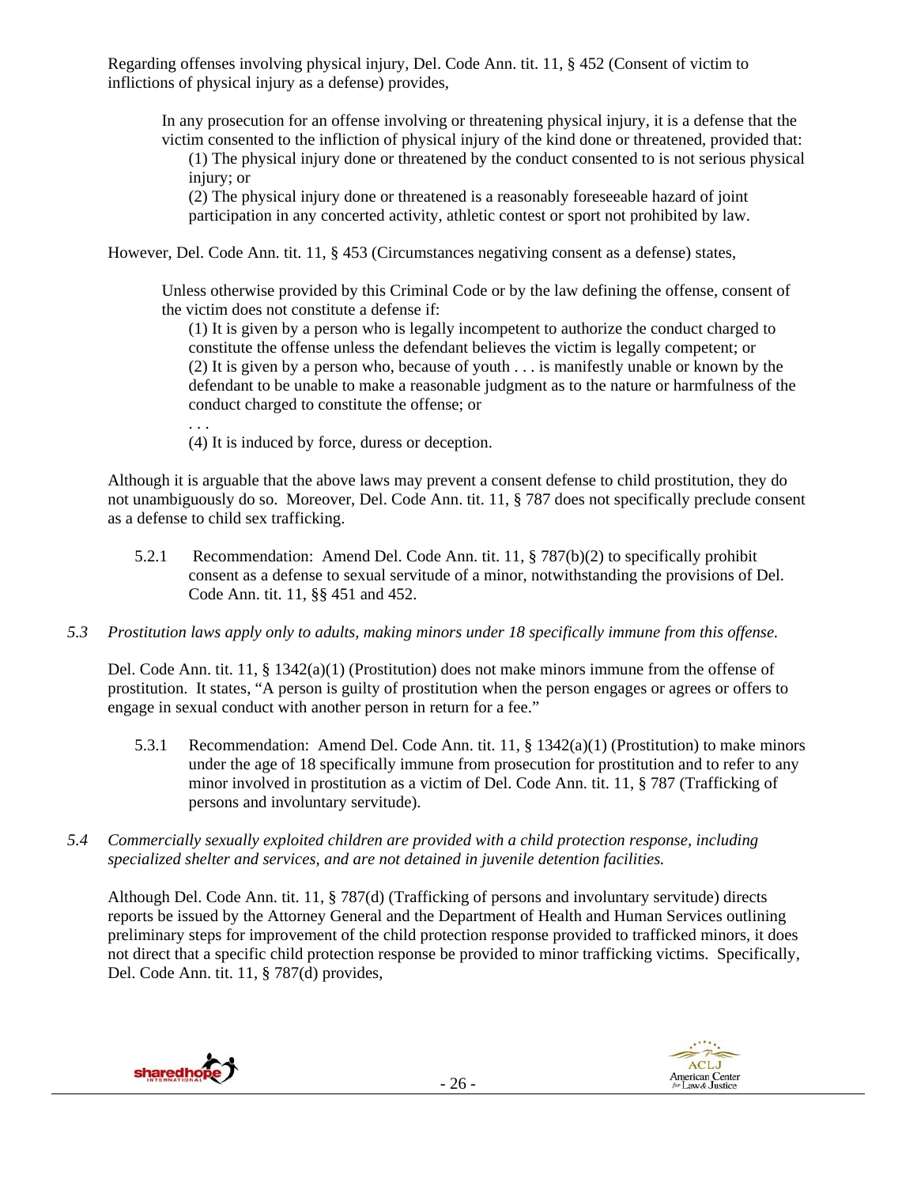Regarding offenses involving physical injury, Del. Code Ann. tit. 11, § 452 (Consent of victim to inflictions of physical injury as a defense) provides,

> In any prosecution for an offense involving or threatening physical injury, it is a defense that the victim consented to the infliction of physical injury of the kind done or threatened, provided that:
>
> (1) The physical injury done or threatened by the conduct consented to is not serious physical injury; or
>
> (2) The physical injury done or threatened is a reasonably foreseeable hazard of joint participation in any concerted activity, athletic contest or sport not prohibited by law.

However, Del. Code Ann. tit. 11, § 453 (Circumstances negativing consent as a defense) states,

> Unless otherwise provided by this Criminal Code or by the law defining the offense, consent of the victim does not constitute a defense if:
>
> (1) It is given by a person who is legally incompetent to authorize the conduct charged to constitute the offense unless the defendant believes the victim is legally competent; or
>
> (2) It is given by a person who, because of youth . . . is manifestly unable or known by the defendant to be unable to make a reasonable judgment as to the nature or harmfulness of the conduct charged to constitute the offense; or
>
> . . .
>
> (4) It is induced by force, duress or deception.

Although it is arguable that the above laws may prevent a consent defense to child prostitution, they do not unambiguously do so. Moreover, Del. Code Ann. tit. 11, § 787 does not specifically preclude consent as a defense to child sex trafficking.

5.2.1 Recommendation: Amend Del. Code Ann. tit. 11, § 787(b)(2) to specifically prohibit consent as a defense to sexual servitude of a minor, notwithstanding the provisions of Del. Code Ann. tit. 11, §§ 451 and 452.

*5.3 Prostitution laws apply only to adults, making minors under 18 specifically immune from this offense.*

Del. Code Ann. tit. 11, § 1342(a)(1) (Prostitution) does not make minors immune from the offense of prostitution. It states, "A person is guilty of prostitution when the person engages or agrees or offers to engage in sexual conduct with another person in return for a fee."

5.3.1 Recommendation: Amend Del. Code Ann. tit. 11, § 1342(a)(1) (Prostitution) to make minors under the age of 18 specifically immune from prosecution for prostitution and to refer to any minor involved in prostitution as a victim of Del. Code Ann. tit. 11, § 787 (Trafficking of persons and involuntary servitude).

*5.4 Commercially sexually exploited children are provided with a child protection response, including specialized shelter and services, and are not detained in juvenile detention facilities.*

Although Del. Code Ann. tit. 11, § 787(d) (Trafficking of persons and involuntary servitude) directs reports be issued by the Attorney General and the Department of Health and Human Services outlining preliminary steps for improvement of the child protection response provided to trafficked minors, it does not direct that a specific child protection response be provided to minor trafficking victims. Specifically, Del. Code Ann. tit. 11, § 787(d) provides,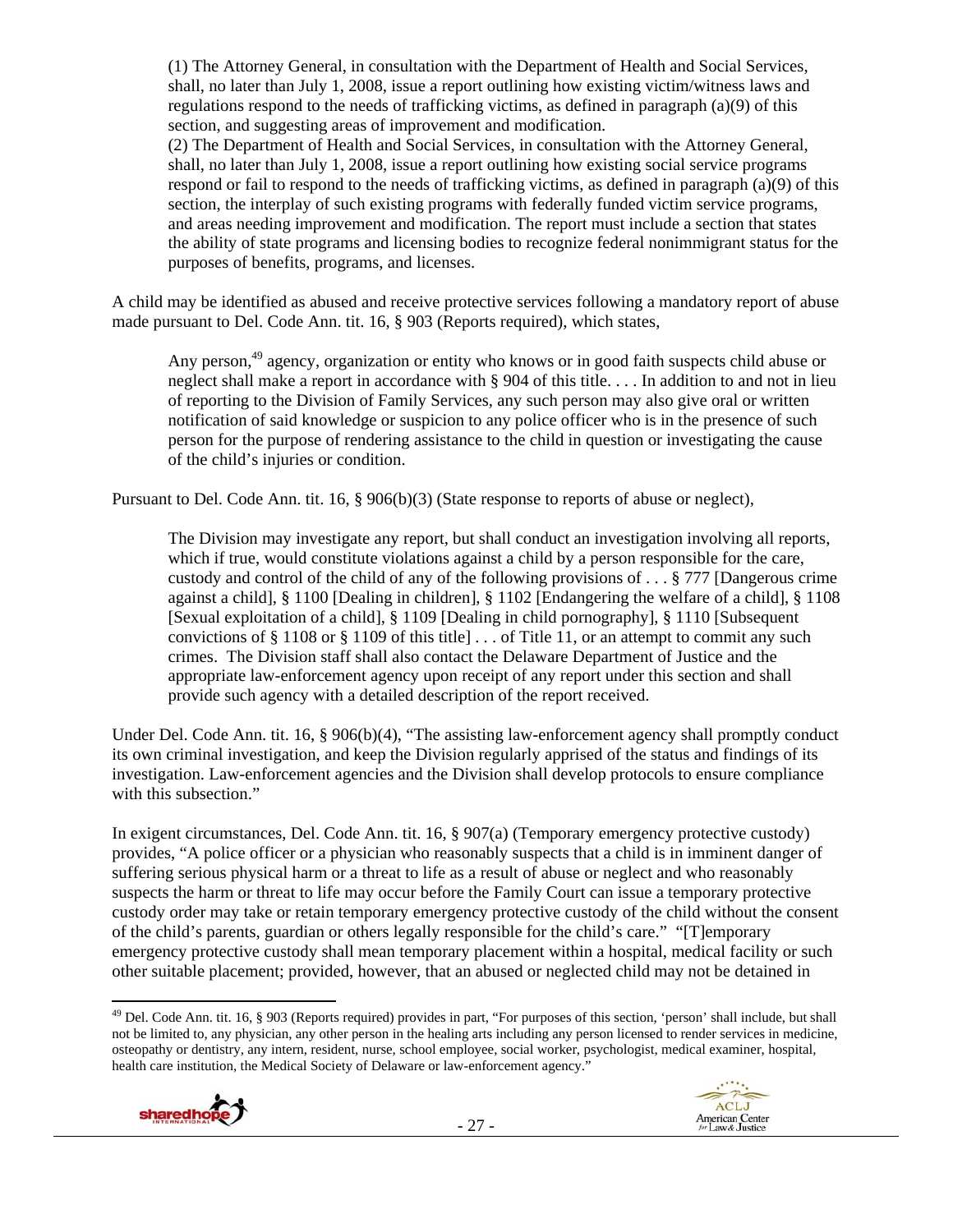(1) The Attorney General, in consultation with the Department of Health and Social Services, shall, no later than July 1, 2008, issue a report outlining how existing victim/witness laws and regulations respond to the needs of trafficking victims, as defined in paragraph (a)(9) of this section, and suggesting areas of improvement and modification.

(2) The Department of Health and Social Services, in consultation with the Attorney General, shall, no later than July 1, 2008, issue a report outlining how existing social service programs respond or fail to respond to the needs of trafficking victims, as defined in paragraph (a)(9) of this section, the interplay of such existing programs with federally funded victim service programs, and areas needing improvement and modification. The report must include a section that states the ability of state programs and licensing bodies to recognize federal nonimmigrant status for the purposes of benefits, programs, and licenses.

A child may be identified as abused and receive protective services following a mandatory report of abuse made pursuant to Del. Code Ann. tit. 16, § 903 (Reports required), which states,

> Any person,[49] agency, organization or entity who knows or in good faith suspects child abuse or neglect shall make a report in accordance with § 904 of this title. . . . In addition to and not in lieu of reporting to the Division of Family Services, any such person may also give oral or written notification of said knowledge or suspicion to any police officer who is in the presence of such person for the purpose of rendering assistance to the child in question or investigating the cause of the child's injuries or condition.

Pursuant to Del. Code Ann. tit. 16, § 906(b)(3) (State response to reports of abuse or neglect),

> The Division may investigate any report, but shall conduct an investigation involving all reports, which if true, would constitute violations against a child by a person responsible for the care, custody and control of the child of any of the following provisions of . . . § 777 [Dangerous crime against a child], § 1100 [Dealing in children], § 1102 [Endangering the welfare of a child], § 1108 [Sexual exploitation of a child], § 1109 [Dealing in child pornography], § 1110 [Subsequent convictions of § 1108 or § 1109 of this title] . . . of Title 11, or an attempt to commit any such crimes. The Division staff shall also contact the Delaware Department of Justice and the appropriate law-enforcement agency upon receipt of any report under this section and shall provide such agency with a detailed description of the report received.

Under Del. Code Ann. tit. 16, § 906(b)(4), "The assisting law-enforcement agency shall promptly conduct its own criminal investigation, and keep the Division regularly apprised of the status and findings of its investigation. Law-enforcement agencies and the Division shall develop protocols to ensure compliance with this subsection."

In exigent circumstances, Del. Code Ann. tit. 16, § 907(a) (Temporary emergency protective custody) provides, "A police officer or a physician who reasonably suspects that a child is in imminent danger of suffering serious physical harm or a threat to life as a result of abuse or neglect and who reasonably suspects the harm or threat to life may occur before the Family Court can issue a temporary protective custody order may take or retain temporary emergency protective custody of the child without the consent of the child's parents, guardian or others legally responsible for the child's care." "[T]emporary emergency protective custody shall mean temporary placement within a hospital, medical facility or such other suitable placement; provided, however, that an abused or neglected child may not be detained in

---

[49] Del. Code Ann. tit. 16, § 903 (Reports required) provides in part, "For purposes of this section, 'person' shall include, but shall not be limited to, any physician, any other person in the healing arts including any person licensed to render services in medicine, osteopathy or dentistry, any intern, resident, nurse, school employee, social worker, psychologist, medical examiner, hospital, health care institution, the Medical Society of Delaware or law-enforcement agency."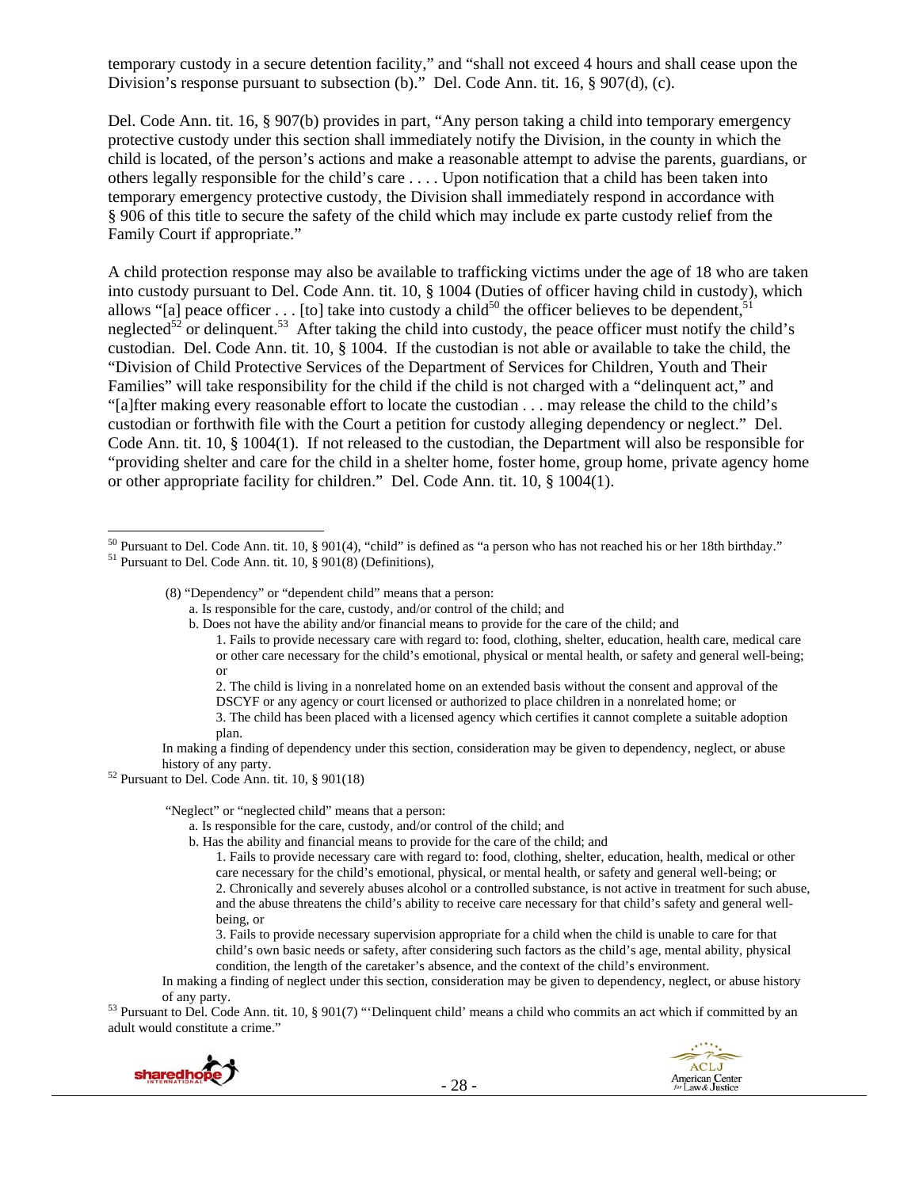temporary custody in a secure detention facility," and "shall not exceed 4 hours and shall cease upon the Division's response pursuant to subsection (b)." Del. Code Ann. tit. 16, § 907(d), (c).

Del. Code Ann. tit. 16, § 907(b) provides in part, "Any person taking a child into temporary emergency protective custody under this section shall immediately notify the Division, in the county in which the child is located, of the person's actions and make a reasonable attempt to advise the parents, guardians, or others legally responsible for the child's care . . . . Upon notification that a child has been taken into temporary emergency protective custody, the Division shall immediately respond in accordance with § 906 of this title to secure the safety of the child which may include ex parte custody relief from the Family Court if appropriate."

A child protection response may also be available to trafficking victims under the age of 18 who are taken into custody pursuant to Del. Code Ann. tit. 10, § 1004 (Duties of officer having child in custody), which allows "[a] peace officer . . . [to] take into custody a child[50] the officer believes to be dependent,[51] neglected[52] or delinquent.[53] After taking the child into custody, the peace officer must notify the child's custodian. Del. Code Ann. tit. 10, § 1004. If the custodian is not able or available to take the child, the "Division of Child Protective Services of the Department of Services for Children, Youth and Their Families" will take responsibility for the child if the child is not charged with a "delinquent act," and "[a]fter making every reasonable effort to locate the custodian . . . may release the child to the child's custodian or forthwith file with the Court a petition for custody alleging dependency or neglect." Del. Code Ann. tit. 10, § 1004(1). If not released to the custodian, the Department will also be responsible for "providing shelter and care for the child in a shelter home, foster home, group home, private agency home or other appropriate facility for children." Del. Code Ann. tit. 10, § 1004(1).

---

[50] Pursuant to Del. Code Ann. tit. 10, § 901(4), "child" is defined as "a person who has not reached his or her 18th birthday."

[51] Pursuant to Del. Code Ann. tit. 10, § 901(8) (Definitions),

> (8) "Dependency" or "dependent child" means that a person:
> a. Is responsible for the care, custody, and/or control of the child; and
> b. Does not have the ability and/or financial means to provide for the care of the child; and
> 1. Fails to provide necessary care with regard to: food, clothing, shelter, education, health care, medical care or other care necessary for the child's emotional, physical or mental health, or safety and general well-being; or
> 2. The child is living in a nonrelated home on an extended basis without the consent and approval of the DSCYF or any agency or court licensed or authorized to place children in a nonrelated home; or
> 3. The child has been placed with a licensed agency which certifies it cannot complete a suitable adoption plan.
>
> In making a finding of dependency under this section, consideration may be given to dependency, neglect, or abuse history of any party.

[52] Pursuant to Del. Code Ann. tit. 10, § 901(18)

> "Neglect" or "neglected child" means that a person:
> a. Is responsible for the care, custody, and/or control of the child; and
> b. Has the ability and financial means to provide for the care of the child; and
> 1. Fails to provide necessary care with regard to: food, clothing, shelter, education, health, medical or other care necessary for the child's emotional, physical, or mental health, or safety and general well-being; or
> 2. Chronically and severely abuses alcohol or a controlled substance, is not active in treatment for such abuse, and the abuse threatens the child's ability to receive care necessary for that child's safety and general well-being, or
> 3. Fails to provide necessary supervision appropriate for a child when the child is unable to care for that child's own basic needs or safety, after considering such factors as the child's age, mental ability, physical condition, the length of the caretaker's absence, and the context of the child's environment.
>
> In making a finding of neglect under this section, consideration may be given to dependency, neglect, or abuse history of any party.

[53] Pursuant to Del. Code Ann. tit. 10, § 901(7) "'Delinquent child' means a child who commits an act which if committed by an adult would constitute a crime."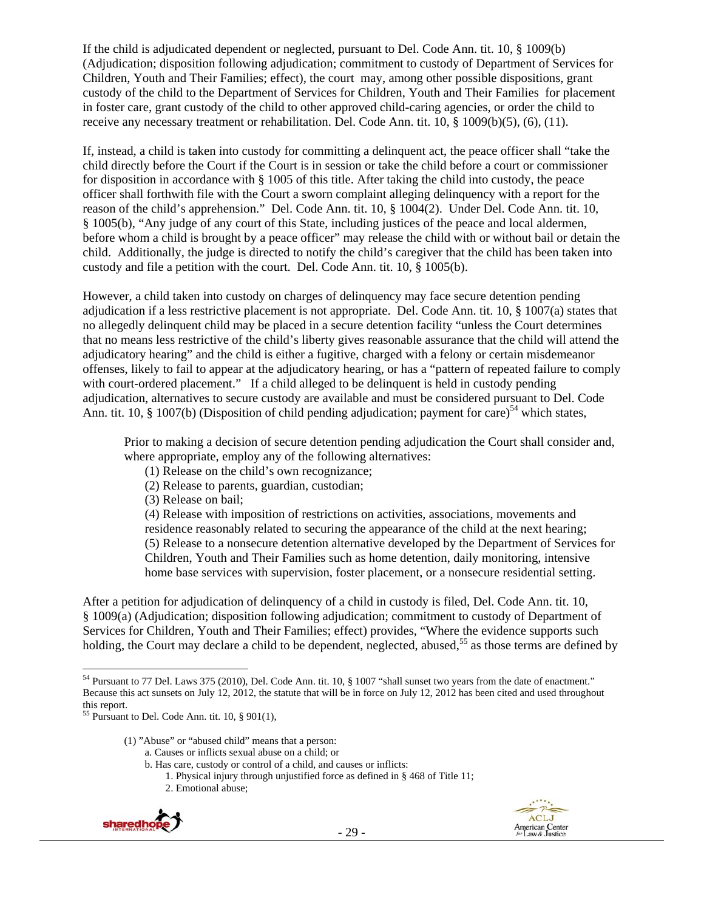If the child is adjudicated dependent or neglected, pursuant to Del. Code Ann. tit. 10, § 1009(b) (Adjudication; disposition following adjudication; commitment to custody of Department of Services for Children, Youth and Their Families; effect), the court may, among other possible dispositions, grant custody of the child to the Department of Services for Children, Youth and Their Families for placement in foster care, grant custody of the child to other approved child-caring agencies, or order the child to receive any necessary treatment or rehabilitation. Del. Code Ann. tit. 10, § 1009(b)(5), (6), (11).

If, instead, a child is taken into custody for committing a delinquent act, the peace officer shall "take the child directly before the Court if the Court is in session or take the child before a court or commissioner for disposition in accordance with § 1005 of this title. After taking the child into custody, the peace officer shall forthwith file with the Court a sworn complaint alleging delinquency with a report for the reason of the child's apprehension." Del. Code Ann. tit. 10, § 1004(2). Under Del. Code Ann. tit. 10, § 1005(b), "Any judge of any court of this State, including justices of the peace and local aldermen, before whom a child is brought by a peace officer" may release the child with or without bail or detain the child. Additionally, the judge is directed to notify the child's caregiver that the child has been taken into custody and file a petition with the court. Del. Code Ann. tit. 10, § 1005(b).

However, a child taken into custody on charges of delinquency may face secure detention pending adjudication if a less restrictive placement is not appropriate. Del. Code Ann. tit. 10, § 1007(a) states that no allegedly delinquent child may be placed in a secure detention facility "unless the Court determines that no means less restrictive of the child's liberty gives reasonable assurance that the child will attend the adjudicatory hearing" and the child is either a fugitive, charged with a felony or certain misdemeanor offenses, likely to fail to appear at the adjudicatory hearing, or has a "pattern of repeated failure to comply with court-ordered placement." If a child alleged to be delinquent is held in custody pending adjudication, alternatives to secure custody are available and must be considered pursuant to Del. Code Ann. tit. 10, § 1007(b) (Disposition of child pending adjudication; payment for care)[54] which states,

> Prior to making a decision of secure detention pending adjudication the Court shall consider and, where appropriate, employ any of the following alternatives:
>
> (1) Release on the child's own recognizance;
> (2) Release to parents, guardian, custodian;
> (3) Release on bail;
> (4) Release with imposition of restrictions on activities, associations, movements and residence reasonably related to securing the appearance of the child at the next hearing;
> (5) Release to a nonsecure detention alternative developed by the Department of Services for Children, Youth and Their Families such as home detention, daily monitoring, intensive home base services with supervision, foster placement, or a nonsecure residential setting.

After a petition for adjudication of delinquency of a child in custody is filed, Del. Code Ann. tit. 10, § 1009(a) (Adjudication; disposition following adjudication; commitment to custody of Department of Services for Children, Youth and Their Families; effect) provides, "Where the evidence supports such holding, the Court may declare a child to be dependent, neglected, abused,[55] as those terms are defined by

---

[54] Pursuant to 77 Del. Laws 375 (2010), Del. Code Ann. tit. 10, § 1007 "shall sunset two years from the date of enactment." Because this act sunsets on July 12, 2012, the statute that will be in force on July 12, 2012 has been cited and used throughout this report.

[55] Pursuant to Del. Code Ann. tit. 10, § 901(1),

> (1) "Abuse" or "abused child" means that a person:
> a. Causes or inflicts sexual abuse on a child; or
> b. Has care, custody or control of a child, and causes or inflicts:
> 1. Physical injury through unjustified force as defined in § 468 of Title 11;
> 2. Emotional abuse;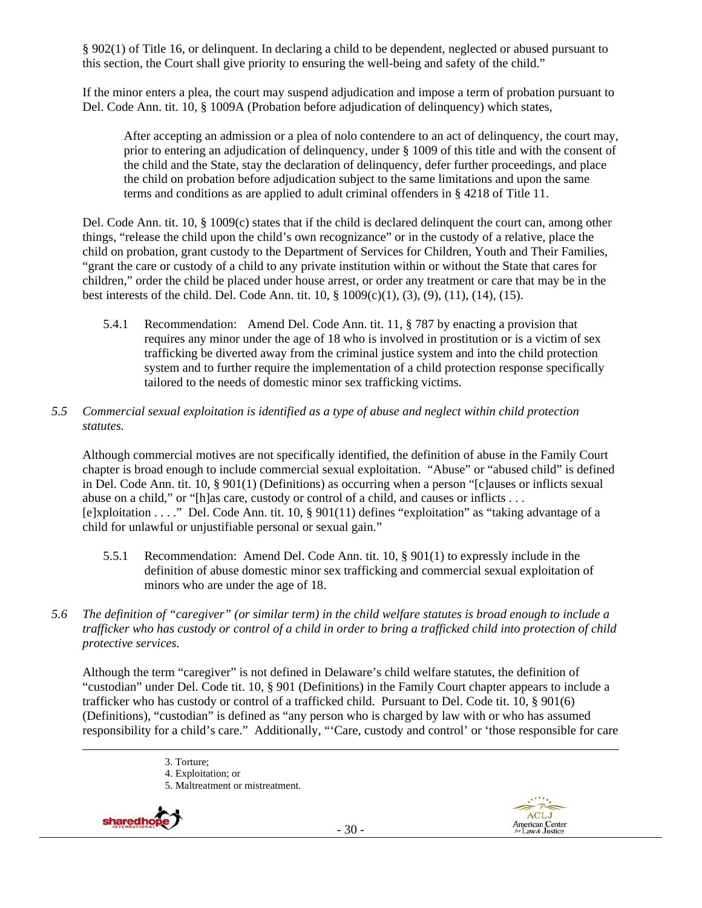§ 902(1) of Title 16, or delinquent. In declaring a child to be dependent, neglected or abused pursuant to this section, the Court shall give priority to ensuring the well-being and safety of the child."

If the minor enters a plea, the court may suspend adjudication and impose a term of probation pursuant to Del. Code Ann. tit. 10, § 1009A (Probation before adjudication of delinquency) which states,

> After accepting an admission or a plea of nolo contendere to an act of delinquency, the court may, prior to entering an adjudication of delinquency, under § 1009 of this title and with the consent of the child and the State, stay the declaration of delinquency, defer further proceedings, and place the child on probation before adjudication subject to the same limitations and upon the same terms and conditions as are applied to adult criminal offenders in § 4218 of Title 11.

Del. Code Ann. tit. 10, § 1009(c) states that if the child is declared delinquent the court can, among other things, "release the child upon the child's own recognizance" or in the custody of a relative, place the child on probation, grant custody to the Department of Services for Children, Youth and Their Families, "grant the care or custody of a child to any private institution within or without the State that cares for children," order the child be placed under house arrest, or order any treatment or care that may be in the best interests of the child. Del. Code Ann. tit. 10, § 1009(c)(1), (3), (9), (11), (14), (15).

5.4.1 Recommendation: Amend Del. Code Ann. tit. 11, § 787 by enacting a provision that requires any minor under the age of 18 who is involved in prostitution or is a victim of sex trafficking be diverted away from the criminal justice system and into the child protection system and to further require the implementation of a child protection response specifically tailored to the needs of domestic minor sex trafficking victims.

*5.5 Commercial sexual exploitation is identified as a type of abuse and neglect within child protection statutes.*

Although commercial motives are not specifically identified, the definition of abuse in the Family Court chapter is broad enough to include commercial sexual exploitation. "Abuse" or "abused child" is defined in Del. Code Ann. tit. 10, § 901(1) (Definitions) as occurring when a person "[c]auses or inflicts sexual abuse on a child," or "[h]as care, custody or control of a child, and causes or inflicts . . . [e]xploitation . . . ." Del. Code Ann. tit. 10, § 901(11) defines "exploitation" as "taking advantage of a child for unlawful or unjustifiable personal or sexual gain."

5.5.1 Recommendation: Amend Del. Code Ann. tit. 10, § 901(1) to expressly include in the definition of abuse domestic minor sex trafficking and commercial sexual exploitation of minors who are under the age of 18.

*5.6 The definition of "caregiver" (or similar term) in the child welfare statutes is broad enough to include a trafficker who has custody or control of a child in order to bring a trafficked child into protection of child protective services.*

Although the term "caregiver" is not defined in Delaware's child welfare statutes, the definition of "custodian" under Del. Code tit. 10, § 901 (Definitions) in the Family Court chapter appears to include a trafficker who has custody or control of a trafficked child. Pursuant to Del. Code tit. 10, § 901(6) (Definitions), "custodian" is defined as "any person who is charged by law with or who has assumed responsibility for a child's care." Additionally, "'Care, custody and control' or 'those responsible for care

---

3. Torture;
4. Exploitation; or
5. Maltreatment or mistreatment.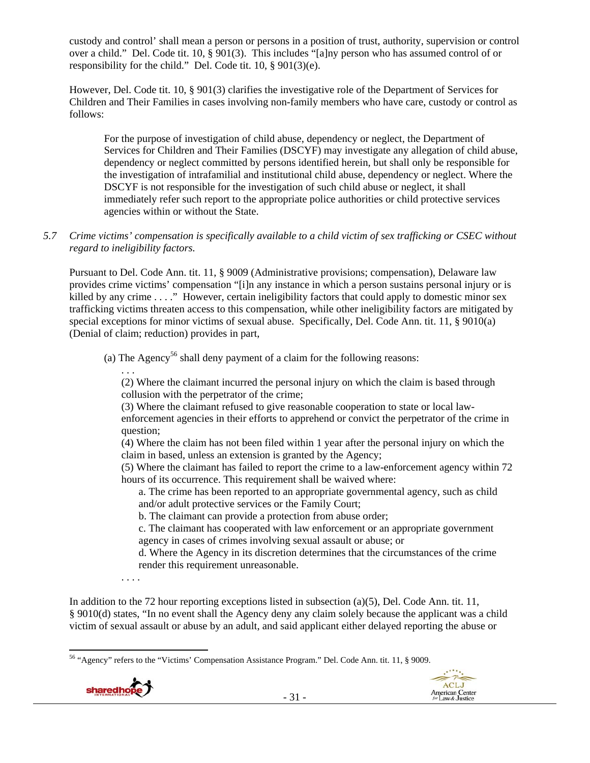custody and control' shall mean a person or persons in a position of trust, authority, supervision or control over a child." Del. Code tit. 10, § 901(3). This includes "[a]ny person who has assumed control of or responsibility for the child." Del. Code tit. 10, § 901(3)(e).

However, Del. Code tit. 10, § 901(3) clarifies the investigative role of the Department of Services for Children and Their Families in cases involving non-family members who have care, custody or control as follows:

> For the purpose of investigation of child abuse, dependency or neglect, the Department of Services for Children and Their Families (DSCYF) may investigate any allegation of child abuse, dependency or neglect committed by persons identified herein, but shall only be responsible for the investigation of intrafamilial and institutional child abuse, dependency or neglect. Where the DSCYF is not responsible for the investigation of such child abuse or neglect, it shall immediately refer such report to the appropriate police authorities or child protective services agencies within or without the State.

*5.7 Crime victims' compensation is specifically available to a child victim of sex trafficking or CSEC without regard to ineligibility factors.*

Pursuant to Del. Code Ann. tit. 11, § 9009 (Administrative provisions; compensation), Delaware law provides crime victims' compensation "[i]n any instance in which a person sustains personal injury or is killed by any crime . . . ." However, certain ineligibility factors that could apply to domestic minor sex trafficking victims threaten access to this compensation, while other ineligibility factors are mitigated by special exceptions for minor victims of sexual abuse. Specifically, Del. Code Ann. tit. 11, § 9010(a) (Denial of claim; reduction) provides in part,

> (a) The Agency[56] shall deny payment of a claim for the following reasons:
>
> . . .
>
> (2) Where the claimant incurred the personal injury on which the claim is based through collusion with the perpetrator of the crime;
>
> (3) Where the claimant refused to give reasonable cooperation to state or local law-enforcement agencies in their efforts to apprehend or convict the perpetrator of the crime in question;
>
> (4) Where the claim has not been filed within 1 year after the personal injury on which the claim in based, unless an extension is granted by the Agency;
>
> (5) Where the claimant has failed to report the crime to a law-enforcement agency within 72 hours of its occurrence. This requirement shall be waived where:
>
> a. The crime has been reported to an appropriate governmental agency, such as child and/or adult protective services or the Family Court;
>
> b. The claimant can provide a protection from abuse order;
>
> c. The claimant has cooperated with law enforcement or an appropriate government agency in cases of crimes involving sexual assault or abuse; or
>
> d. Where the Agency in its discretion determines that the circumstances of the crime render this requirement unreasonable.
>
> . . . .

In addition to the 72 hour reporting exceptions listed in subsection (a)(5), Del. Code Ann. tit. 11, § 9010(d) states, "In no event shall the Agency deny any claim solely because the applicant was a child victim of sexual assault or abuse by an adult, and said applicant either delayed reporting the abuse or

[56] "Agency" refers to the "Victims' Compensation Assistance Program." Del. Code Ann. tit. 11, § 9009.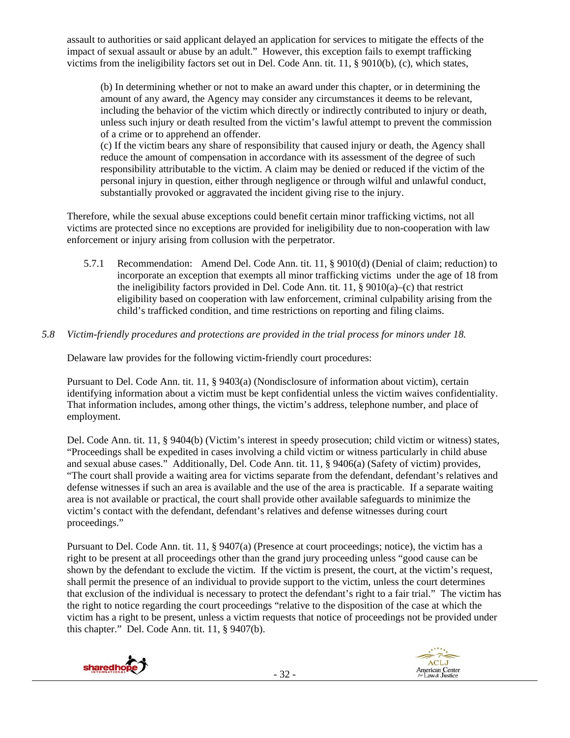assault to authorities or said applicant delayed an application for services to mitigate the effects of the impact of sexual assault or abuse by an adult." However, this exception fails to exempt trafficking victims from the ineligibility factors set out in Del. Code Ann. tit. 11, § 9010(b), (c), which states,

> (b) In determining whether or not to make an award under this chapter, or in determining the amount of any award, the Agency may consider any circumstances it deems to be relevant, including the behavior of the victim which directly or indirectly contributed to injury or death, unless such injury or death resulted from the victim's lawful attempt to prevent the commission of a crime or to apprehend an offender.
> (c) If the victim bears any share of responsibility that caused injury or death, the Agency shall reduce the amount of compensation in accordance with its assessment of the degree of such responsibility attributable to the victim. A claim may be denied or reduced if the victim of the personal injury in question, either through negligence or through wilful and unlawful conduct, substantially provoked or aggravated the incident giving rise to the injury.

Therefore, while the sexual abuse exceptions could benefit certain minor trafficking victims, not all victims are protected since no exceptions are provided for ineligibility due to non-cooperation with law enforcement or injury arising from collusion with the perpetrator.

5.7.1 Recommendation: Amend Del. Code Ann. tit. 11, § 9010(d) (Denial of claim; reduction) to incorporate an exception that exempts all minor trafficking victims under the age of 18 from the ineligibility factors provided in Del. Code Ann. tit. 11, § 9010(a)–(c) that restrict eligibility based on cooperation with law enforcement, criminal culpability arising from the child's trafficked condition, and time restrictions on reporting and filing claims.

*5.8 Victim-friendly procedures and protections are provided in the trial process for minors under 18.*

Delaware law provides for the following victim-friendly court procedures:

Pursuant to Del. Code Ann. tit. 11, § 9403(a) (Nondisclosure of information about victim), certain identifying information about a victim must be kept confidential unless the victim waives confidentiality. That information includes, among other things, the victim's address, telephone number, and place of employment.

Del. Code Ann. tit. 11, § 9404(b) (Victim's interest in speedy prosecution; child victim or witness) states, "Proceedings shall be expedited in cases involving a child victim or witness particularly in child abuse and sexual abuse cases." Additionally, Del. Code Ann. tit. 11, § 9406(a) (Safety of victim) provides, "The court shall provide a waiting area for victims separate from the defendant, defendant's relatives and defense witnesses if such an area is available and the use of the area is practicable. If a separate waiting area is not available or practical, the court shall provide other available safeguards to minimize the victim's contact with the defendant, defendant's relatives and defense witnesses during court proceedings."

Pursuant to Del. Code Ann. tit. 11, § 9407(a) (Presence at court proceedings; notice), the victim has a right to be present at all proceedings other than the grand jury proceeding unless "good cause can be shown by the defendant to exclude the victim. If the victim is present, the court, at the victim's request, shall permit the presence of an individual to provide support to the victim, unless the court determines that exclusion of the individual is necessary to protect the defendant's right to a fair trial." The victim has the right to notice regarding the court proceedings "relative to the disposition of the case at which the victim has a right to be present, unless a victim requests that notice of proceedings not be provided under this chapter." Del. Code Ann. tit. 11, § 9407(b).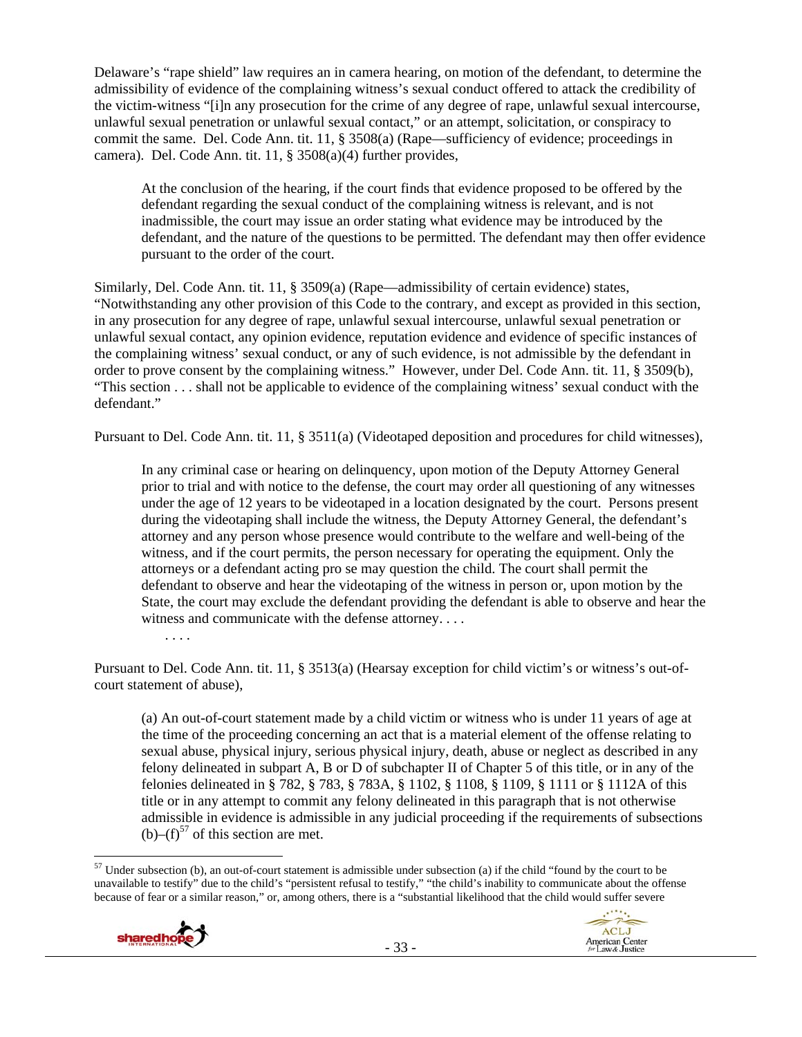Delaware's "rape shield" law requires an in camera hearing, on motion of the defendant, to determine the admissibility of evidence of the complaining witness's sexual conduct offered to attack the credibility of the victim-witness "[i]n any prosecution for the crime of any degree of rape, unlawful sexual intercourse, unlawful sexual penetration or unlawful sexual contact," or an attempt, solicitation, or conspiracy to commit the same. Del. Code Ann. tit. 11, § 3508(a) (Rape—sufficiency of evidence; proceedings in camera). Del. Code Ann. tit. 11, § 3508(a)(4) further provides,

> At the conclusion of the hearing, if the court finds that evidence proposed to be offered by the defendant regarding the sexual conduct of the complaining witness is relevant, and is not inadmissible, the court may issue an order stating what evidence may be introduced by the defendant, and the nature of the questions to be permitted. The defendant may then offer evidence pursuant to the order of the court.

Similarly, Del. Code Ann. tit. 11, § 3509(a) (Rape—admissibility of certain evidence) states, "Notwithstanding any other provision of this Code to the contrary, and except as provided in this section, in any prosecution for any degree of rape, unlawful sexual intercourse, unlawful sexual penetration or unlawful sexual contact, any opinion evidence, reputation evidence and evidence of specific instances of the complaining witness' sexual conduct, or any of such evidence, is not admissible by the defendant in order to prove consent by the complaining witness." However, under Del. Code Ann. tit. 11, § 3509(b), "This section . . . shall not be applicable to evidence of the complaining witness' sexual conduct with the defendant."

Pursuant to Del. Code Ann. tit. 11, § 3511(a) (Videotaped deposition and procedures for child witnesses),

> In any criminal case or hearing on delinquency, upon motion of the Deputy Attorney General prior to trial and with notice to the defense, the court may order all questioning of any witnesses under the age of 12 years to be videotaped in a location designated by the court. Persons present during the videotaping shall include the witness, the Deputy Attorney General, the defendant's attorney and any person whose presence would contribute to the welfare and well-being of the witness, and if the court permits, the person necessary for operating the equipment. Only the attorneys or a defendant acting pro se may question the child. The court shall permit the defendant to observe and hear the videotaping of the witness in person or, upon motion by the State, the court may exclude the defendant providing the defendant is able to observe and hear the witness and communicate with the defense attorney. . . .
>
> . . . .

Pursuant to Del. Code Ann. tit. 11, § 3513(a) (Hearsay exception for child victim's or witness's out-of-court statement of abuse),

> (a) An out-of-court statement made by a child victim or witness who is under 11 years of age at the time of the proceeding concerning an act that is a material element of the offense relating to sexual abuse, physical injury, serious physical injury, death, abuse or neglect as described in any felony delineated in subpart A, B or D of subchapter II of Chapter 5 of this title, or in any of the felonies delineated in § 782, § 783, § 783A, § 1102, § 1108, § 1109, § 1111 or § 1112A of this title or in any attempt to commit any felony delineated in this paragraph that is not otherwise admissible in evidence is admissible in any judicial proceeding if the requirements of subsections (b)–(f)[57] of this section are met.

[57] Under subsection (b), an out-of-court statement is admissible under subsection (a) if the child "found by the court to be unavailable to testify" due to the child's "persistent refusal to testify," "the child's inability to communicate about the offense because of fear or a similar reason," or, among others, there is a "substantial likelihood that the child would suffer severe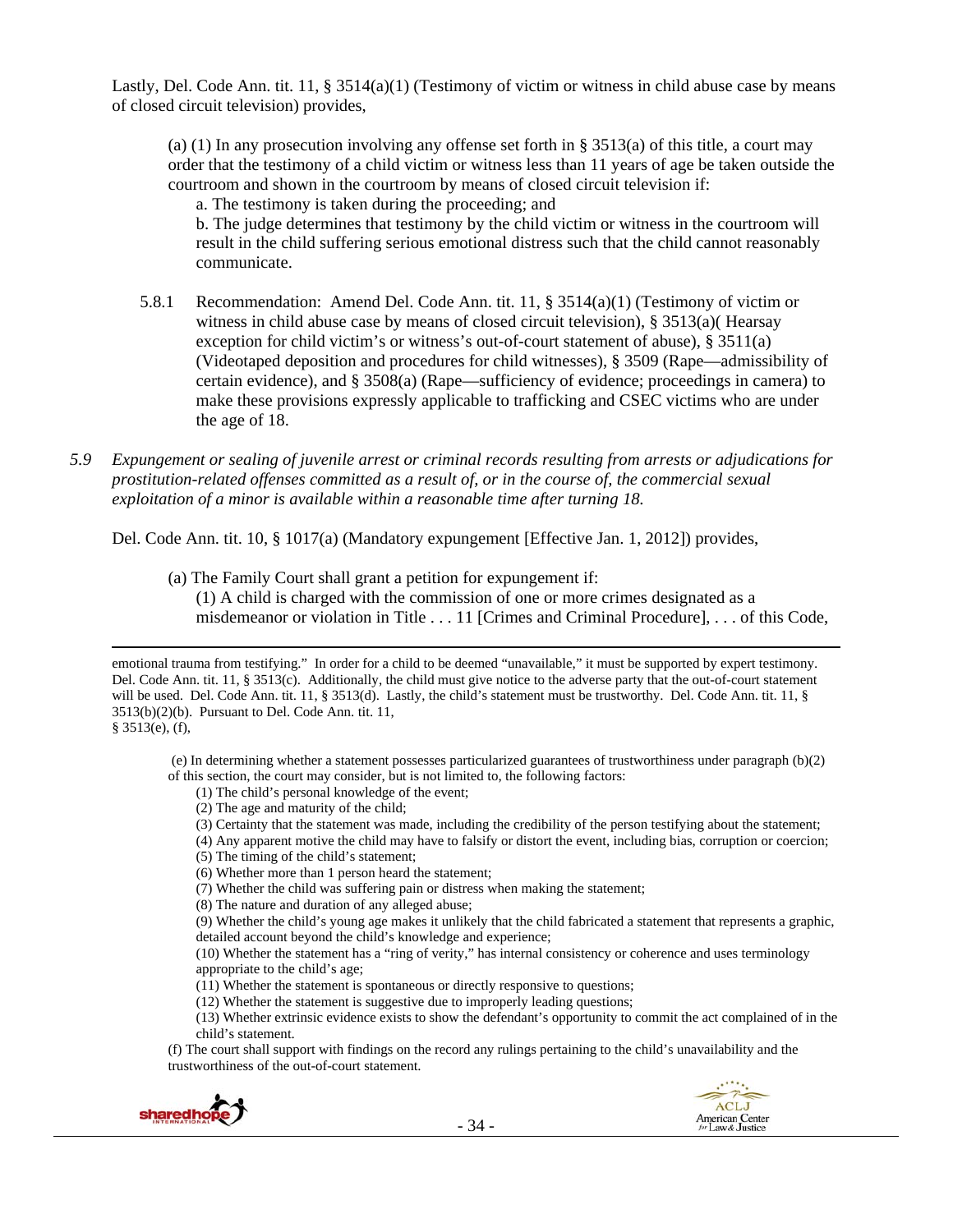Lastly, Del. Code Ann. tit. 11, § 3514(a)(1) (Testimony of victim or witness in child abuse case by means of closed circuit television) provides,

> (a) (1) In any prosecution involving any offense set forth in § 3513(a) of this title, a court may order that the testimony of a child victim or witness less than 11 years of age be taken outside the courtroom and shown in the courtroom by means of closed circuit television if:
>
> a. The testimony is taken during the proceeding; and
>
> b. The judge determines that testimony by the child victim or witness in the courtroom will result in the child suffering serious emotional distress such that the child cannot reasonably communicate.

5.8.1 Recommendation: Amend Del. Code Ann. tit. 11, § 3514(a)(1) (Testimony of victim or witness in child abuse case by means of closed circuit television), § 3513(a)( Hearsay exception for child victim's or witness's out-of-court statement of abuse), § 3511(a) (Videotaped deposition and procedures for child witnesses), § 3509 (Rape—admissibility of certain evidence), and § 3508(a) (Rape—sufficiency of evidence; proceedings in camera) to make these provisions expressly applicable to trafficking and CSEC victims who are under the age of 18.

*5.9 Expungement or sealing of juvenile arrest or criminal records resulting from arrests or adjudications for prostitution-related offenses committed as a result of, or in the course of, the commercial sexual exploitation of a minor is available within a reasonable time after turning 18.*

Del. Code Ann. tit. 10, § 1017(a) (Mandatory expungement [Effective Jan. 1, 2012]) provides,

> (a) The Family Court shall grant a petition for expungement if:
>
> (1) A child is charged with the commission of one or more crimes designated as a misdemeanor or violation in Title . . . 11 [Crimes and Criminal Procedure], . . . of this Code,

---

emotional trauma from testifying." In order for a child to be deemed "unavailable," it must be supported by expert testimony. Del. Code Ann. tit. 11, § 3513(c). Additionally, the child must give notice to the adverse party that the out-of-court statement will be used. Del. Code Ann. tit. 11, § 3513(d). Lastly, the child's statement must be trustworthy. Del. Code Ann. tit. 11, § 3513(b)(2)(b). Pursuant to Del. Code Ann. tit. 11, § 3513(e), (f),

> (e) In determining whether a statement possesses particularized guarantees of trustworthiness under paragraph (b)(2) of this section, the court may consider, but is not limited to, the following factors:
>
> (1) The child's personal knowledge of the event;
>
> (2) The age and maturity of the child;
>
> (3) Certainty that the statement was made, including the credibility of the person testifying about the statement;
>
> (4) Any apparent motive the child may have to falsify or distort the event, including bias, corruption or coercion;
>
> (5) The timing of the child's statement;
>
> (6) Whether more than 1 person heard the statement;
>
> (7) Whether the child was suffering pain or distress when making the statement;
>
> (8) The nature and duration of any alleged abuse;
>
> (9) Whether the child's young age makes it unlikely that the child fabricated a statement that represents a graphic, detailed account beyond the child's knowledge and experience;
>
> (10) Whether the statement has a "ring of verity," has internal consistency or coherence and uses terminology appropriate to the child's age;
>
> (11) Whether the statement is spontaneous or directly responsive to questions;
>
> (12) Whether the statement is suggestive due to improperly leading questions;
>
> (13) Whether extrinsic evidence exists to show the defendant's opportunity to commit the act complained of in the child's statement.
>
> (f) The court shall support with findings on the record any rulings pertaining to the child's unavailability and the trustworthiness of the out-of-court statement.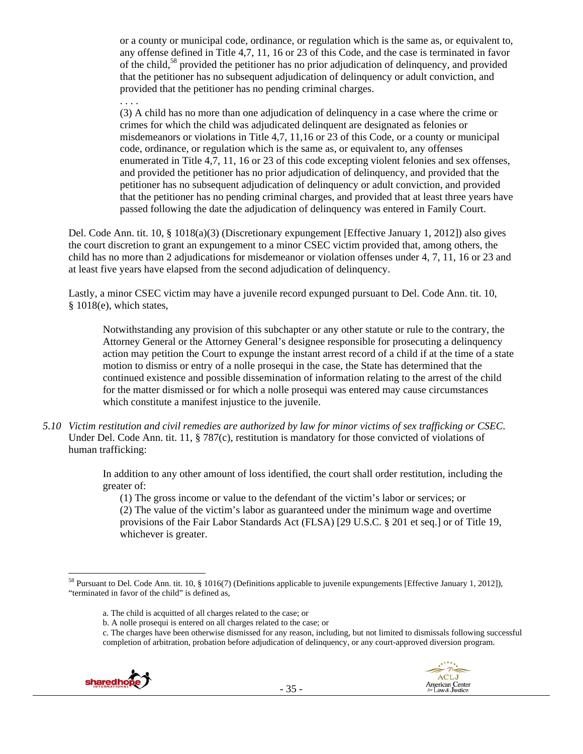> or a county or municipal code, ordinance, or regulation which is the same as, or equivalent to, any offense defined in Title 4,7, 11, 16 or 23 of this Code, and the case is terminated in favor of the child,[58] provided the petitioner has no prior adjudication of delinquency, and provided that the petitioner has no subsequent adjudication of delinquency or adult conviction, and provided that the petitioner has no pending criminal charges.
>
> . . . .
>
> (3) A child has no more than one adjudication of delinquency in a case where the crime or crimes for which the child was adjudicated delinquent are designated as felonies or misdemeanors or violations in Title 4,7, 11,16 or 23 of this Code, or a county or municipal code, ordinance, or regulation which is the same as, or equivalent to, any offenses enumerated in Title 4,7, 11, 16 or 23 of this code excepting violent felonies and sex offenses, and provided the petitioner has no prior adjudication of delinquency, and provided that the petitioner has no subsequent adjudication of delinquency or adult conviction, and provided that the petitioner has no pending criminal charges, and provided that at least three years have passed following the date the adjudication of delinquency was entered in Family Court.

Del. Code Ann. tit. 10, § 1018(a)(3) (Discretionary expungement [Effective January 1, 2012]) also gives the court discretion to grant an expungement to a minor CSEC victim provided that, among others, the child has no more than 2 adjudications for misdemeanor or violation offenses under 4, 7, 11, 16 or 23 and at least five years have elapsed from the second adjudication of delinquency.

Lastly, a minor CSEC victim may have a juvenile record expunged pursuant to Del. Code Ann. tit. 10, § 1018(e), which states,

> Notwithstanding any provision of this subchapter or any other statute or rule to the contrary, the Attorney General or the Attorney General's designee responsible for prosecuting a delinquency action may petition the Court to expunge the instant arrest record of a child if at the time of a state motion to dismiss or entry of a nolle prosequi in the case, the State has determined that the continued existence and possible dissemination of information relating to the arrest of the child for the matter dismissed or for which a nolle prosequi was entered may cause circumstances which constitute a manifest injustice to the juvenile.

*5.10 Victim restitution and civil remedies are authorized by law for minor victims of sex trafficking or CSEC.* Under Del. Code Ann. tit. 11, § 787(c), restitution is mandatory for those convicted of violations of human trafficking:

> In addition to any other amount of loss identified, the court shall order restitution, including the greater of:
>
> (1) The gross income or value to the defendant of the victim's labor or services; or
>
> (2) The value of the victim's labor as guaranteed under the minimum wage and overtime provisions of the Fair Labor Standards Act (FLSA) [29 U.S.C. § 201 et seq.] or of Title 19, whichever is greater.

---

[58] Pursuant to Del. Code Ann. tit. 10, § 1016(7) (Definitions applicable to juvenile expungements [Effective January 1, 2012]), "terminated in favor of the child" is defined as,

> a. The child is acquitted of all charges related to the case; or
>
> b. A nolle prosequi is entered on all charges related to the case; or
>
> c. The charges have been otherwise dismissed for any reason, including, but not limited to dismissals following successful completion of arbitration, probation before adjudication of delinquency, or any court-approved diversion program.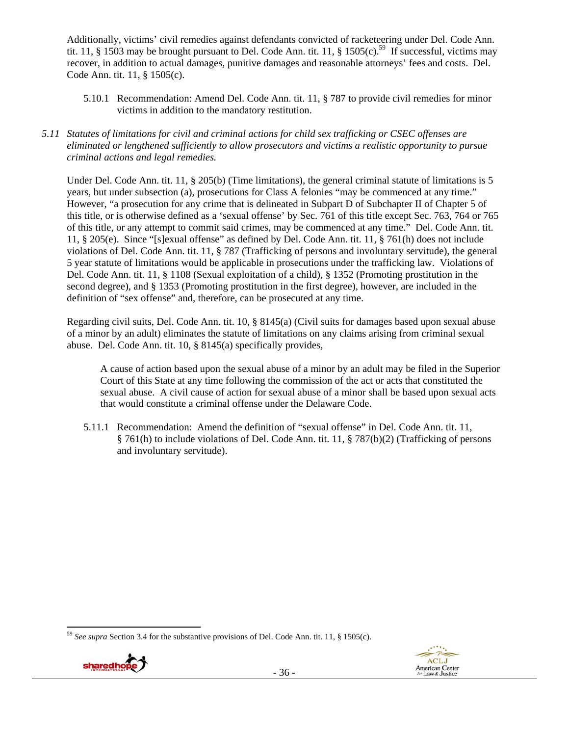Additionally, victims' civil remedies against defendants convicted of racketeering under Del. Code Ann. tit. 11, § 1503 may be brought pursuant to Del. Code Ann. tit. 11, § 1505(c).[59] If successful, victims may recover, in addition to actual damages, punitive damages and reasonable attorneys' fees and costs. Del. Code Ann. tit. 11, § 1505(c).

5.10.1 Recommendation: Amend Del. Code Ann. tit. 11, § 787 to provide civil remedies for minor victims in addition to the mandatory restitution.

*5.11 Statutes of limitations for civil and criminal actions for child sex trafficking or CSEC offenses are eliminated or lengthened sufficiently to allow prosecutors and victims a realistic opportunity to pursue criminal actions and legal remedies.*

Under Del. Code Ann. tit. 11, § 205(b) (Time limitations), the general criminal statute of limitations is 5 years, but under subsection (a), prosecutions for Class A felonies "may be commenced at any time." However, "a prosecution for any crime that is delineated in Subpart D of Subchapter II of Chapter 5 of this title, or is otherwise defined as a 'sexual offense' by Sec. 761 of this title except Sec. 763, 764 or 765 of this title, or any attempt to commit said crimes, may be commenced at any time." Del. Code Ann. tit. 11, § 205(e). Since "[s]exual offense" as defined by Del. Code Ann. tit. 11, § 761(h) does not include violations of Del. Code Ann. tit. 11, § 787 (Trafficking of persons and involuntary servitude), the general 5 year statute of limitations would be applicable in prosecutions under the trafficking law. Violations of Del. Code Ann. tit. 11, § 1108 (Sexual exploitation of a child), § 1352 (Promoting prostitution in the second degree), and § 1353 (Promoting prostitution in the first degree), however, are included in the definition of "sex offense" and, therefore, can be prosecuted at any time.

Regarding civil suits, Del. Code Ann. tit. 10, § 8145(a) (Civil suits for damages based upon sexual abuse of a minor by an adult) eliminates the statute of limitations on any claims arising from criminal sexual abuse. Del. Code Ann. tit. 10, § 8145(a) specifically provides,

> A cause of action based upon the sexual abuse of a minor by an adult may be filed in the Superior Court of this State at any time following the commission of the act or acts that constituted the sexual abuse. A civil cause of action for sexual abuse of a minor shall be based upon sexual acts that would constitute a criminal offense under the Delaware Code.

5.11.1 Recommendation: Amend the definition of "sexual offense" in Del. Code Ann. tit. 11, § 761(h) to include violations of Del. Code Ann. tit. 11, § 787(b)(2) (Trafficking of persons and involuntary servitude).

---

[59] *See supra* Section 3.4 for the substantive provisions of Del. Code Ann. tit. 11, § 1505(c).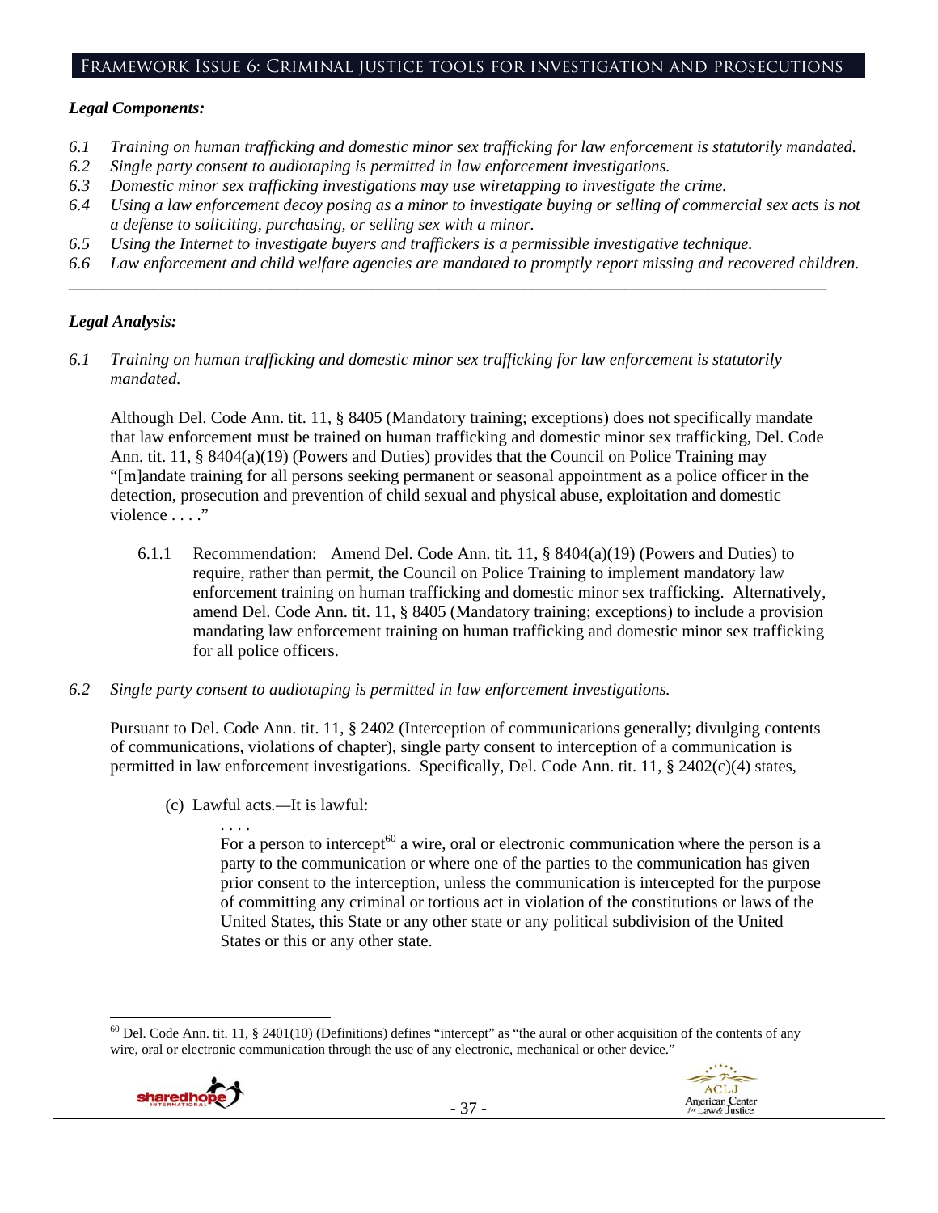## Framework Issue 6: Criminal justice tools for investigation and prosecutions

### *Legal Components:*

*6.1 Training on human trafficking and domestic minor sex trafficking for law enforcement is statutorily mandated.*
*6.2 Single party consent to audiotaping is permitted in law enforcement investigations.*
*6.3 Domestic minor sex trafficking investigations may use wiretapping to investigate the crime.*
*6.4 Using a law enforcement decoy posing as a minor to investigate buying or selling of commercial sex acts is not a defense to soliciting, purchasing, or selling sex with a minor.*
*6.5 Using the Internet to investigate buyers and traffickers is a permissible investigative technique.*
*6.6 Law enforcement and child welfare agencies are mandated to promptly report missing and recovered children.*

---

### *Legal Analysis:*

*6.1 Training on human trafficking and domestic minor sex trafficking for law enforcement is statutorily mandated.*

Although Del. Code Ann. tit. 11, § 8405 (Mandatory training; exceptions) does not specifically mandate that law enforcement must be trained on human trafficking and domestic minor sex trafficking, Del. Code Ann. tit. 11, § 8404(a)(19) (Powers and Duties) provides that the Council on Police Training may "[m]andate training for all persons seeking permanent or seasonal appointment as a police officer in the detection, prosecution and prevention of child sexual and physical abuse, exploitation and domestic violence . . . ."

6.1.1 Recommendation: Amend Del. Code Ann. tit. 11, § 8404(a)(19) (Powers and Duties) to require, rather than permit, the Council on Police Training to implement mandatory law enforcement training on human trafficking and domestic minor sex trafficking. Alternatively, amend Del. Code Ann. tit. 11, § 8405 (Mandatory training; exceptions) to include a provision mandating law enforcement training on human trafficking and domestic minor sex trafficking for all police officers.

*6.2 Single party consent to audiotaping is permitted in law enforcement investigations.*

Pursuant to Del. Code Ann. tit. 11, § 2402 (Interception of communications generally; divulging contents of communications, violations of chapter), single party consent to interception of a communication is permitted in law enforcement investigations. Specifically, Del. Code Ann. tit. 11, § 2402(c)(4) states,

> (c) Lawful acts.—It is lawful:
>
> . . . .
>
> For a person to intercept[60] a wire, oral or electronic communication where the person is a party to the communication or where one of the parties to the communication has given prior consent to the interception, unless the communication is intercepted for the purpose of committing any criminal or tortious act in violation of the constitutions or laws of the United States, this State or any other state or any political subdivision of the United States or this or any other state.

---

[60] Del. Code Ann. tit. 11, § 2401(10) (Definitions) defines "intercept" as "the aural or other acquisition of the contents of any wire, oral or electronic communication through the use of any electronic, mechanical or other device."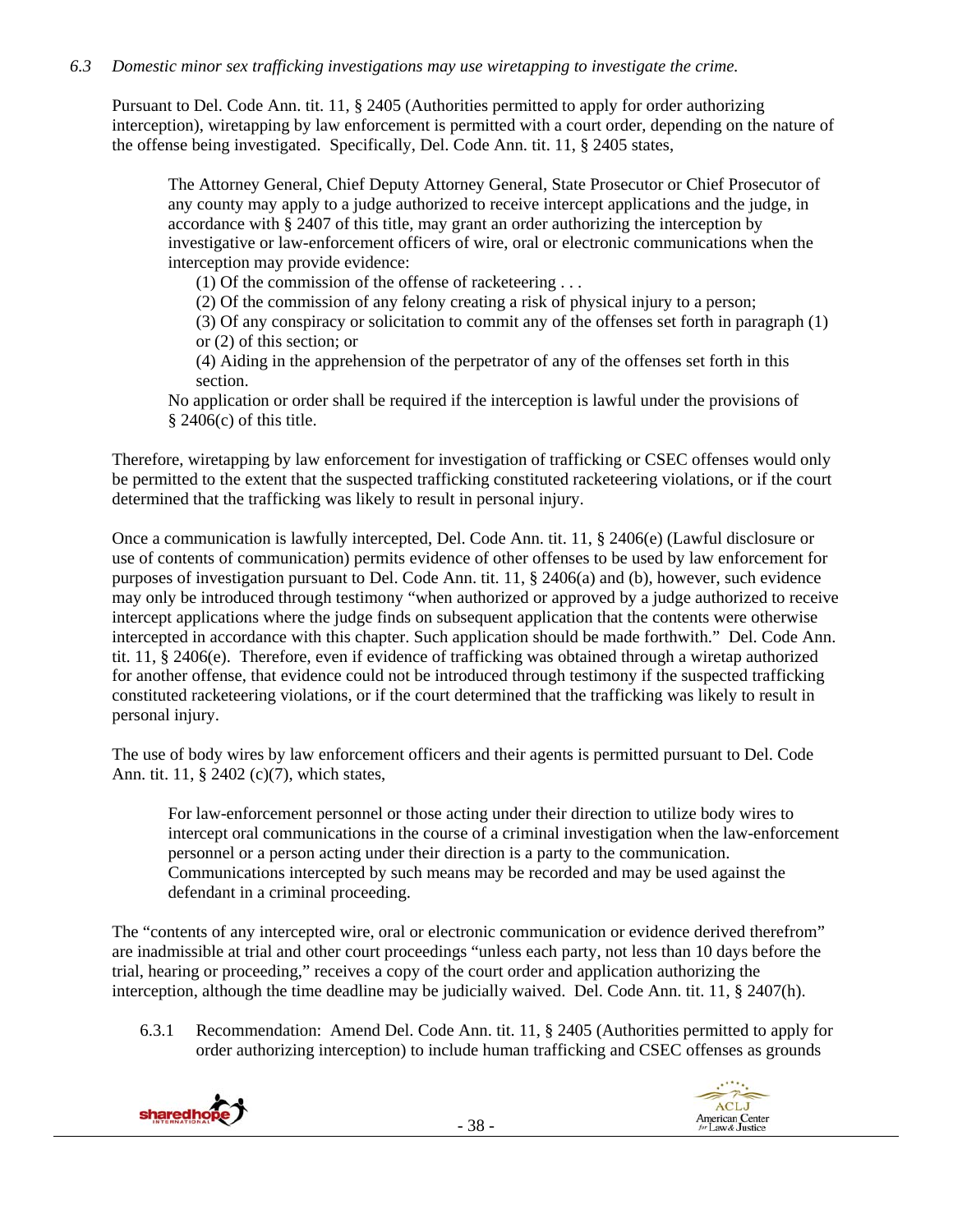*6.3 Domestic minor sex trafficking investigations may use wiretapping to investigate the crime.*

Pursuant to Del. Code Ann. tit. 11, § 2405 (Authorities permitted to apply for order authorizing interception), wiretapping by law enforcement is permitted with a court order, depending on the nature of the offense being investigated. Specifically, Del. Code Ann. tit. 11, § 2405 states,

> The Attorney General, Chief Deputy Attorney General, State Prosecutor or Chief Prosecutor of any county may apply to a judge authorized to receive intercept applications and the judge, in accordance with § 2407 of this title, may grant an order authorizing the interception by investigative or law-enforcement officers of wire, oral or electronic communications when the interception may provide evidence:
>
> (1) Of the commission of the offense of racketeering . . .
>
> (2) Of the commission of any felony creating a risk of physical injury to a person;
>
> (3) Of any conspiracy or solicitation to commit any of the offenses set forth in paragraph (1) or (2) of this section; or
>
> (4) Aiding in the apprehension of the perpetrator of any of the offenses set forth in this section.
>
> No application or order shall be required if the interception is lawful under the provisions of § 2406(c) of this title.

Therefore, wiretapping by law enforcement for investigation of trafficking or CSEC offenses would only be permitted to the extent that the suspected trafficking constituted racketeering violations, or if the court determined that the trafficking was likely to result in personal injury.

Once a communication is lawfully intercepted, Del. Code Ann. tit. 11, § 2406(e) (Lawful disclosure or use of contents of communication) permits evidence of other offenses to be used by law enforcement for purposes of investigation pursuant to Del. Code Ann. tit. 11, § 2406(a) and (b), however, such evidence may only be introduced through testimony "when authorized or approved by a judge authorized to receive intercept applications where the judge finds on subsequent application that the contents were otherwise intercepted in accordance with this chapter. Such application should be made forthwith." Del. Code Ann. tit. 11, § 2406(e). Therefore, even if evidence of trafficking was obtained through a wiretap authorized for another offense, that evidence could not be introduced through testimony if the suspected trafficking constituted racketeering violations, or if the court determined that the trafficking was likely to result in personal injury.

The use of body wires by law enforcement officers and their agents is permitted pursuant to Del. Code Ann. tit. 11, § 2402 (c)(7), which states,

> For law-enforcement personnel or those acting under their direction to utilize body wires to intercept oral communications in the course of a criminal investigation when the law-enforcement personnel or a person acting under their direction is a party to the communication. Communications intercepted by such means may be recorded and may be used against the defendant in a criminal proceeding.

The "contents of any intercepted wire, oral or electronic communication or evidence derived therefrom" are inadmissible at trial and other court proceedings "unless each party, not less than 10 days before the trial, hearing or proceeding," receives a copy of the court order and application authorizing the interception, although the time deadline may be judicially waived. Del. Code Ann. tit. 11, § 2407(h).

6.3.1 Recommendation: Amend Del. Code Ann. tit. 11, § 2405 (Authorities permitted to apply for order authorizing interception) to include human trafficking and CSEC offenses as grounds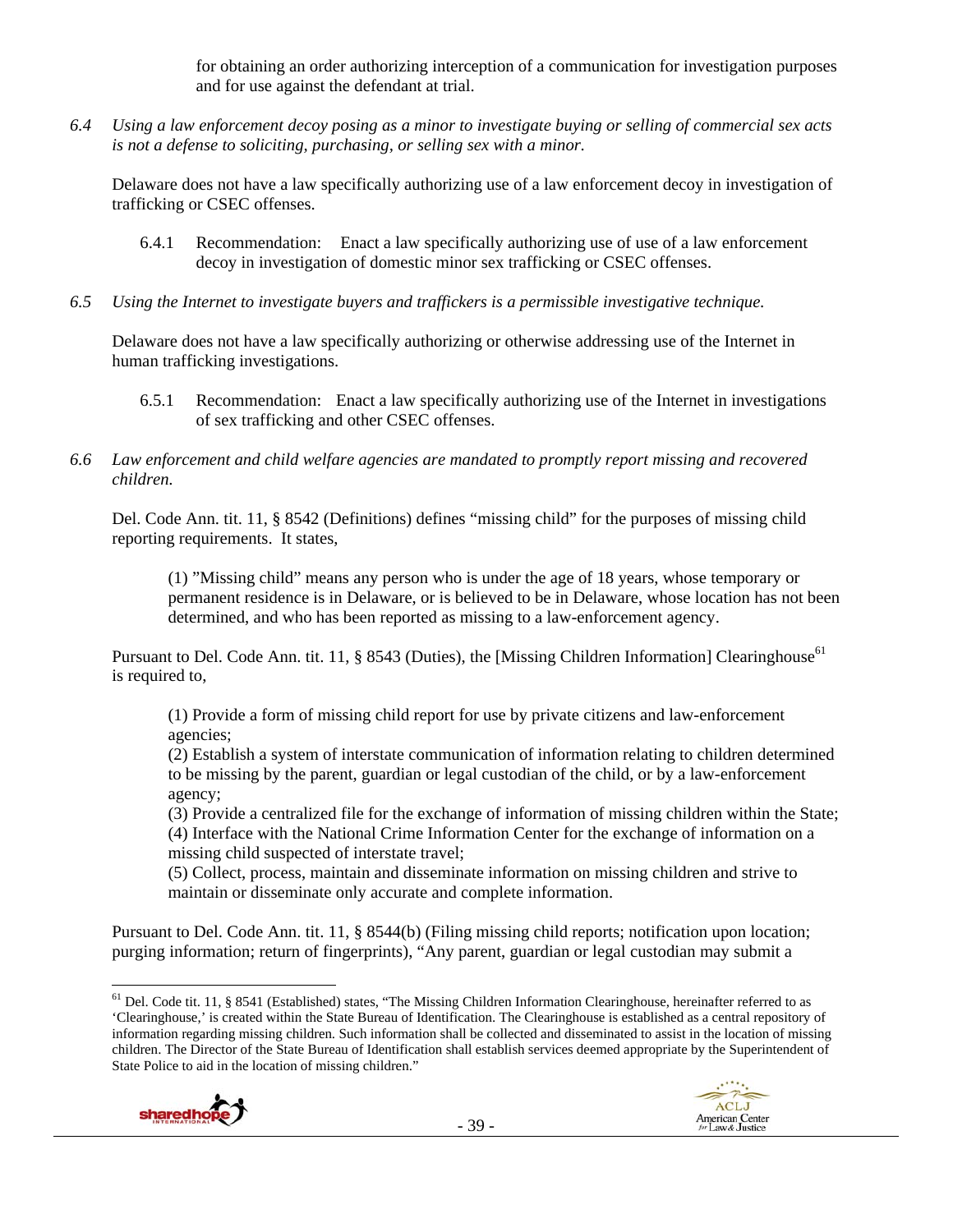for obtaining an order authorizing interception of a communication for investigation purposes and for use against the defendant at trial.

*6.4 Using a law enforcement decoy posing as a minor to investigate buying or selling of commercial sex acts is not a defense to soliciting, purchasing, or selling sex with a minor.*

Delaware does not have a law specifically authorizing use of a law enforcement decoy in investigation of trafficking or CSEC offenses.

6.4.1 Recommendation: Enact a law specifically authorizing use of use of a law enforcement decoy in investigation of domestic minor sex trafficking or CSEC offenses.

*6.5 Using the Internet to investigate buyers and traffickers is a permissible investigative technique.*

Delaware does not have a law specifically authorizing or otherwise addressing use of the Internet in human trafficking investigations.

6.5.1 Recommendation: Enact a law specifically authorizing use of the Internet in investigations of sex trafficking and other CSEC offenses.

*6.6 Law enforcement and child welfare agencies are mandated to promptly report missing and recovered children.*

Del. Code Ann. tit. 11, § 8542 (Definitions) defines "missing child" for the purposes of missing child reporting requirements. It states,

> (1) "Missing child" means any person who is under the age of 18 years, whose temporary or permanent residence is in Delaware, or is believed to be in Delaware, whose location has not been determined, and who has been reported as missing to a law-enforcement agency.

Pursuant to Del. Code Ann. tit. 11, § 8543 (Duties), the [Missing Children Information] Clearinghouse[61] is required to,

> (1) Provide a form of missing child report for use by private citizens and law-enforcement agencies;
> (2) Establish a system of interstate communication of information relating to children determined to be missing by the parent, guardian or legal custodian of the child, or by a law-enforcement agency;
> (3) Provide a centralized file for the exchange of information of missing children within the State;
> (4) Interface with the National Crime Information Center for the exchange of information on a missing child suspected of interstate travel;
> (5) Collect, process, maintain and disseminate information on missing children and strive to maintain or disseminate only accurate and complete information.

Pursuant to Del. Code Ann. tit. 11, § 8544(b) (Filing missing child reports; notification upon location; purging information; return of fingerprints), "Any parent, guardian or legal custodian may submit a

[61] Del. Code tit. 11, § 8541 (Established) states, "The Missing Children Information Clearinghouse, hereinafter referred to as 'Clearinghouse,' is created within the State Bureau of Identification. The Clearinghouse is established as a central repository of information regarding missing children. Such information shall be collected and disseminated to assist in the location of missing children. The Director of the State Bureau of Identification shall establish services deemed appropriate by the Superintendent of State Police to aid in the location of missing children."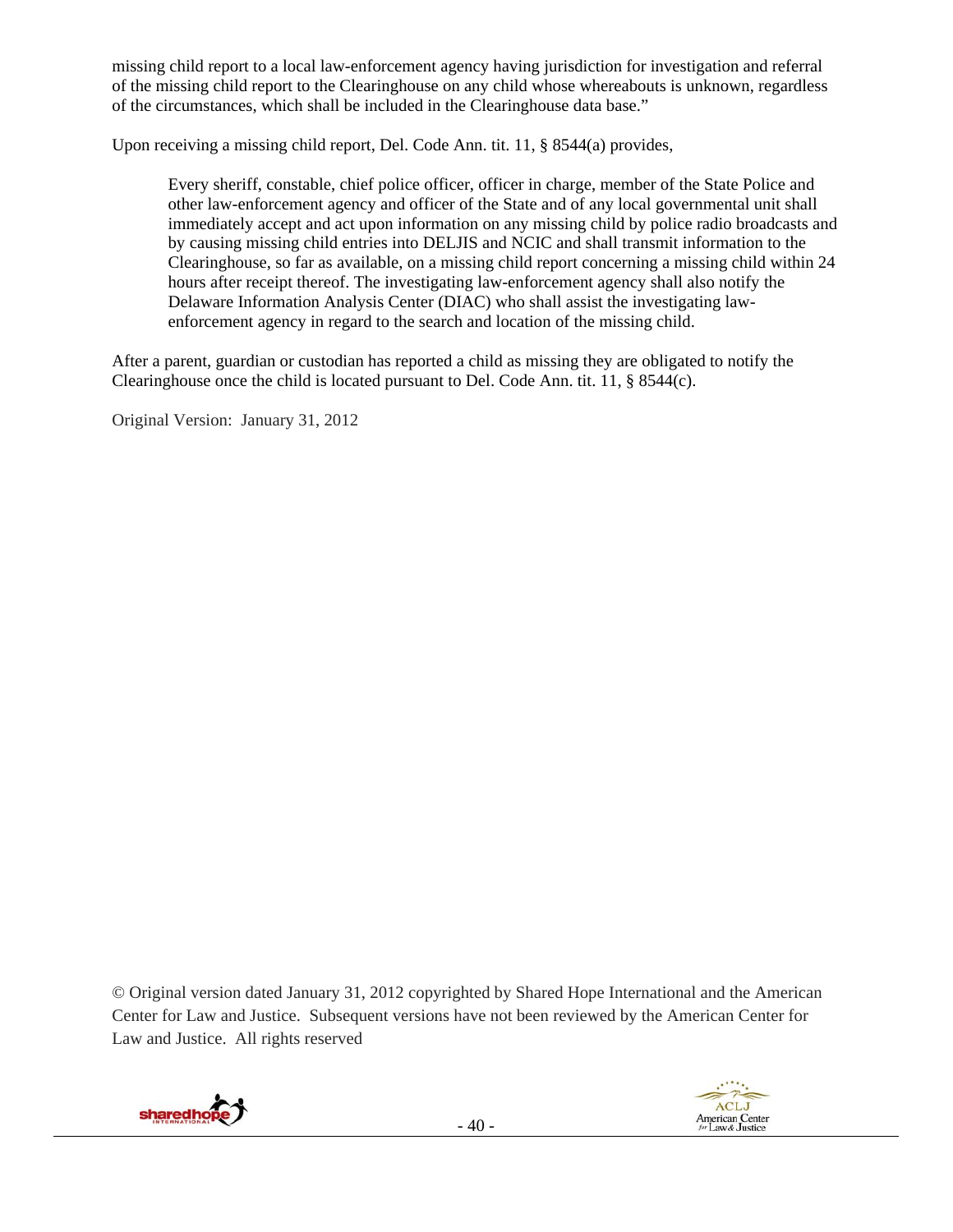missing child report to a local law-enforcement agency having jurisdiction for investigation and referral of the missing child report to the Clearinghouse on any child whose whereabouts is unknown, regardless of the circumstances, which shall be included in the Clearinghouse data base."

Upon receiving a missing child report, Del. Code Ann. tit. 11, § 8544(a) provides,

> Every sheriff, constable, chief police officer, officer in charge, member of the State Police and other law-enforcement agency and officer of the State and of any local governmental unit shall immediately accept and act upon information on any missing child by police radio broadcasts and by causing missing child entries into DELJIS and NCIC and shall transmit information to the Clearinghouse, so far as available, on a missing child report concerning a missing child within 24 hours after receipt thereof. The investigating law-enforcement agency shall also notify the Delaware Information Analysis Center (DIAC) who shall assist the investigating law-enforcement agency in regard to the search and location of the missing child.

After a parent, guardian or custodian has reported a child as missing they are obligated to notify the Clearinghouse once the child is located pursuant to Del. Code Ann. tit. 11, § 8544(c).

Original Version: January 31, 2012

© Original version dated January 31, 2012 copyrighted by Shared Hope International and the American Center for Law and Justice. Subsequent versions have not been reviewed by the American Center for Law and Justice. All rights reserved